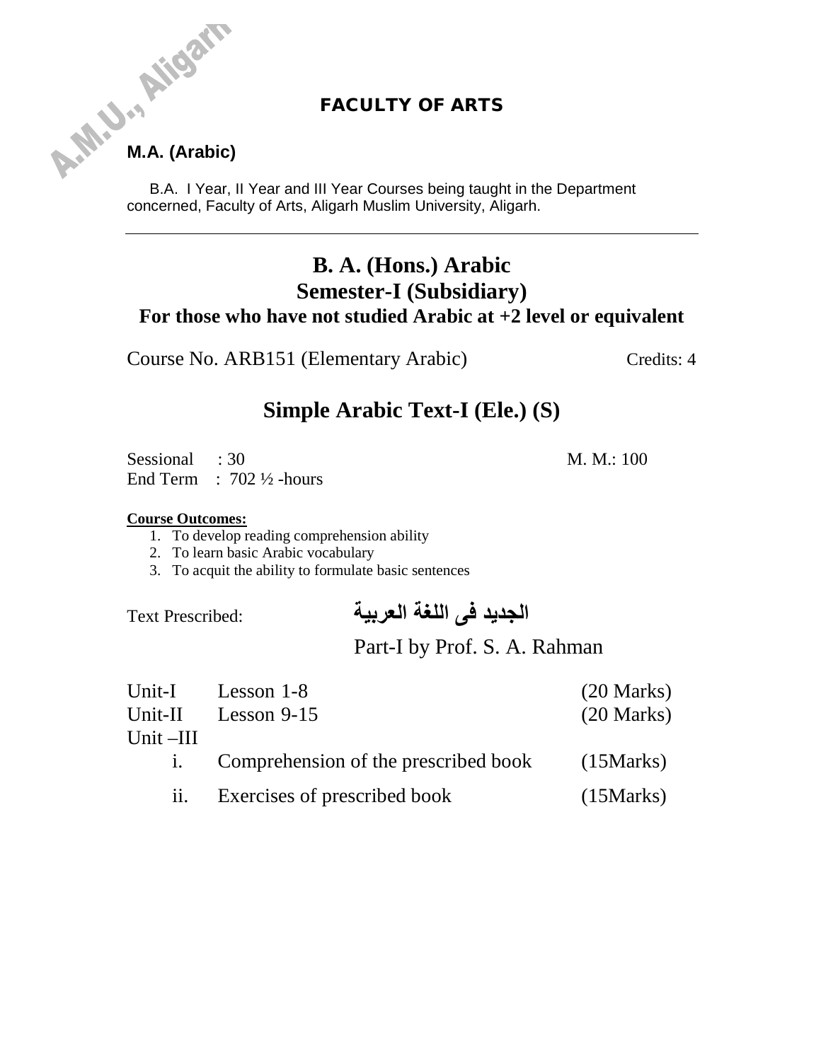A.M.U., Aligarh

## FACULTY OF ARTS

**M.A. (Arabic)**

B.A. I Year, II Year and III Year Courses being taught in the Department concerned, Faculty of Arts, Aligarh Muslim University, Aligarh.

---

# B. A. (Hons.) Arabic
## Semester-I (Subsidiary)
### For those who have not studied Arabic at +2 level or equivalent

Course No. ARB151 (Elementary Arabic) Credits: 4

## Simple Arabic Text-I (Ele.) (S)

Sessional : 30 M. M.: 100
End Term : 702 ½ -hours

**Course Outcomes:**

1. To develop reading comprehension ability
2. To learn basic Arabic vocabulary
3. To acquit the ability to formulate basic sentences

Text Prescribed: **الجديد فى اللغة العربية**

Part-I by Prof. S. A. Rahman

| | | |
|---|---|---|
| Unit-I | Lesson 1-8 | (20 Marks) |
| Unit-II | Lesson 9-15 | (20 Marks) |
| Unit –III | | |
| i. | Comprehension of the prescribed book | (15Marks) |
| ii. | Exercises of prescribed book | (15Marks) |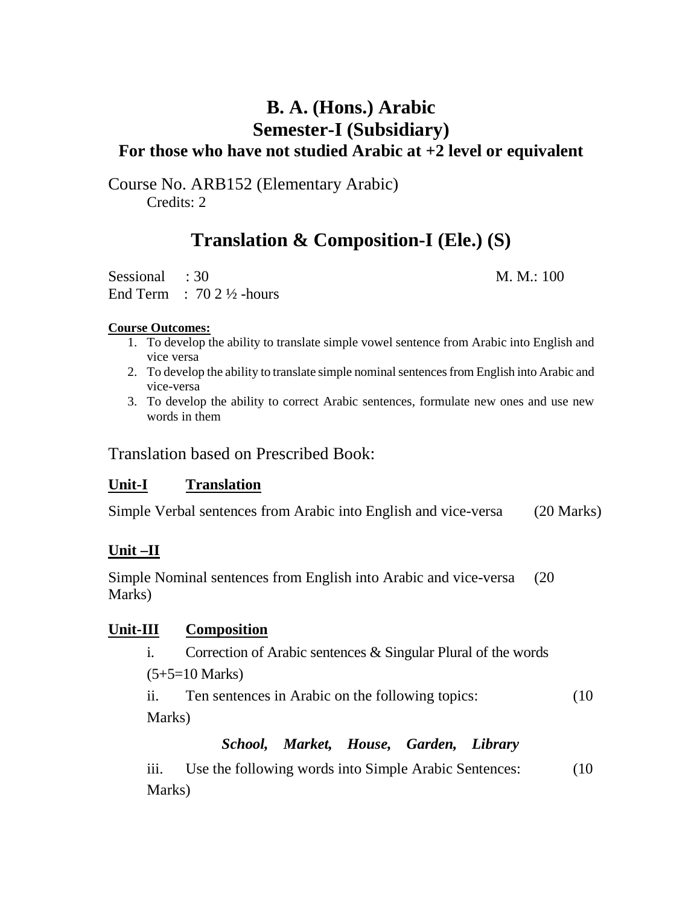# B. A. (Hons.) Arabic
## Semester-I (Subsidiary)
### For those who have not studied Arabic at +2 level or equivalent

Course No. ARB152 (Elementary Arabic)
Credits: 2

## Translation & Composition-I (Ele.) (S)

Sessional : 30 M. M.: 100
End Term : 70 2 ½ -hours

**Course Outcomes:**

1. To develop the ability to translate simple vowel sentence from Arabic into English and vice versa
2. To develop the ability to translate simple nominal sentences from English into Arabic and vice-versa
3. To develop the ability to correct Arabic sentences, formulate new ones and use new words in them

Translation based on Prescribed Book:

**Unit-I Translation**

Simple Verbal sentences from Arabic into English and vice-versa (20 Marks)

**Unit –II**

Simple Nominal sentences from English into Arabic and vice-versa (20 Marks)

**Unit-III Composition**

i. Correction of Arabic sentences & Singular Plural of the words (5+5=10 Marks)

ii. Ten sentences in Arabic on the following topics: (10 Marks)

***School, Market, House, Garden, Library***

iii. Use the following words into Simple Arabic Sentences: (10 Marks)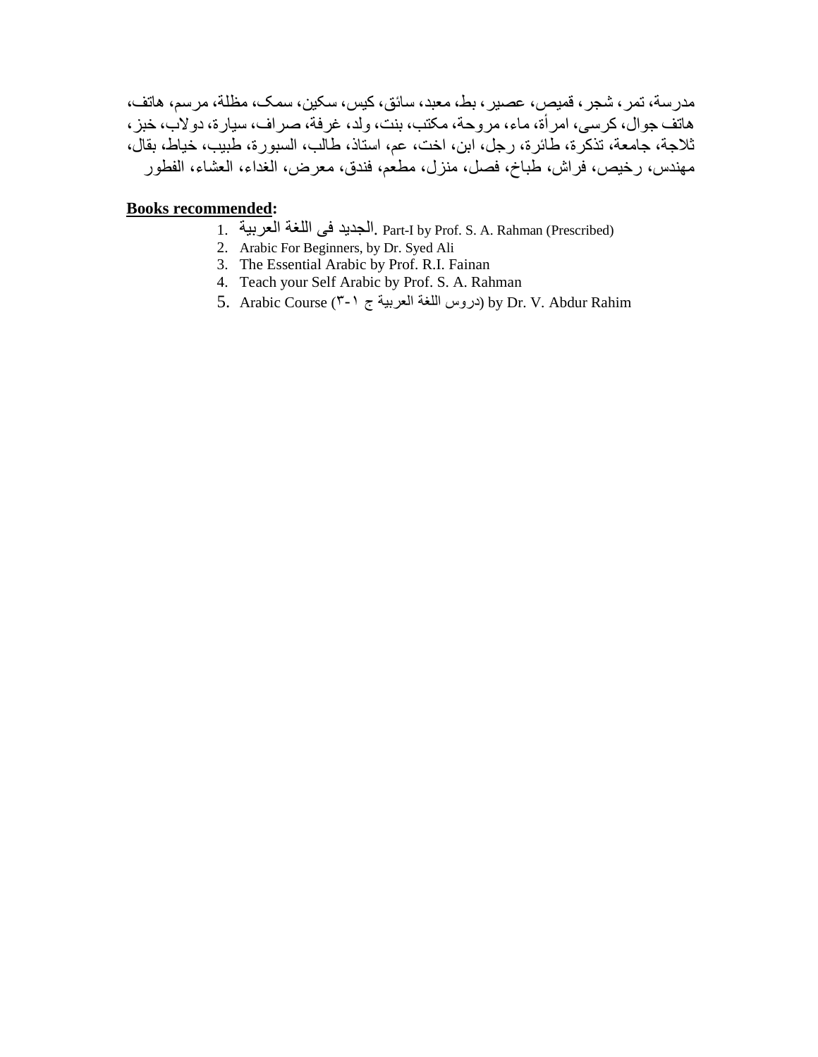مدرسة، تمر، شجر، قميص، عصير، بط، معبد، سائق، كيس، سكين، سمک، مظلة، مرسم، هاتف، هاتف جوال، كرسی، امرأة، ماء، مروحة، مكتب، بنت، ولد، غرفة، صراف، سيارة، دولاب، خبز، ثلاجة، جامعة، تذكرة، طائرة، رجل، ابن، اخت، عم، استاذ، طالب، السبورة، طبيب، خياط، بقال، مهندس، رخيص، فراش، طباخ، فصل، منزل، مطعم، فندق، معرض، الغداء، العشاء، الفطور

**Books recommended:**

1. الجديد فی اللغة العربية. Part-I by Prof. S. A. Rahman (Prescribed)
2. Arabic For Beginners, by Dr. Syed Ali
3. The Essential Arabic by Prof. R.I. Fainan
4. Teach your Self Arabic by Prof. S. A. Rahman
5. Arabic Course (دروس اللغة العربية ج ١-٣) by Dr. V. Abdur Rahim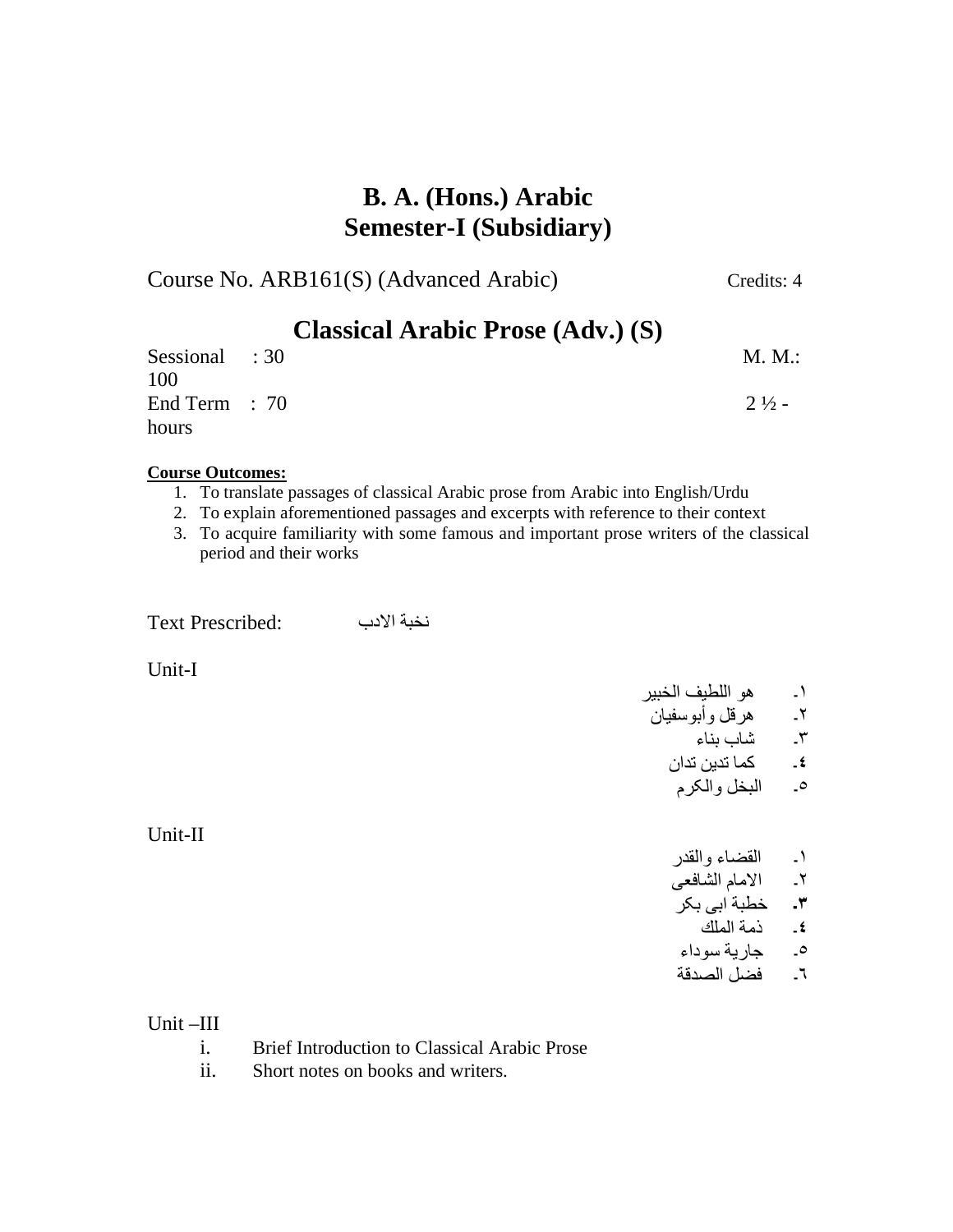# B. A. (Hons.) Arabic
# Semester-I (Subsidiary)

Course No. ARB161(S) (Advanced Arabic) Credits: 4

## Classical Arabic Prose (Adv.) (S)

Sessional : 30 M. M.: 100
End Term : 70 2 ½ - hours

**Course Outcomes:**

1. To translate passages of classical Arabic prose from Arabic into English/Urdu
2. To explain aforementioned passages and excerpts with reference to their context
3. To acquire familiarity with some famous and important prose writers of the classical period and their works

Text Prescribed: نخبة الادب

Unit-I

١- هو اللطيف الخبير
٢- هرقل وأبوسفيان
٣- شاب بناء
٤- كما تدين تدان
٥- البخل والكرم

Unit-II

١- القضاء والقدر
٢- الامام الشافعى
**٣-** خطبة ابى بكر
٤- ذمة الملك
٥- جارية سوداء
٦- فضل الصدقة

Unit –III

i. Brief Introduction to Classical Arabic Prose
ii. Short notes on books and writers.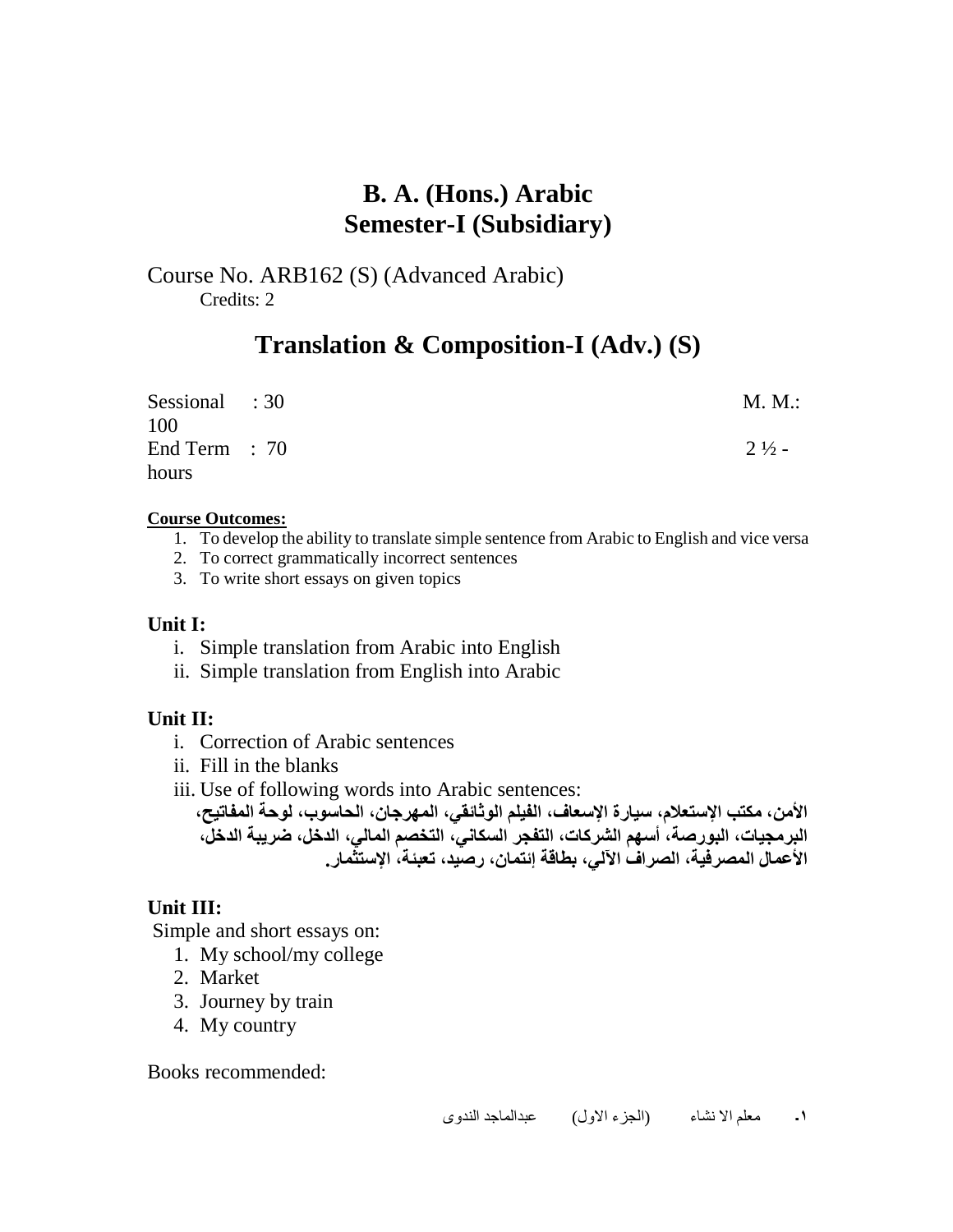# B. A. (Hons.) Arabic
# Semester-I (Subsidiary)

Course No. ARB162 (S) (Advanced Arabic)
Credits: 2

## Translation & Composition-I (Adv.) (S)

Sessional : 30 M. M.: 100
End Term : 70 2 ½ - hours

**Course Outcomes:**

1. To develop the ability to translate simple sentence from Arabic to English and vice versa
2. To correct grammatically incorrect sentences
3. To write short essays on given topics

### Unit I:

i. Simple translation from Arabic into English
ii. Simple translation from English into Arabic

### Unit II:

i. Correction of Arabic sentences
ii. Fill in the blanks
iii. Use of following words into Arabic sentences:

**الأمن، مكتب الإستعلام، سيارة الإسعاف، الفيلم الوثائقي، المهرجان، الحاسوب، لوحة المفاتيح، البرمجيات، البورصة، أسهم الشركات، التفجر السكاني، التخصم المالي، الدخل، ضريبة الدخل، الأعمال المصرفية، الصراف الآلي، بطاقة إئتمان، رصيد، تعبئة، الإستثمار.**

### Unit III:

Simple and short essays on:

1. My school/my college
2. Market
3. Journey by train
4. My country

Books recommended:

١. معلم الا نشاء (الجزء الاول) عبدالماجد الندوى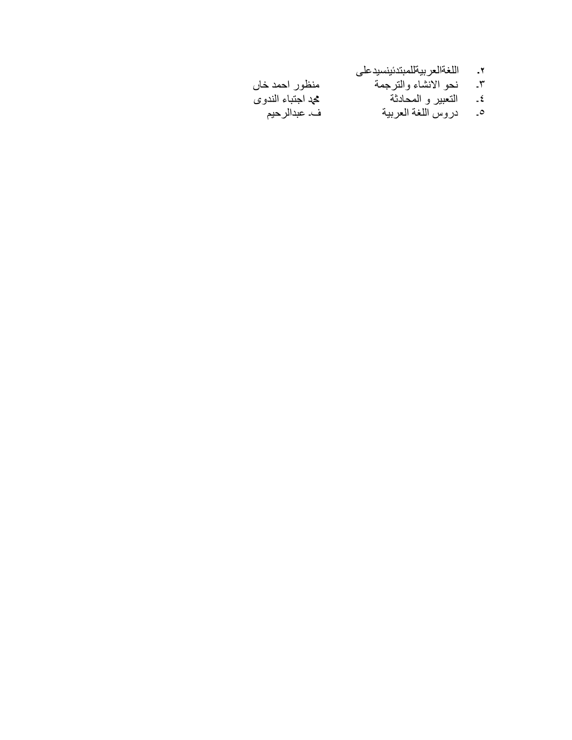٢. اللغةالعربيةللمبتدئينسيدعلى
٣. نحو الانشاء والترجمة منظور احمد خاں
٤. التعبير و المحادثة محمد اجتباء الندوى
٥. دروس اللغة العربية ف۔ عبدالرحيم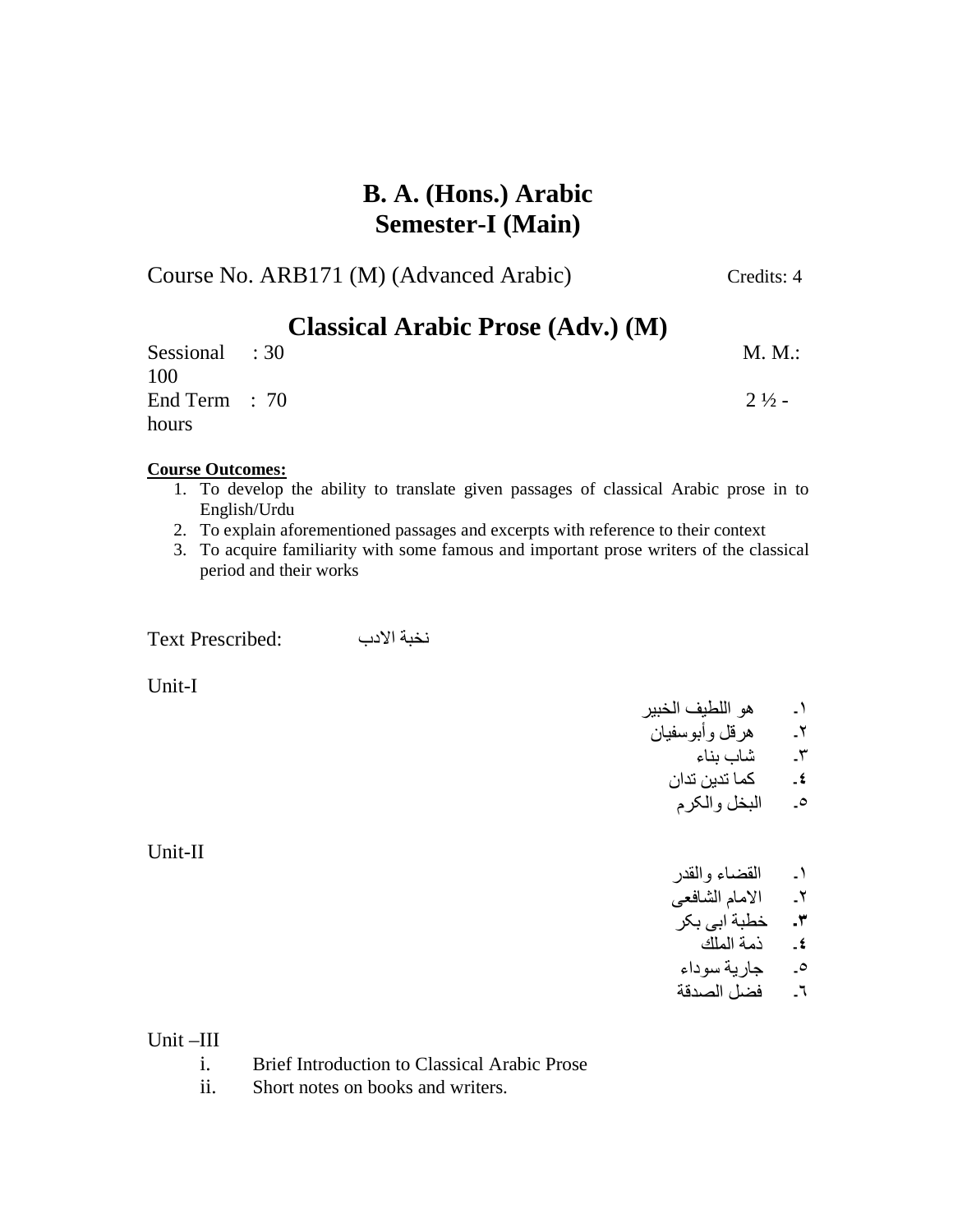# B. A. (Hons.) Arabic
# Semester-I (Main)

Course No. ARB171 (M) (Advanced Arabic) Credits: 4

## Classical Arabic Prose (Adv.) (M)

Sessional : 30 M. M.: 100

End Term : 70 2 ½ - hours

**Course Outcomes:**

1. To develop the ability to translate given passages of classical Arabic prose in to English/Urdu
2. To explain aforementioned passages and excerpts with reference to their context
3. To acquire familiarity with some famous and important prose writers of the classical period and their works

Text Prescribed: نخبة الادب

Unit-I

١- هو اللطيف الخبير
٢- هرقل وأبوسفيان
٣- شاب بناء
٤- كما تدين تدان
٥- البخل والكرم

Unit-II

١- القضاء والقدر
٢- الامام الشافعى
٣- خطبة ابى بكر
٤- ذمة الملك
٥- جارية سوداء
٦- فضل الصدقة

Unit –III

i. Brief Introduction to Classical Arabic Prose
ii. Short notes on books and writers.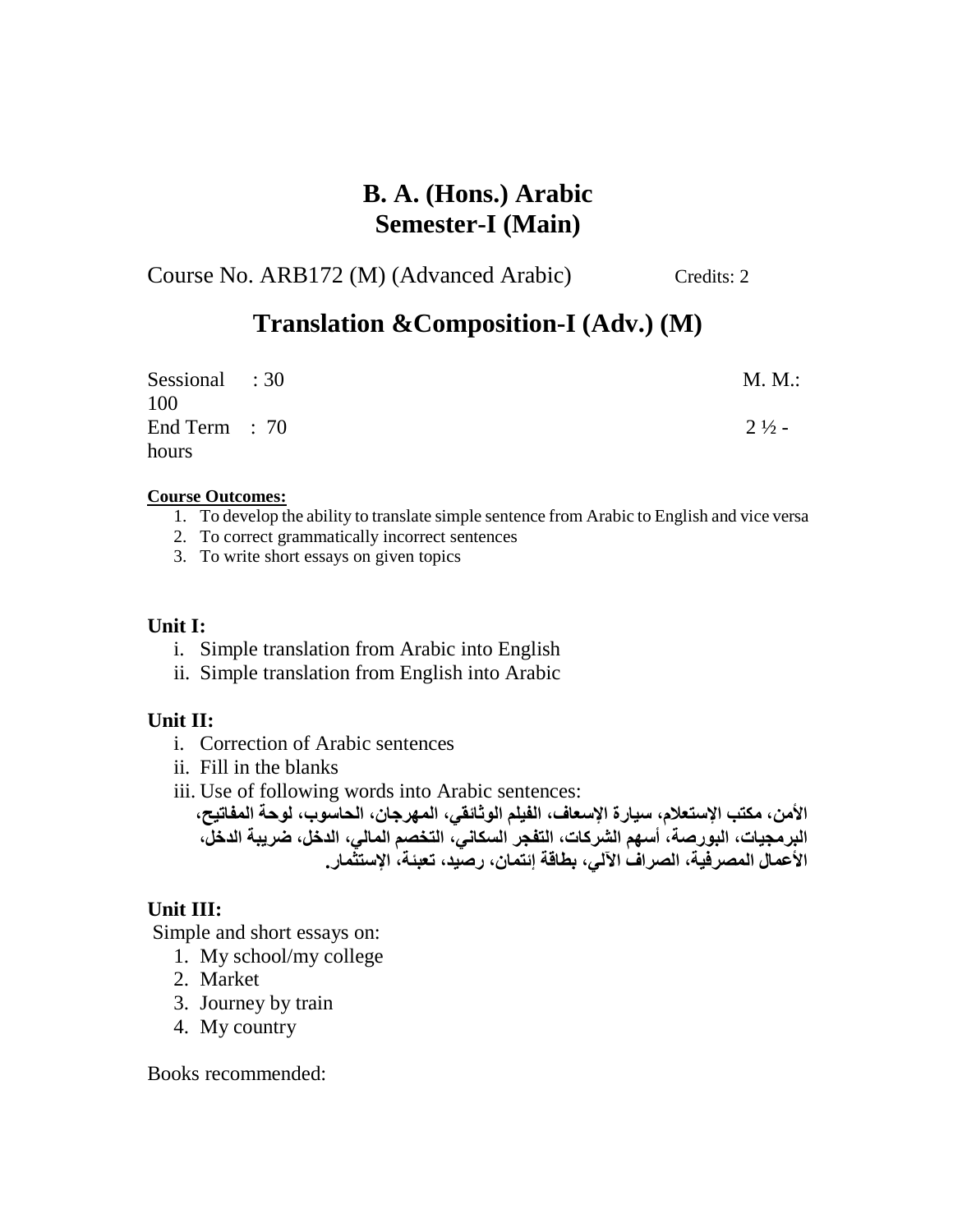# B. A. (Hons.) Arabic
# Semester-I (Main)

Course No. ARB172 (M) (Advanced Arabic) Credits: 2

## Translation &Composition-I (Adv.) (M)

Sessional : 30 M. M.: 100

End Term : 70 2 ½ - hours

**Course Outcomes:**

1. To develop the ability to translate simple sentence from Arabic to English and vice versa
2. To correct grammatically incorrect sentences
3. To write short essays on given topics

### Unit I:

i. Simple translation from Arabic into English
ii. Simple translation from English into Arabic

### Unit II:

i. Correction of Arabic sentences
ii. Fill in the blanks
iii. Use of following words into Arabic sentences:

**الأمن، مكتب الإستعلام، سيارة الإسعاف، الفيلم الوثائقي، المهرجان، الحاسوب، لوحة المفاتيح، البرمجيات، البورصة، أسهم الشركات، التفجر السكاني، التخصم المالي، الدخل، ضريبة الدخل، الأعمال المصرفية، الصراف الآلي، بطاقة إئتمان، رصيد، تعبئة، الإستثمار.**

### Unit III:

Simple and short essays on:

1. My school/my college
2. Market
3. Journey by train
4. My country

Books recommended: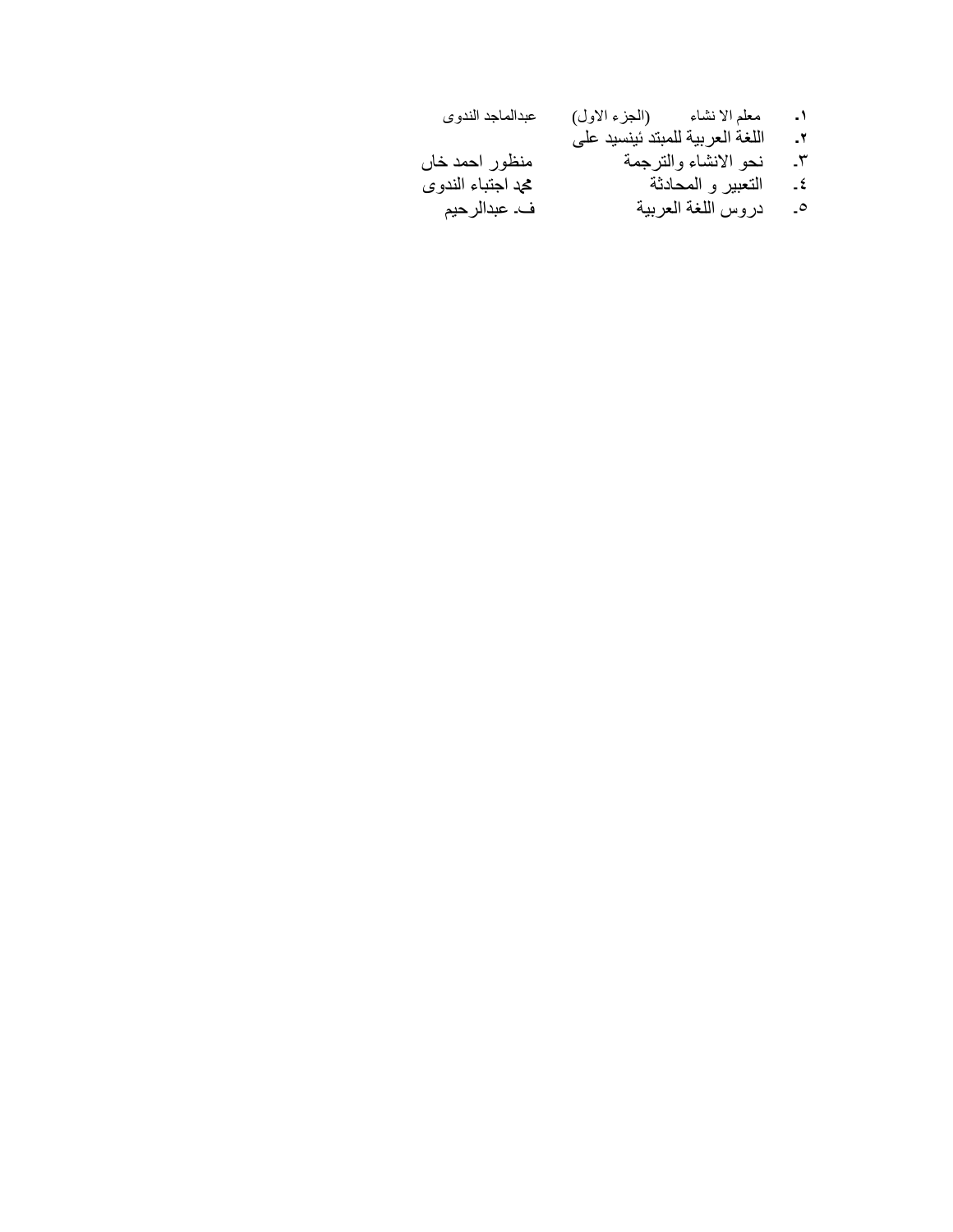١. معلم الا نشاء (الجزء الاول) عبدالماجد الندوى
٢. اللغة العربية للمبتد ئينسيد على
٣. نحو الانشاء والترجمة منظور احمد خاں
٤. التعبير و المحادثة محمد اجتباء الندوى
٥. دروس اللغة العربية ف۔ عبدالرحیم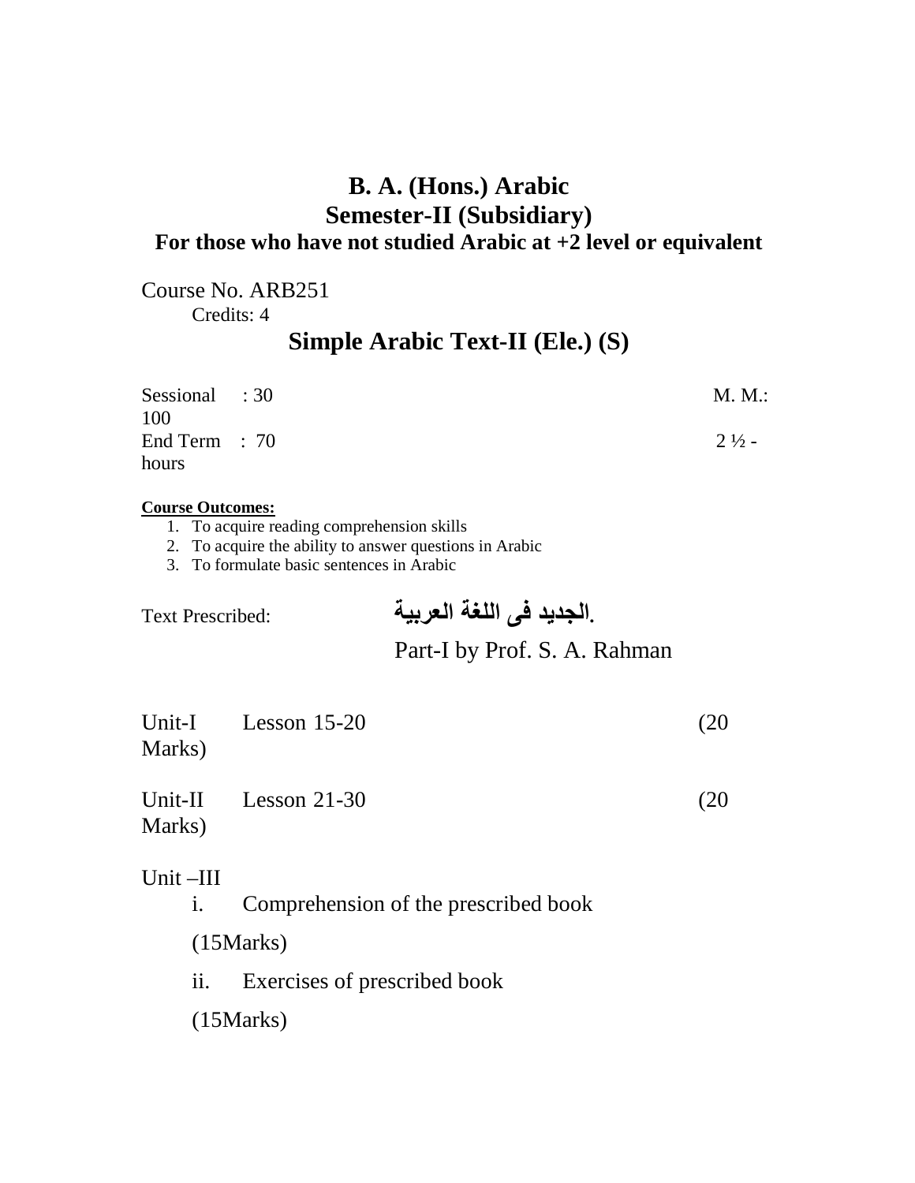# B. A. (Hons.) Arabic
## Semester-II (Subsidiary)
### For those who have not studied Arabic at +2 level or equivalent

Course No. ARB251
Credits: 4

## Simple Arabic Text-II (Ele.) (S)

Sessional : 30 M. M.: 100
End Term : 70 2 ½ - hours

**Course Outcomes:**

1. To acquire reading comprehension skills
2. To acquire the ability to answer questions in Arabic
3. To formulate basic sentences in Arabic

Text Prescribed: **الجديد فى اللغة العربية.**

Part-I by Prof. S. A. Rahman

Unit-I Lesson 15-20 (20 Marks)

Unit-II Lesson 21-30 (20 Marks)

Unit –III

i. Comprehension of the prescribed book (15Marks)

ii. Exercises of prescribed book (15Marks)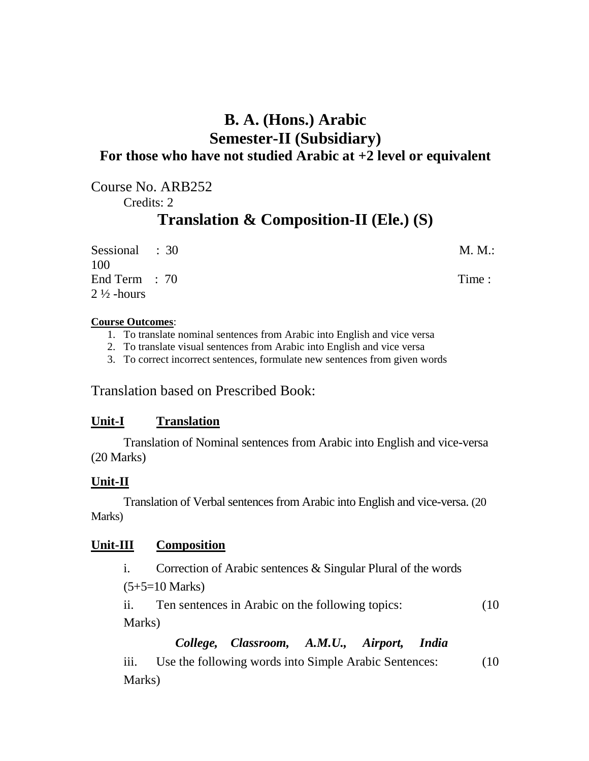# B. A. (Hons.) Arabic

## Semester-II (Subsidiary)

### For those who have not studied Arabic at +2 level or equivalent

Course No. ARB252

Credits: 2

## Translation & Composition-II (Ele.) (S)

Sessional : 30 M. M.: 100

End Term : 70 Time : 2 ½ -hours

**Course Outcomes**:

1. To translate nominal sentences from Arabic into English and vice versa
2. To translate visual sentences from Arabic into English and vice versa
3. To correct incorrect sentences, formulate new sentences from given words

Translation based on Prescribed Book:

**Unit-I Translation**

Translation of Nominal sentences from Arabic into English and vice-versa (20 Marks)

**Unit-II**

Translation of Verbal sentences from Arabic into English and vice-versa. (20 Marks)

**Unit-III Composition**

i. Correction of Arabic sentences & Singular Plural of the words (5+5=10 Marks)

ii. Ten sentences in Arabic on the following topics: (10 Marks)

***College, Classroom, A.M.U., Airport, India***

iii. Use the following words into Simple Arabic Sentences: (10 Marks)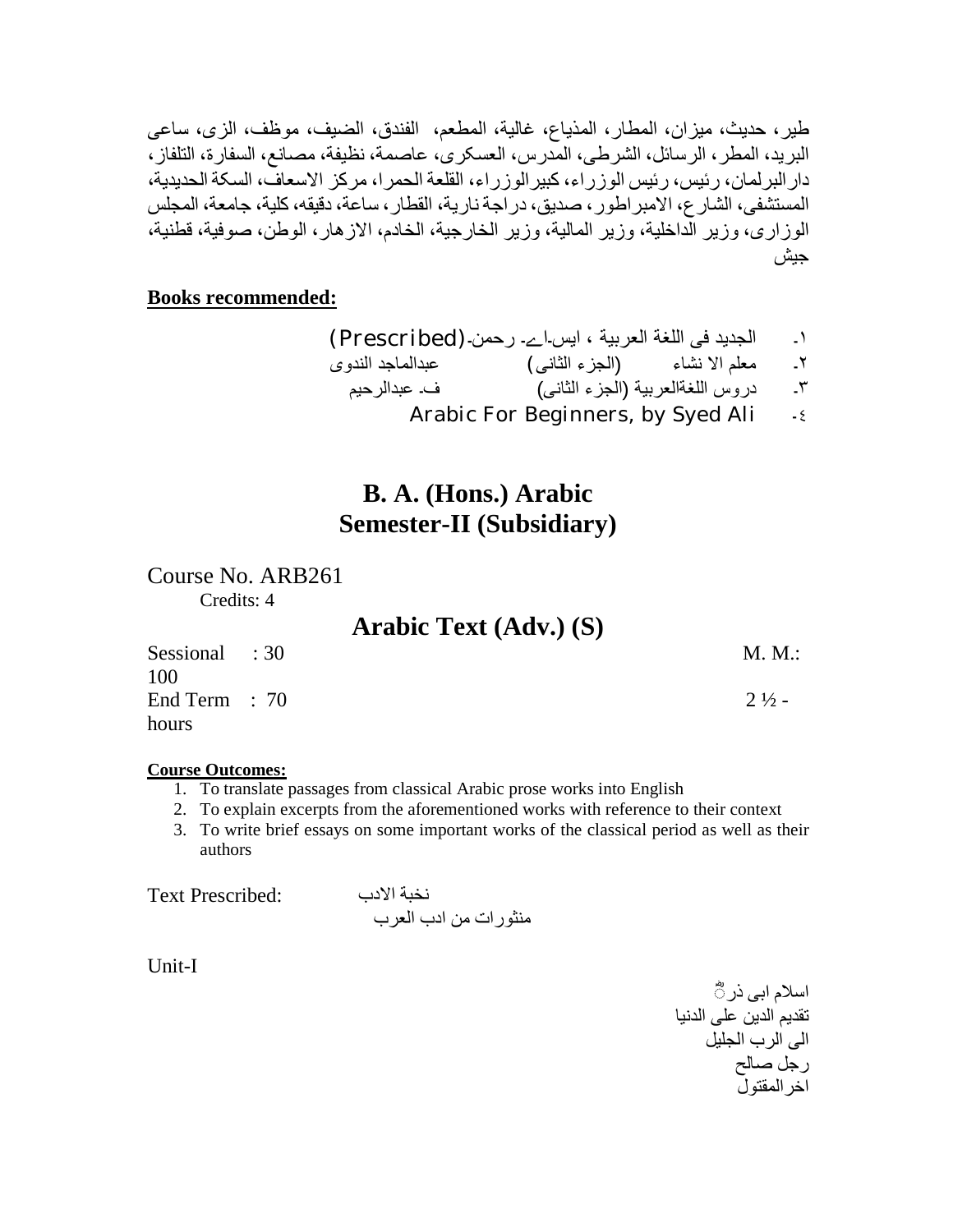طیر، حدیث، میزان، المطار، المذیاع، غالیة، المطعم، الفندق، الضیف، موظف، الزی، ساعی البرید، المطر، الرسائل، الشرطی، المدرس، العسکری، عاصمة، نظیفة، مصانع، السفارة، التلفاز، دارالبرلمان، رئیس، رئیس الوزراء، کبیرالوزراء، القلعة الحمرا، مرکز الاسعاف، السکة الحدیدیة، المستشفی، الشارع، الامبراطور، صدیق، دراجة ناریة، القطار، ساعة، دقیقه، کلیة، جامعة، المجلس الوزاری، وزیر الداخلیة، وزیر المالیة، وزیر الخارجیة، الخادم، الازهار، الوطن، صوفیة، قطنیة، جیش

**Books recommended:**

١۔ الجدید فی اللغة العربیة ، ایس۔اے۔ رحمن۔(Prescribed)
٢۔ معلم الا نشاء (الجزء الثانی) عبدالماجد الندوی
٣۔ دروس اللغةالعربیة (الجزء الثانی) ف۔ عبدالرحیم
٤۔ Arabic For Beginners, by Syed Ali

# B. A. (Hons.) Arabic
# Semester-II (Subsidiary)

Course No. ARB261
Credits: 4

## Arabic Text (Adv.) (S)

Sessional : 30 M. M.: 100
End Term : 70 2 ½ - hours

**Course Outcomes:**

1. To translate passages from classical Arabic prose works into English
2. To explain excerpts from the aforementioned works with reference to their context
3. To write brief essays on some important works of the classical period as well as their authors

Text Prescribed: نخبة الادب
منثورات من ادب العرب

Unit-I

اسلام ابی ذرؓ
تقدیم الدین علی الدنیا
الی الرب الجلیل
رجل صالح
اخرالمقتول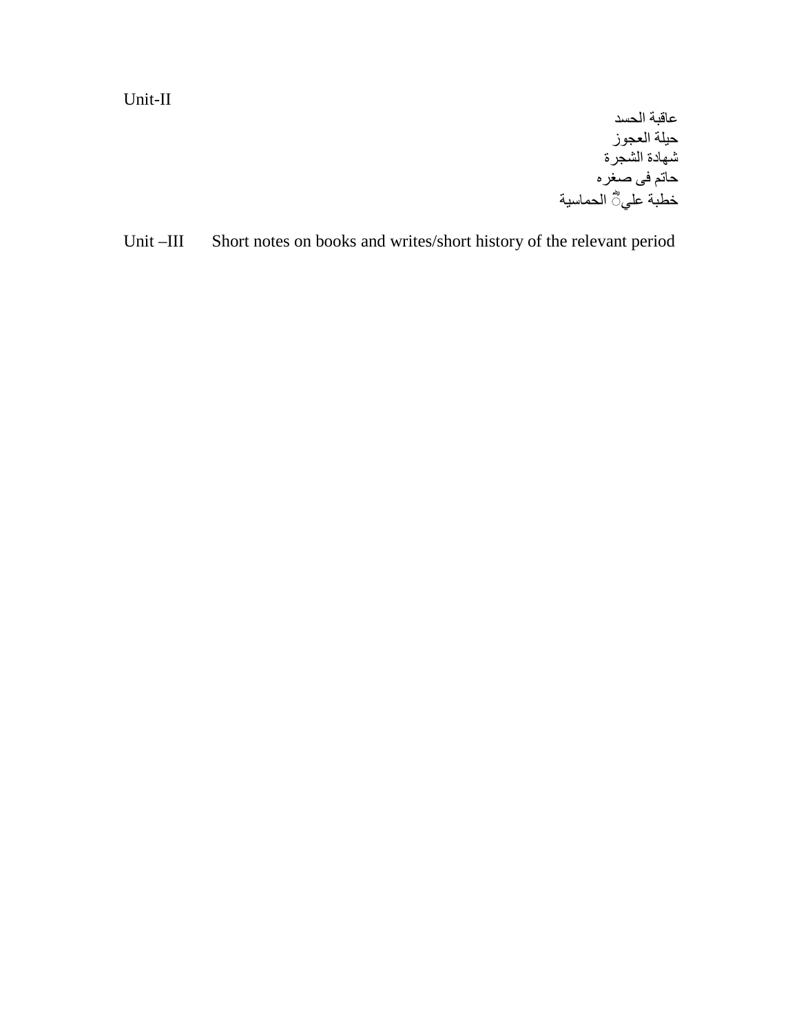Unit-II

عاقبة الحسد

حيلة العجوز

شهادة الشجرة

حاتم فى صغره

خطبة عليٌّ الحماسية

Unit –III Short notes on books and writes/short history of the relevant period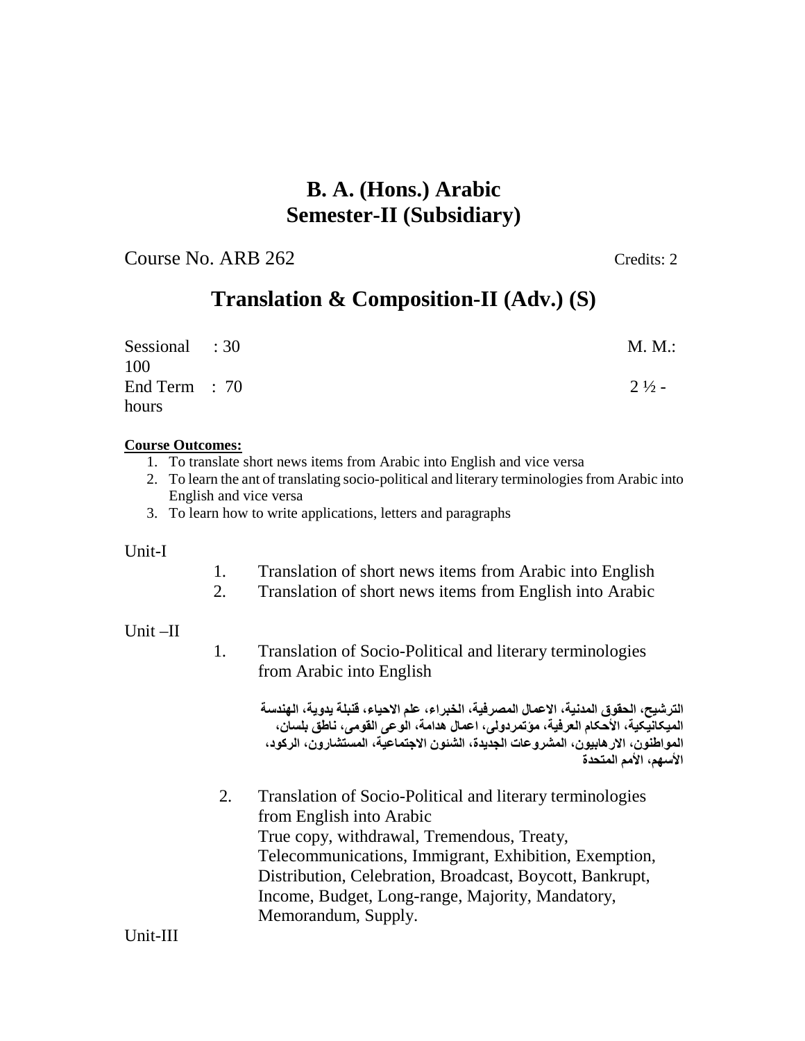# B. A. (Hons.) Arabic
# Semester-II (Subsidiary)

Course No. ARB 262 Credits: 2

## Translation & Composition-II (Adv.) (S)

Sessional : 30 M. M.: 100
End Term : 70 2 ½ - hours

**Course Outcomes:**

1. To translate short news items from Arabic into English and vice versa
2. To learn the ant of translating socio-political and literary terminologies from Arabic into English and vice versa
3. To learn how to write applications, letters and paragraphs

Unit-I

1. Translation of short news items from Arabic into English
2. Translation of short news items from English into Arabic

Unit –II

1. Translation of Socio-Political and literary terminologies from Arabic into English

   الترشيح، الحقوق المدنية، الاعمال المصرفية، الخبراء، علم الاحياء، قنبلة يدوية، الهندسة الميكانيكية، الأحكام العرفية، مؤتمردولى، اعمال هدامة، الوعى القومى، ناطق بلسان، المواطنون، الارهابيون، المشروعات الجديدة، الشئون الاجتماعية، المستشارون، الركود، الأسهم، الأمم المتحدة

2. Translation of Socio-Political and literary terminologies from English into Arabic
   True copy, withdrawal, Tremendous, Treaty, Telecommunications, Immigrant, Exhibition, Exemption, Distribution, Celebration, Broadcast, Boycott, Bankrupt, Income, Budget, Long-range, Majority, Mandatory, Memorandum, Supply.

Unit-III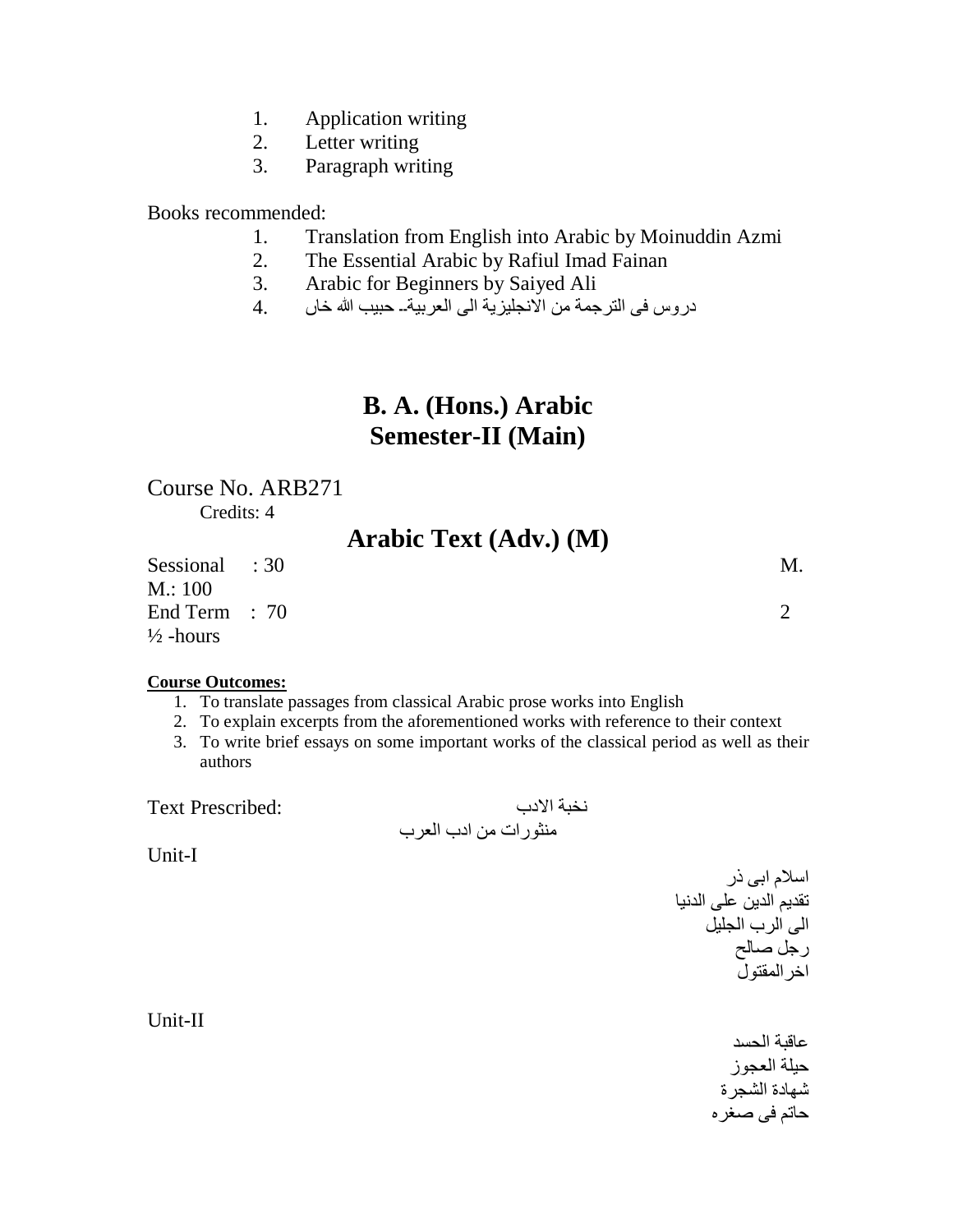1. Application writing
2. Letter writing
3. Paragraph writing

Books recommended:

1. Translation from English into Arabic by Moinuddin Azmi
2. The Essential Arabic by Rafiul Imad Fainan
3. Arabic for Beginners by Saiyed Ali
4. دروس فی الترجمة من الانجلیزیة الی العربیة۔ حبیب الله خان

# B. A. (Hons.) Arabic
# Semester-II (Main)

Course No. ARB271

Credits: 4

## Arabic Text (Adv.) (M)

Sessional : 30 M. M.: 100

End Term : 70 2 ½ -hours

**Course Outcomes:**

1. To translate passages from classical Arabic prose works into English
2. To explain excerpts from the aforementioned works with reference to their context
3. To write brief essays on some important works of the classical period as well as their authors

Text Prescribed: نخبة الادب

منثورات من ادب العرب

Unit-I

اسلام ابی ذر

تقدیم الدین علی الدنیا

الی الرب الجلیل

رجل صالح

اخرالمقتول

Unit-II

عاقبة الحسد

حیلة العجوز

شهادة الشجرة

حاتم فی صغره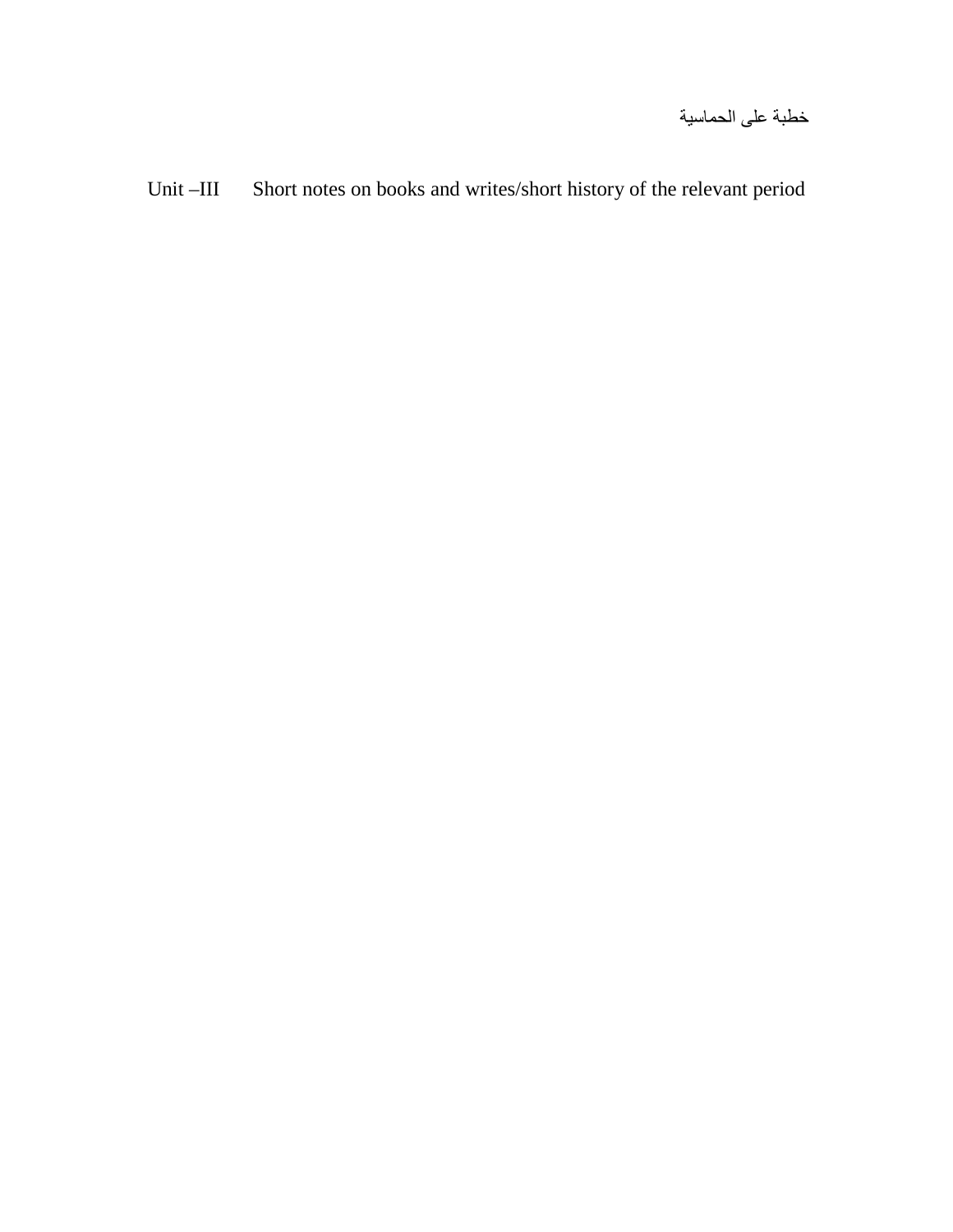خطبة على الحماسية

Unit –III     Short notes on books and writes/short history of the relevant period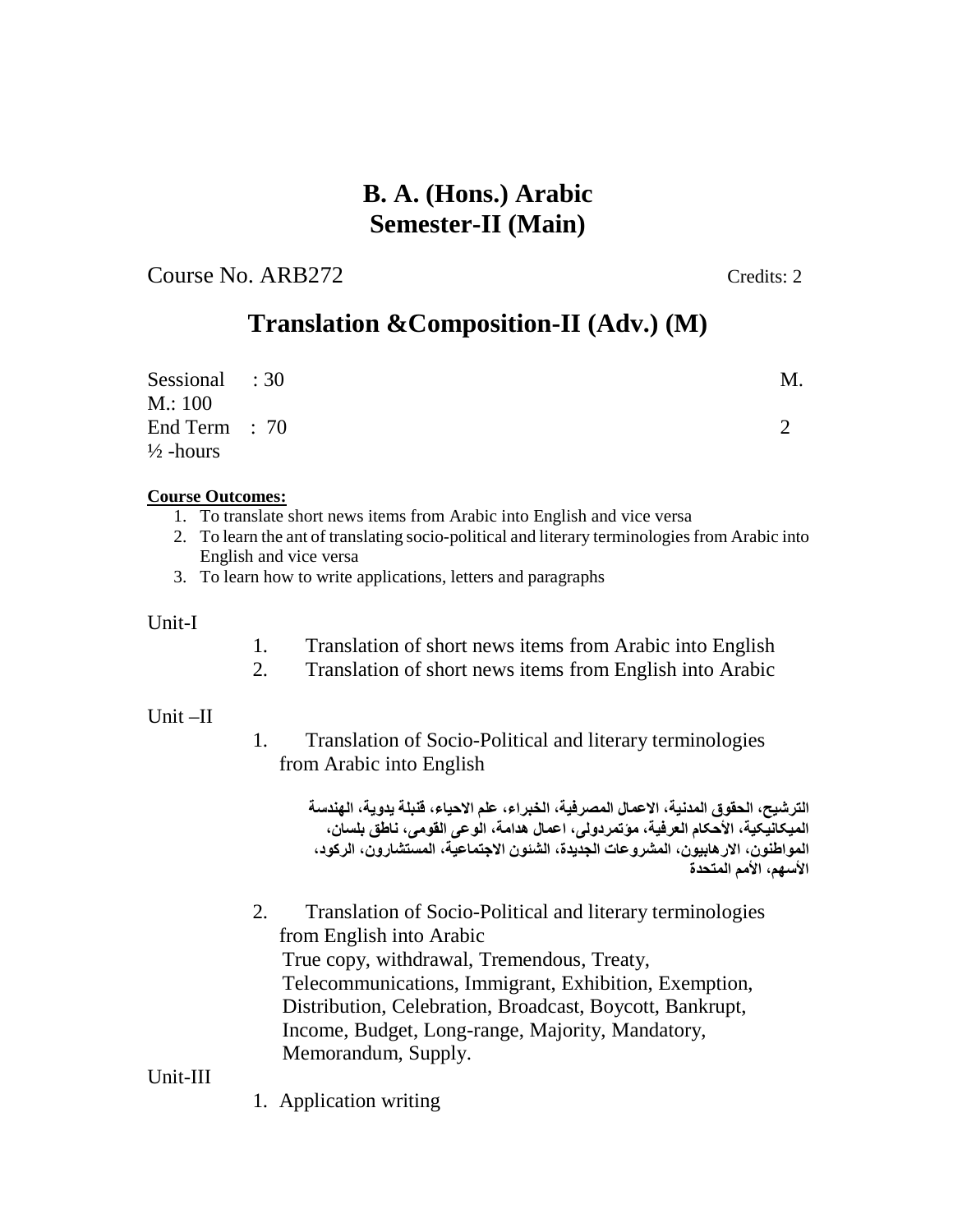# B. A. (Hons.) Arabic
# Semester-II (Main)

Course No. ARB272 Credits: 2

## Translation &Composition-II (Adv.) (M)

Sessional : 30 M.
M.: 100
End Term : 70 2
½ -hours

**Course Outcomes:**

1. To translate short news items from Arabic into English and vice versa
2. To learn the ant of translating socio-political and literary terminologies from Arabic into English and vice versa
3. To learn how to write applications, letters and paragraphs

Unit-I

1. Translation of short news items from Arabic into English
2. Translation of short news items from English into Arabic

Unit –II

1. Translation of Socio-Political and literary terminologies from Arabic into English

**الترشيح، الحقوق المدنية، الاعمال المصرفية، الخبراء، علم الاحياء، قنبلة يدوية، الهندسة الميكانيكية، الأحكام العرفية، مؤتمردولى، اعمال هدامة، الوعى القومى، ناطق بلسان، المواطنون، الارهابيون، المشروعات الجديدة، الشئون الاجتماعية، المستشارون، الركود، الأسهم، الأمم المتحدة**

2. Translation of Socio-Political and literary terminologies from English into Arabic
True copy, withdrawal, Tremendous, Treaty, Telecommunications, Immigrant, Exhibition, Exemption, Distribution, Celebration, Broadcast, Boycott, Bankrupt, Income, Budget, Long-range, Majority, Mandatory, Memorandum, Supply.

Unit-III

1. Application writing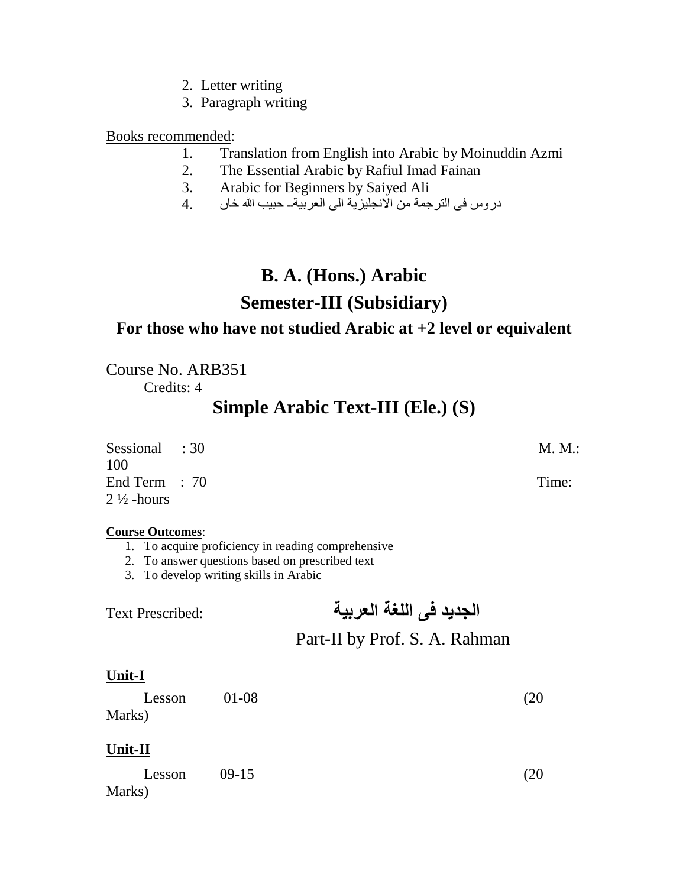2. Letter writing
3. Paragraph writing

Books recommended:

1. Translation from English into Arabic by Moinuddin Azmi
2. The Essential Arabic by Rafiul Imad Fainan
3. Arabic for Beginners by Saiyed Ali
4. دروس فى الترجمة من الانجليزية الى العربية۔ حبيب الله خاں

# B. A. (Hons.) Arabic

## Semester-III (Subsidiary)

### For those who have not studied Arabic at +2 level or equivalent

Course No. ARB351

Credits: 4

## Simple Arabic Text-III (Ele.) (S)

Sessional : 30 M. M.: 100

End Term : 70 Time: 2 ½ -hours

**Course Outcomes**:

1. To acquire proficiency in reading comprehensive
2. To answer questions based on prescribed text
3. To develop writing skills in Arabic

Text Prescribed: **الجديد فى اللغة العربية**

Part-II by Prof. S. A. Rahman

**Unit-I**

Lesson 01-08 (20 Marks)

**Unit-II**

Lesson 09-15 (20 Marks)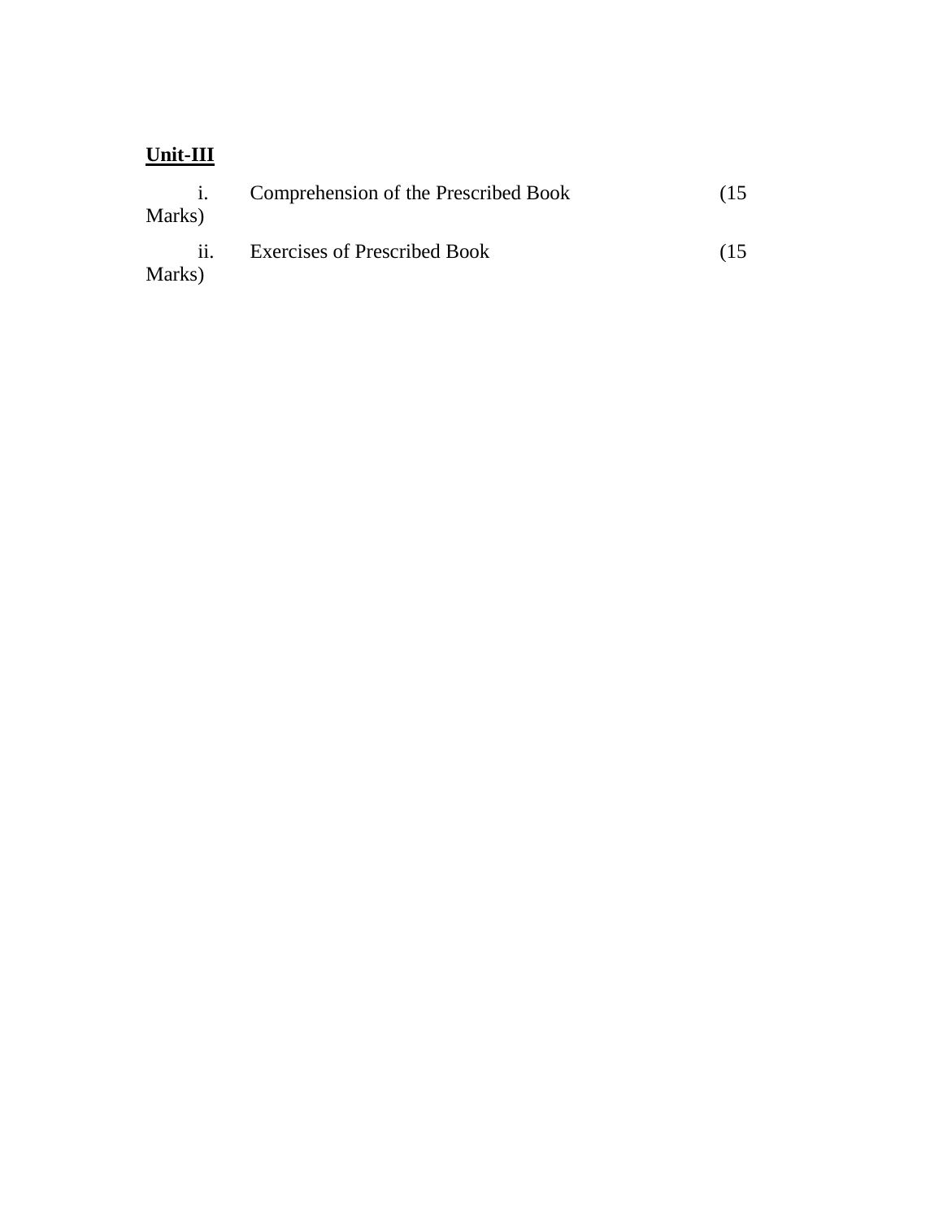**Unit-III**

i. Comprehension of the Prescribed Book (15 Marks)

ii. Exercises of Prescribed Book (15 Marks)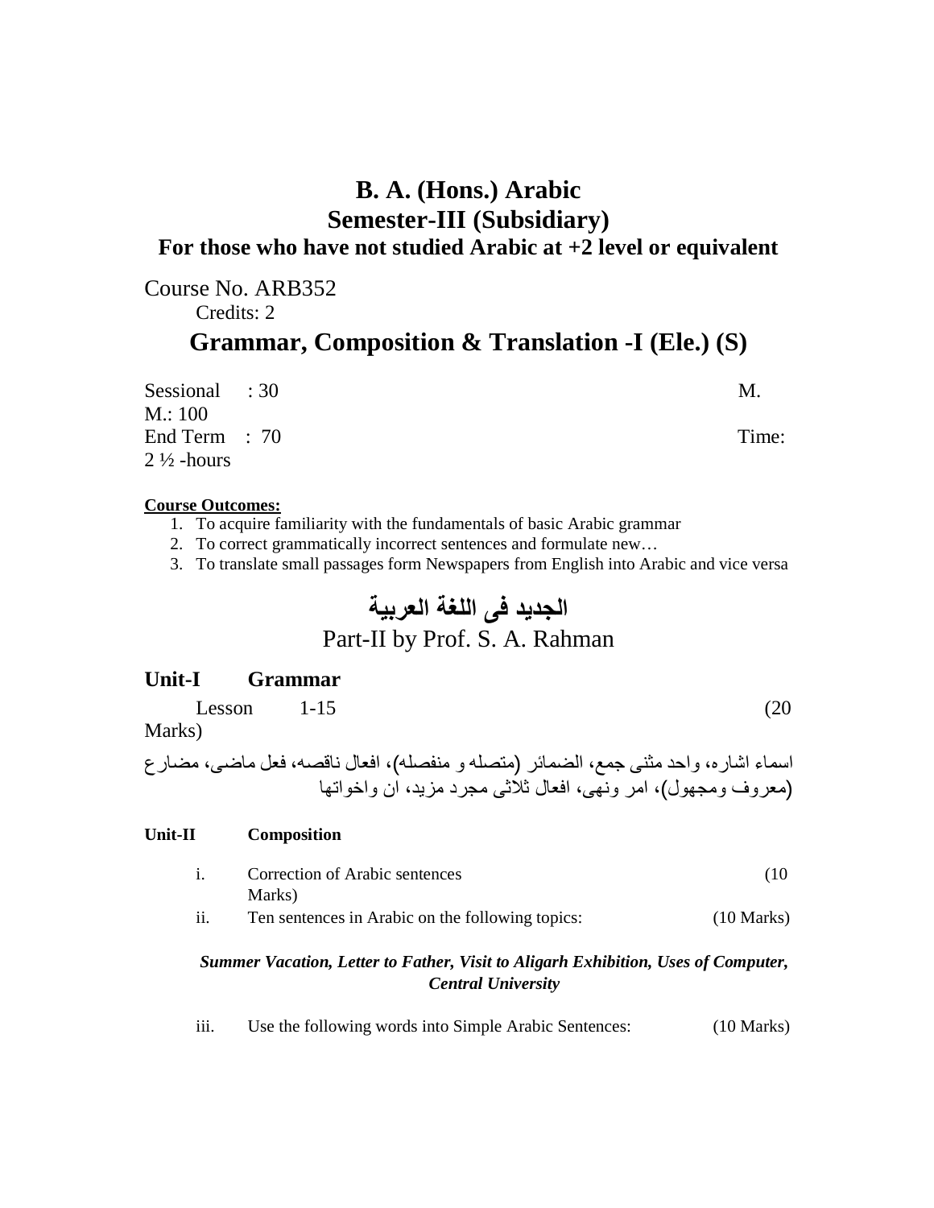# B. A. (Hons.) Arabic
## Semester-III (Subsidiary)
### For those who have not studied Arabic at +2 level or equivalent

Course No. ARB352

Credits: 2

## Grammar, Composition & Translation -I (Ele.) (S)

Sessional : 30 M.M.: 100

End Term : 70 Time: 2 ½ -hours

**Course Outcomes:**

1. To acquire familiarity with the fundamentals of basic Arabic grammar
2. To correct grammatically incorrect sentences and formulate new…
3. To translate small passages form Newspapers from English into Arabic and vice versa

## الجديد فى اللغة العربية

Part-II by Prof. S. A. Rahman

**Unit-I Grammar**

Lesson 1-15 (20 Marks)

اسماء اشاره، واحد مثنى جمع، الضمائر (متصله و منفصله)، افعال ناقصه، فعل ماضى، مضارع (معروف ومجهول)، امر ونهى، افعال ثلاثى مجرد مزيد، ان واخواتها

**Unit-II Composition**

i. Correction of Arabic sentences (10 Marks)

ii. Ten sentences in Arabic on the following topics: (10 Marks)

***Summer Vacation, Letter to Father, Visit to Aligarh Exhibition, Uses of Computer, Central University***

iii. Use the following words into Simple Arabic Sentences: (10 Marks)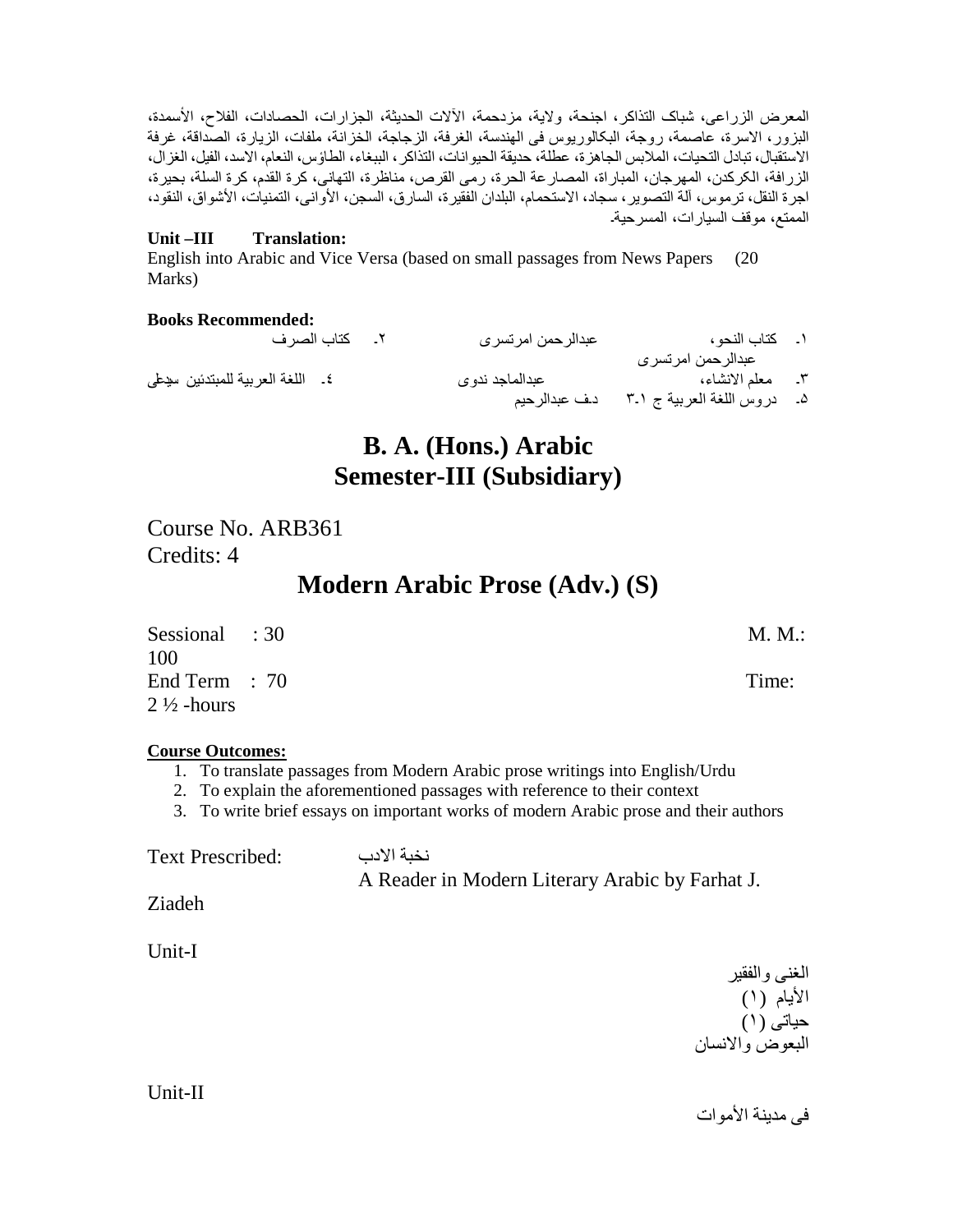المعرض الزراعی، شباک التذاکر، اجنحة، ولایة، مزدحمة، الآلات الحدیثة، الجزارات، الحصادات، الفلاح، الأسمدة، البزور، الاسرة، عاصمة، روجة، البکالوریوس فی الهندسة، الغرفة، الزجاجة، الخزانة، ملفات، الزیارة، الصداقة، غرفة الاستقبال، تبادل التحیات، الملابس الجاهزة، عطلة، حدیقة الحیوانات، التذاکر، الببغاء، الطاؤس، النعام، الاسد، الفیل، الغزال، الزرافة، الکرکدن، المهرجان، المباراة، المصارعة الحرة، رمی القرص، مناظرة، التهانی، کرة القدم، کرة السلة، بحیرة، اجرة النقل، ترموس، آلة التصویر، سجاد، الاستحمام، البلدان الفقیرة، السارق، السجن، الأوانی، التمنیات، الأشواق، النقود، الممتع، موقف السیارات، المسرحیة۔

**Unit –III Translation:**

English into Arabic and Vice Versa (based on small passages from News Papers (20 Marks)

**Books Recommended:**

١۔ کتاب النحو، عبدالرحمن امرتسری ٢۔ کتاب الصرف عبدالرحمن امرتسری

٣۔ معلم الانشاء، عبدالماجد ندوی ٤۔ اللغة العربیة للمبتدئین سیدطی

٥۔ دروس اللغة العربیة ج ١-٣ د۔ف عبدالرحیم

# B. A. (Hons.) Arabic
# Semester-III (Subsidiary)

Course No. ARB361

Credits: 4

## Modern Arabic Prose (Adv.) (S)

Sessional : 30 M. M.: 100

End Term : 70 Time: 2 ½ -hours

**Course Outcomes:**

1. To translate passages from Modern Arabic prose writings into English/Urdu
2. To explain the aforementioned passages with reference to their context
3. To write brief essays on important works of modern Arabic prose and their authors

Text Prescribed: نخبة الادب

A Reader in Modern Literary Arabic by Farhat J. Ziadeh

Unit-I

الغنی والفقیر

الأیام (١)

حیاتی (١)

البعوض والانسان

Unit-II

فی مدینة الأموات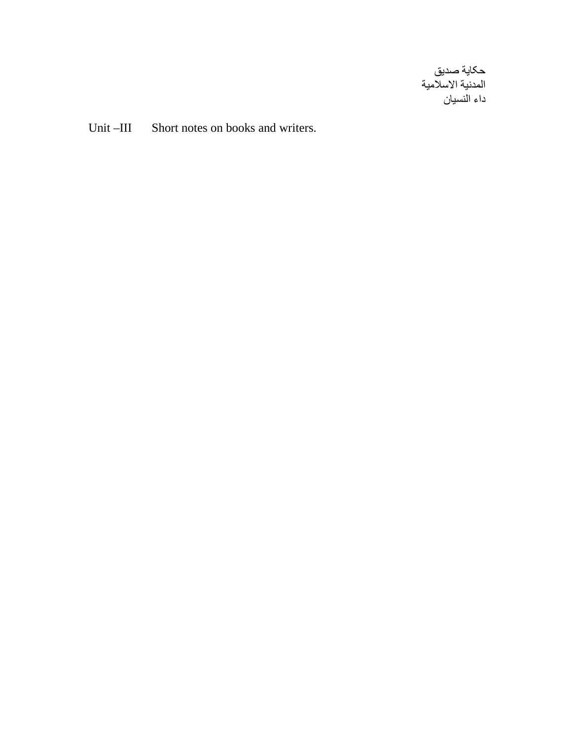حكاية صديق
المدنية الاسلامية
داء النسيان

Unit –III Short notes on books and writers.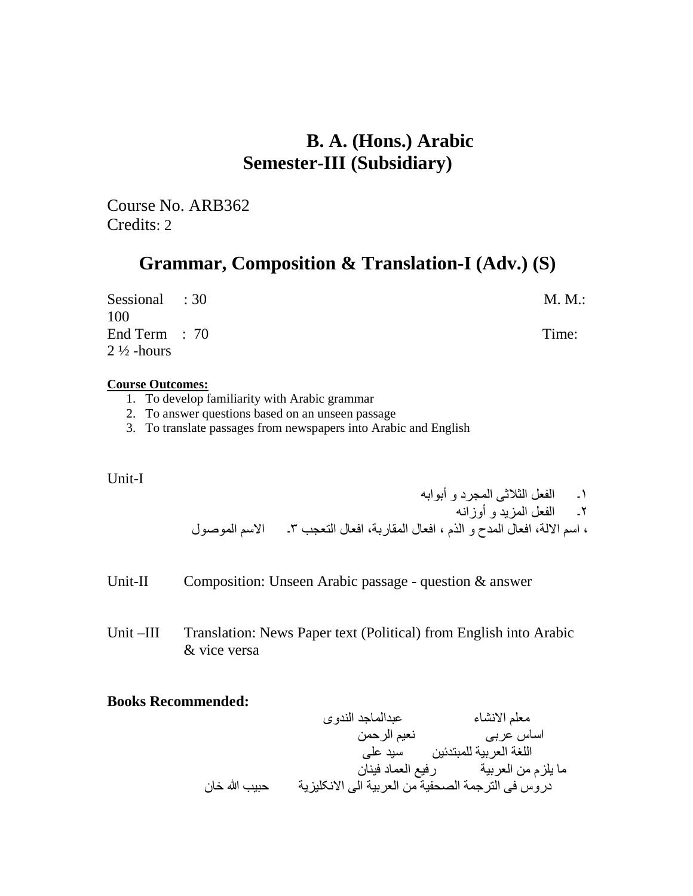# B. A. (Hons.) Arabic

## Semester-III (Subsidiary)

Course No. ARB362
Credits: 2

## Grammar, Composition & Translation-I (Adv.) (S)

Sessional : 30 M. M.: 100
End Term : 70 Time: 2 ½ -hours

**Course Outcomes:**

1. To develop familiarity with Arabic grammar
2. To answer questions based on an unseen passage
3. To translate passages from newspapers into Arabic and English

Unit-I

١- الفعل الثلاثى المجرد و أبوابه
٢- الفعل المزيد و أوزانه
، اسم الالة، افعال المدح و الذم ، افعال المقاربة، افعال التعجب ٣- الاسم الموصول

Unit-II Composition: Unseen Arabic passage - question & answer

Unit –III Translation: News Paper text (Political) from English into Arabic & vice versa

**Books Recommended:**

معلم الانشاء عبدالماجد الندوى
اساس عربى نعيم الرحمن
اللغة العربية للمبتدئين سيد على
ما يلزم من العربية رفيع العماد فينان
دروس فى الترجمة الصحفية من العربية الى الانكليزية حبيب الله خان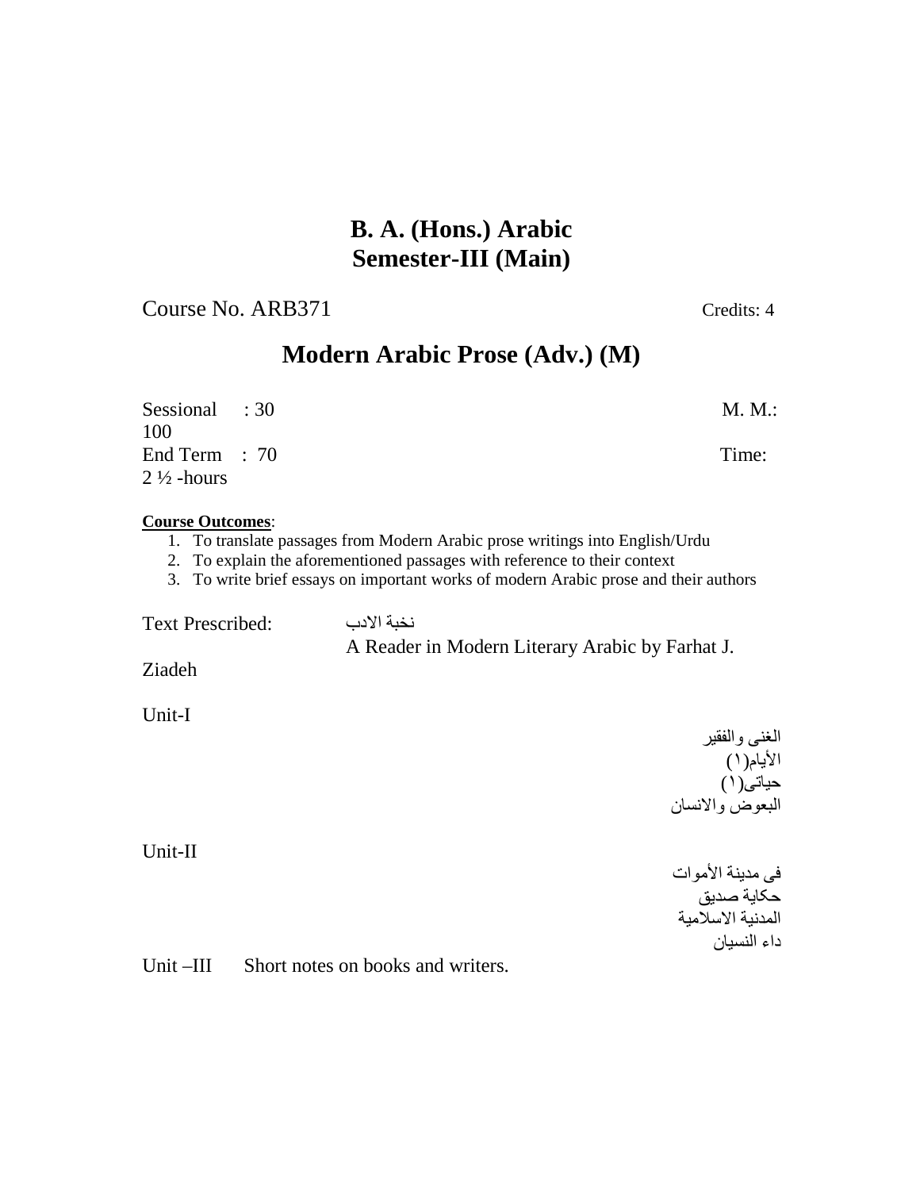# B. A. (Hons.) Arabic
# Semester-III (Main)

Course No. ARB371 Credits: 4

## Modern Arabic Prose (Adv.) (M)

Sessional : 30 M. M.: 100
End Term : 70 Time: 2 ½ -hours

**Course Outcomes**:

1. To translate passages from Modern Arabic prose writings into English/Urdu
2. To explain the aforementioned passages with reference to their context
3. To write brief essays on important works of modern Arabic prose and their authors

Text Prescribed: نخبة الادب
A Reader in Modern Literary Arabic by Farhat J. Ziadeh

Unit-I

الغنى والفقير
الأيام(١)
حياتى(١)
البعوض والانسان

Unit-II

فى مدينة الأموات
حكاية صديق
المدنية الاسلامية
داء النسيان

Unit –III Short notes on books and writers.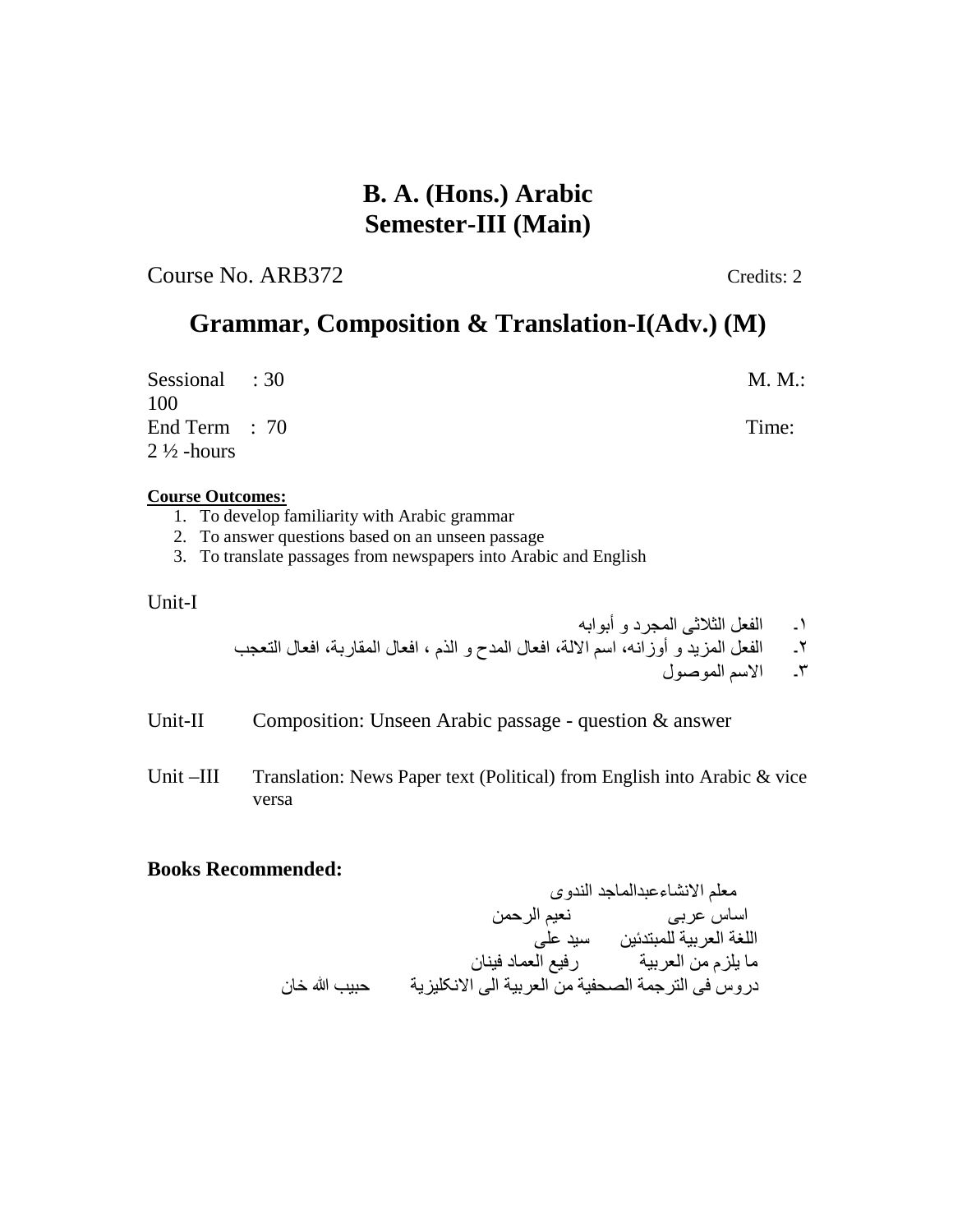# B. A. (Hons.) Arabic
# Semester-III (Main)

Course No. ARB372 Credits: 2

## Grammar, Composition & Translation-I(Adv.) (M)

Sessional : 30 M. M.: 100
End Term : 70 Time: 2 ½ -hours

**Course Outcomes:**

1. To develop familiarity with Arabic grammar
2. To answer questions based on an unseen passage
3. To translate passages from newspapers into Arabic and English

Unit-I

١- الفعل الثلاثی المجرد و أبوابه
٢- الفعل المزید و أوزانه، اسم الالة، افعال المدح و الذم ، افعال المقاربة، افعال التعجب
٣- الاسم الموصول

Unit-II Composition: Unseen Arabic passage - question & answer

Unit –III Translation: News Paper text (Political) from English into Arabic & vice versa

**Books Recommended:**

معلم الانشاءعبدالماجد الندوی
اساس عربی نعیم الرحمن
اللغة العربیة للمبتدئین سید علی
ما یلزم من العربیة رفیع العماد فینان
دروس فی الترجمة الصحفیة من العربیة الی الانکلیزیة حبیب الله خان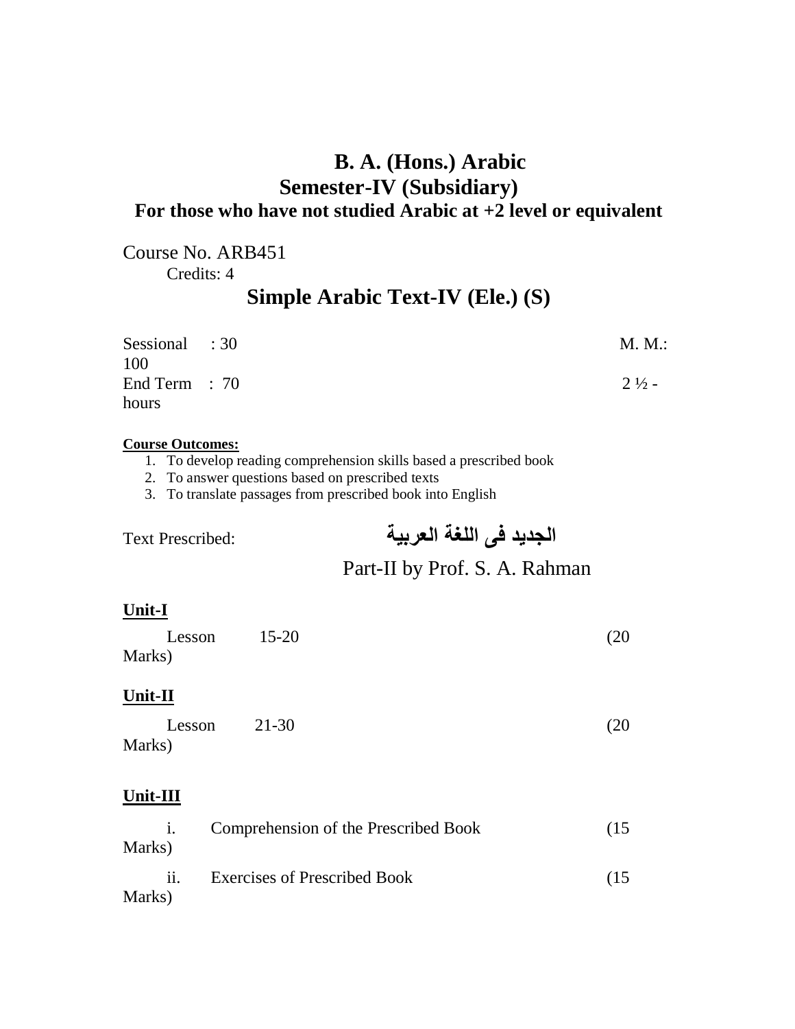# B. A. (Hons.) Arabic

## Semester-IV (Subsidiary)

### For those who have not studied Arabic at +2 level or equivalent

Course No. ARB451

Credits: 4

## Simple Arabic Text-IV (Ele.) (S)

Sessional : 30 M. M.: 100

End Term : 70 2 ½ - hours

**Course Outcomes:**

1. To develop reading comprehension skills based a prescribed book
2. To answer questions based on prescribed texts
3. To translate passages from prescribed book into English

Text Prescribed: **الجديد فى اللغة العربية**

Part-II by Prof. S. A. Rahman

**Unit-I**

Lesson 15-20 (20 Marks)

**Unit-II**

Lesson 21-30 (20 Marks)

**Unit-III**

i. Comprehension of the Prescribed Book (15 Marks)

ii. Exercises of Prescribed Book (15 Marks)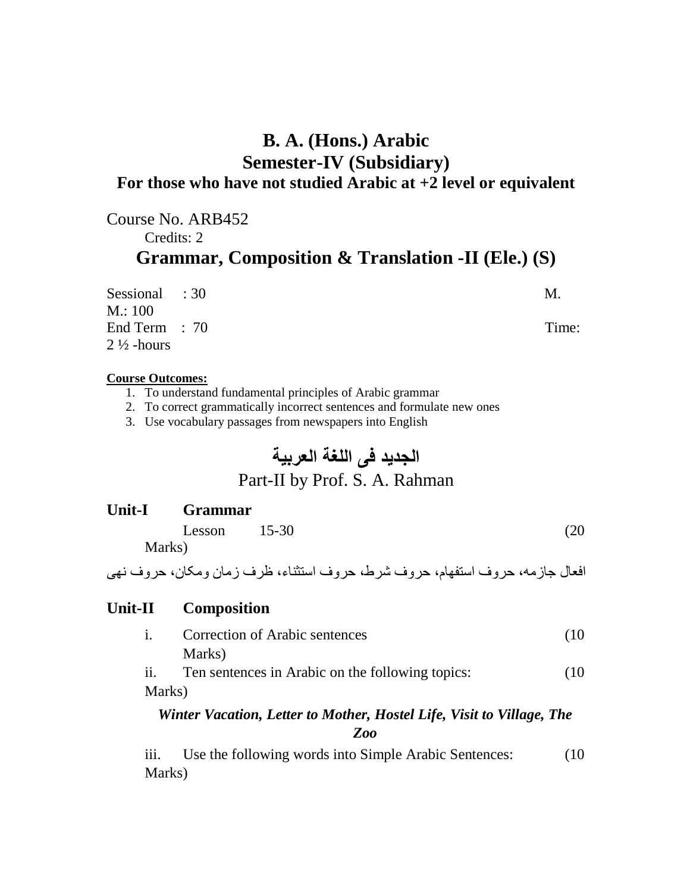# B. A. (Hons.) Arabic
## Semester-IV (Subsidiary)
### For those who have not studied Arabic at +2 level or equivalent

Course No. ARB452

Credits: 2

## Grammar, Composition & Translation -II (Ele.) (S)

Sessional : 30 M.M.: 100

End Term : 70 Time: 2 ½ -hours

**Course Outcomes:**

1. To understand fundamental principles of Arabic grammar
2. To correct grammatically incorrect sentences and formulate new ones
3. Use vocabulary passages from newspapers into English

## الجديد فى اللغة العربية

Part-II by Prof. S. A. Rahman

**Unit-I Grammar**

Lesson 15-30 (20 Marks)

افعال جازمه، حروف استفهام، حروف شرط، حروف استثناء، ظرف زمان ومكان، حروف نهى

**Unit-II Composition**

i. Correction of Arabic sentences (10 Marks)

ii. Ten sentences in Arabic on the following topics: (10 Marks)

***Winter Vacation, Letter to Mother, Hostel Life, Visit to Village, The Zoo***

iii. Use the following words into Simple Arabic Sentences: (10 Marks)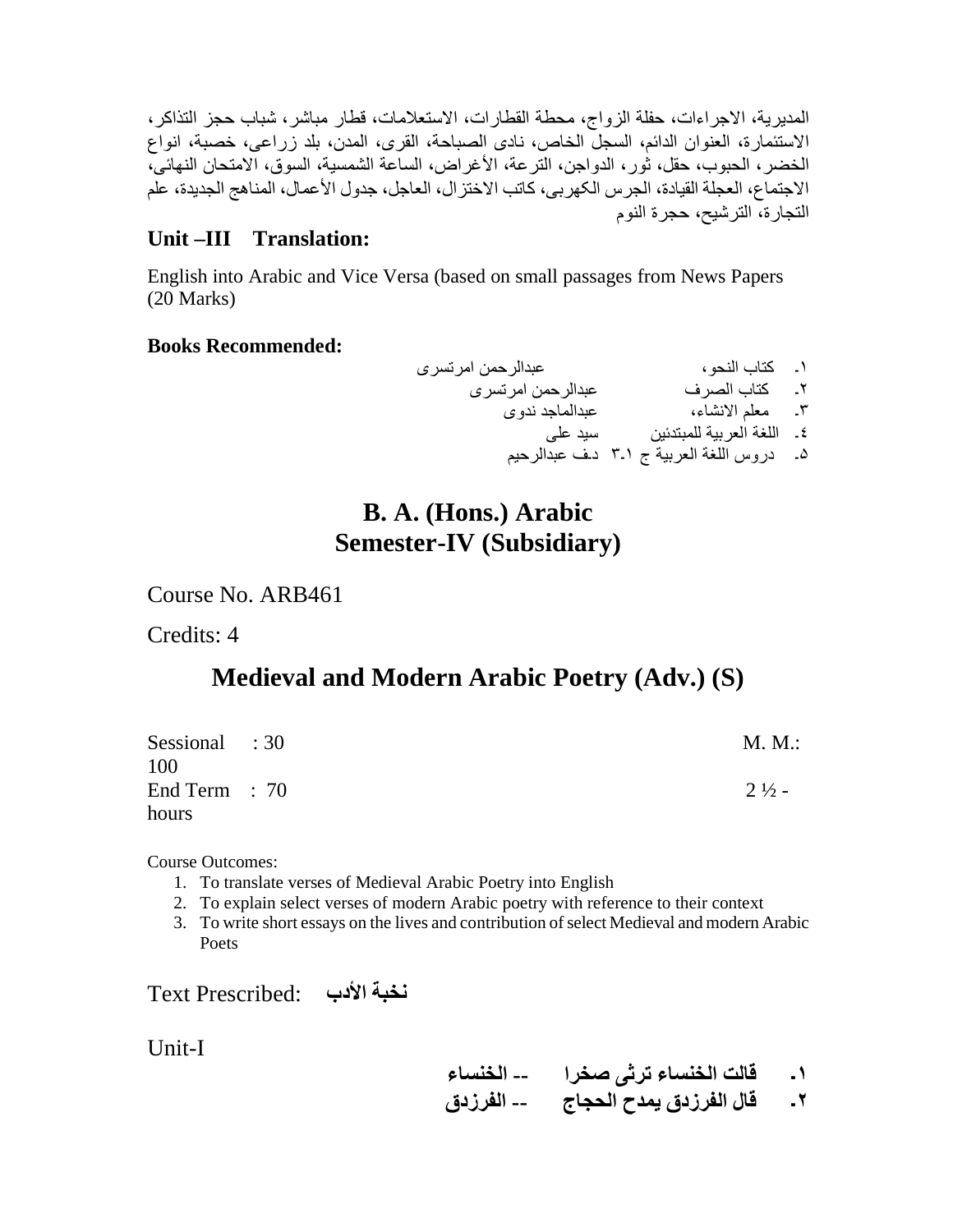المديرية، الاجراءات، حفلة الزواج، محطة القطارات، الاستعلامات، قطار مباشر، شباك حجز التذاكر، الاستئمارة، العنوان الدائم، السجل الخاص، نادى الصباحة، القرى، المدن، بلد زراعى، خصبة، انواع الخضر، الحبوب، حقل، ثور، الدواجن، الترعة، الأغراض، الساعة الشمسية، السوق، الامتحان النهائى، الاجتماع، العجلة القيادة، الجرس الكهربى، كاتب الاختزال، العاجل، جدول الأعمال، المناهج الجديدة، علم التجارة، الترشيح، حجرة النوم

### Unit –III Translation:

English into Arabic and Vice Versa (based on small passages from News Papers (20 Marks)

**Books Recommended:**

١- كتاب النحو، عبدالرحمن امرتسرى
٢- كتاب الصرف عبدالرحمن امرتسرى
٣- معلم الانشاء، عبدالماجد ندوى
٤- اللغة العربية للمبتدئين سيد على
٥- دروس اللغة العربية ج ١-٣ د-ف عبدالرحيم

# B. A. (Hons.) Arabic
# Semester-IV (Subsidiary)

Course No. ARB461

Credits: 4

## Medieval and Modern Arabic Poetry (Adv.) (S)

Sessional : 30 M. M.: 100
End Term : 70 2 ½ - hours

Course Outcomes:

1. To translate verses of Medieval Arabic Poetry into English
2. To explain select verses of modern Arabic poetry with reference to their context
3. To write short essays on the lives and contribution of select Medieval and modern Arabic Poets

Text Prescribed: **نخبة الأدب**

Unit-I

**١- قالت الخنساء ترثى صخرا -- الخنساء**
**٢- قال الفرزدق يمدح الحجاج -- الفرزدق**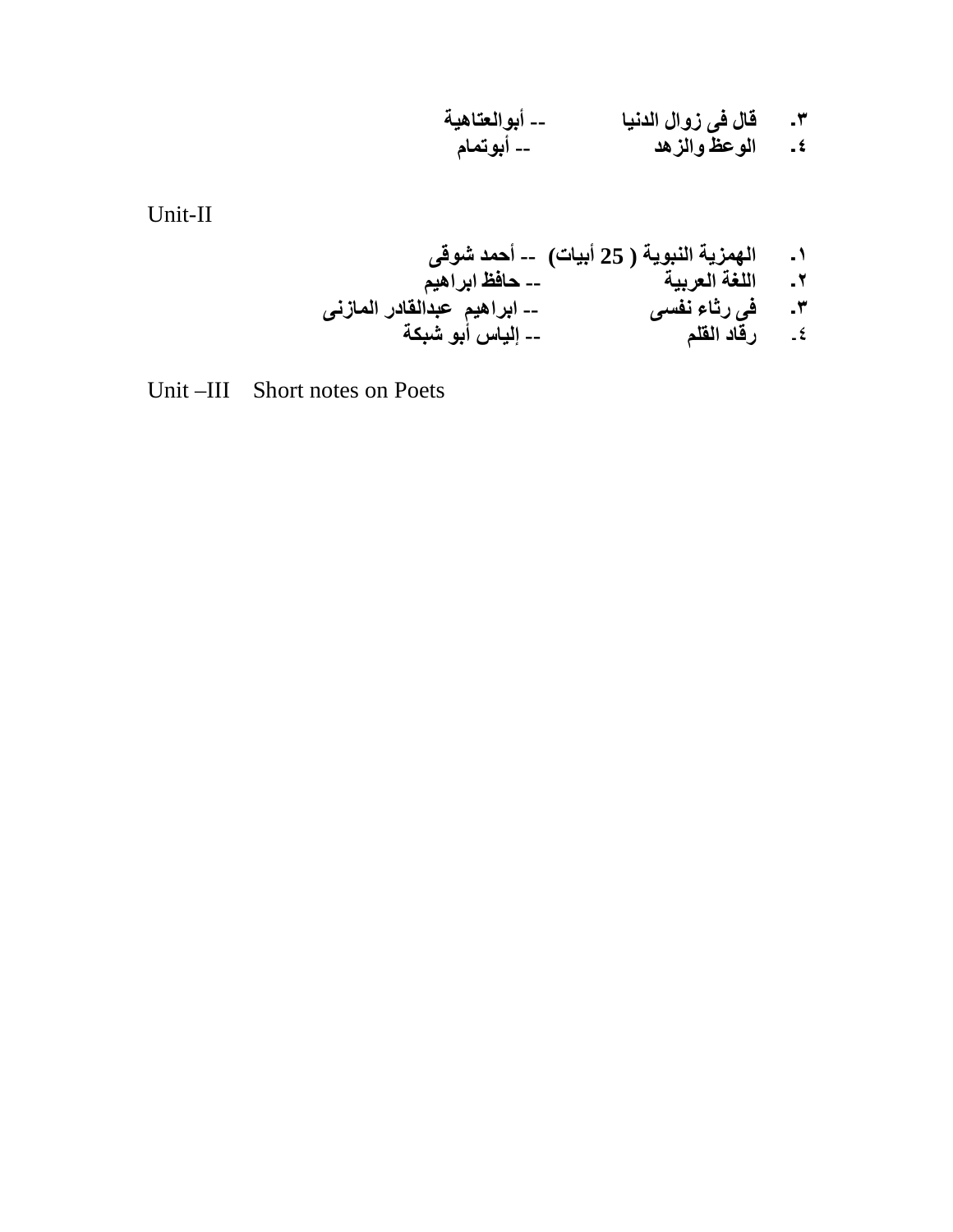٣. قال فى زوال الدنيا -- أبوالعتاهية
٤. الوعظ والزهد -- أبوتمام

Unit-II

١. الهمزية النبوية ( 25 أبيات) -- أحمد شوقى
٢. اللغة العربية -- حافظ ابراهيم
٣. فى رثاء نفسى -- ابراهيم عبدالقادر المازنى
٤. رقاد القلم -- إلياس أبو شبكة

Unit –III Short notes on Poets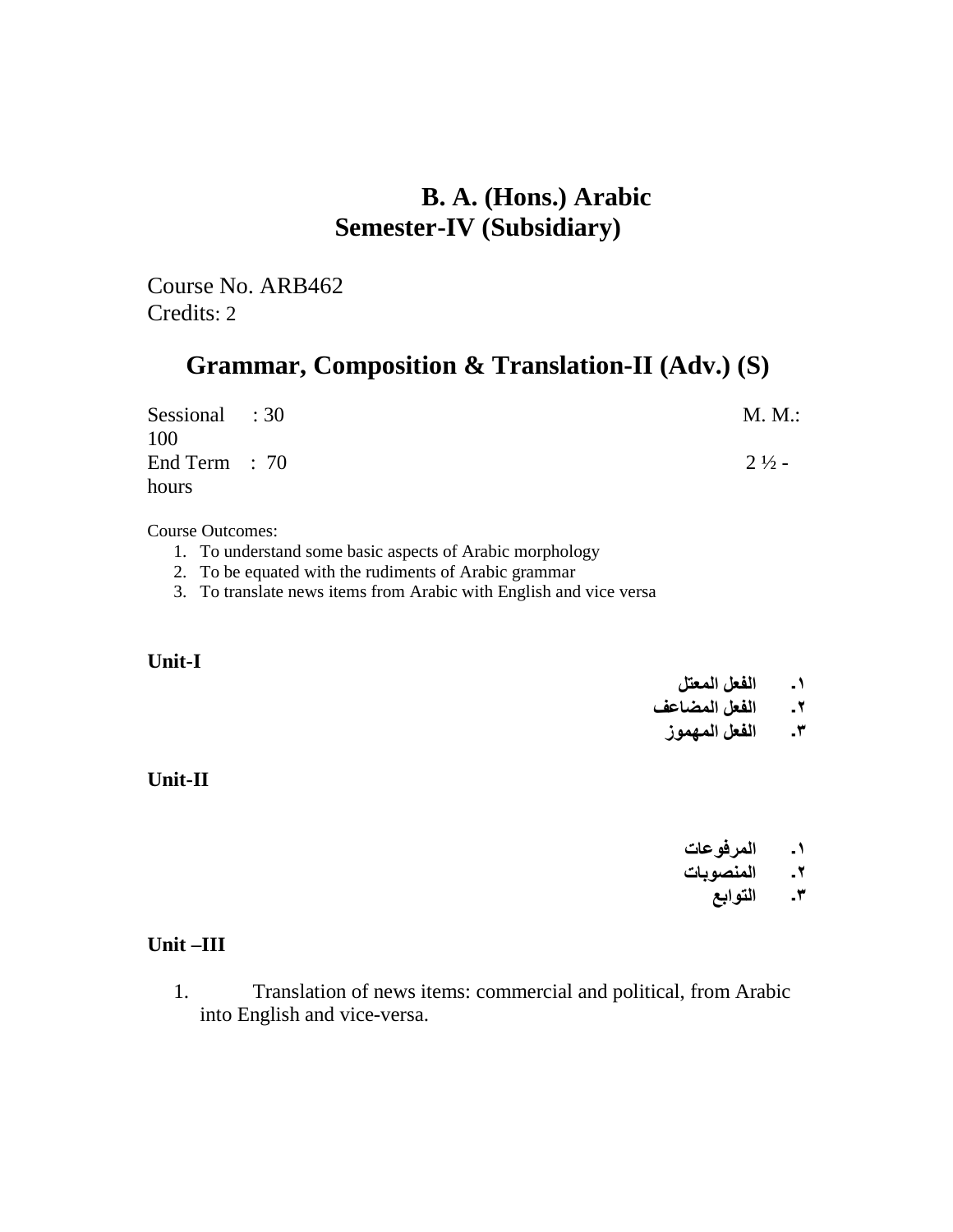# B. A. (Hons.) Arabic
## Semester-IV (Subsidiary)

Course No. ARB462
Credits: 2

## Grammar, Composition & Translation-II (Adv.) (S)

Sessional : 30 M. M.: 100
End Term : 70 2 ½ - hours

Course Outcomes:

1. To understand some basic aspects of Arabic morphology
2. To be equated with the rudiments of Arabic grammar
3. To translate news items from Arabic with English and vice versa

**Unit-I**

١. الفعل المعتل
٢. الفعل المضاعف
٣. الفعل المهموز

**Unit-II**

١. المرفوعات
٢. المنصوبات
٣. التوابع

**Unit –III**

1. Translation of news items: commercial and political, from Arabic into English and vice-versa.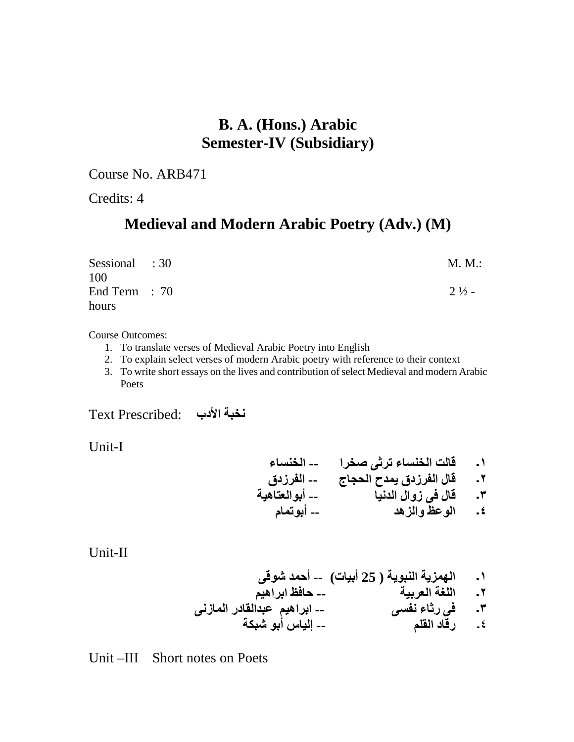# B. A. (Hons.) Arabic
# Semester-IV (Subsidiary)

Course No. ARB471

Credits: 4

## Medieval and Modern Arabic Poetry (Adv.) (M)

Sessional : 30 M. M.: 100
End Term : 70 2 ½ - hours

Course Outcomes:

1. To translate verses of Medieval Arabic Poetry into English
2. To explain select verses of modern Arabic poetry with reference to their context
3. To write short essays on the lives and contribution of select Medieval and modern Arabic Poets

Text Prescribed: **نخبة الأدب**

Unit-I

**١. قالت الخنساء ترثى صخرا -- الخنساء**
**٢. قال الفرزدق يمدح الحجاج -- الفرزدق**
**٣. قال فى زوال الدنيا -- أبوالعتاهية**
**٤. الوعظ والزهد -- أبوتمام**

Unit-II

**١. الهمزية النبوية ( 25 أبيات) -- أحمد شوقى**
**٢. اللغة العربية -- حافظ ابراهيم**
**٣. فى رثاء نفسى -- ابراهيم عبدالقادر المازنى**
**٤. رقاد القلم -- إلياس أبو شبكة**

Unit –III Short notes on Poets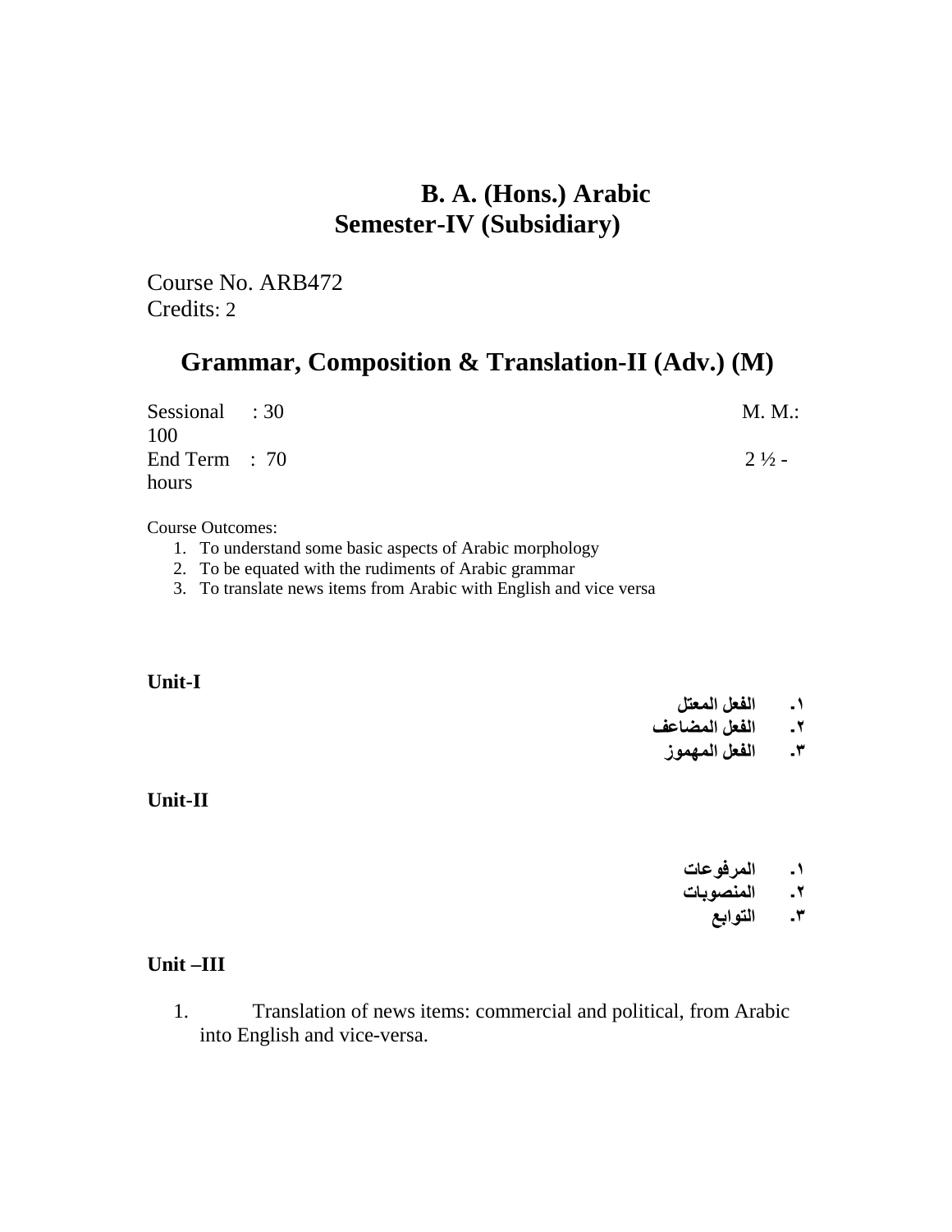# B. A. (Hons.) Arabic
## Semester-IV (Subsidiary)

Course No. ARB472
Credits: 2

## Grammar, Composition & Translation-II (Adv.) (M)

Sessional : 30 M. M.: 100
End Term : 70 2 ½ - hours

Course Outcomes:

1. To understand some basic aspects of Arabic morphology
2. To be equated with the rudiments of Arabic grammar
3. To translate news items from Arabic with English and vice versa

**Unit-I**

١. الفعل المعتل
٢. الفعل المضاعف
٣. الفعل المهموز

**Unit-II**

١. المرفوعات
٢. المنصوبات
٣. التوابع

**Unit –III**

1. Translation of news items: commercial and political, from Arabic into English and vice-versa.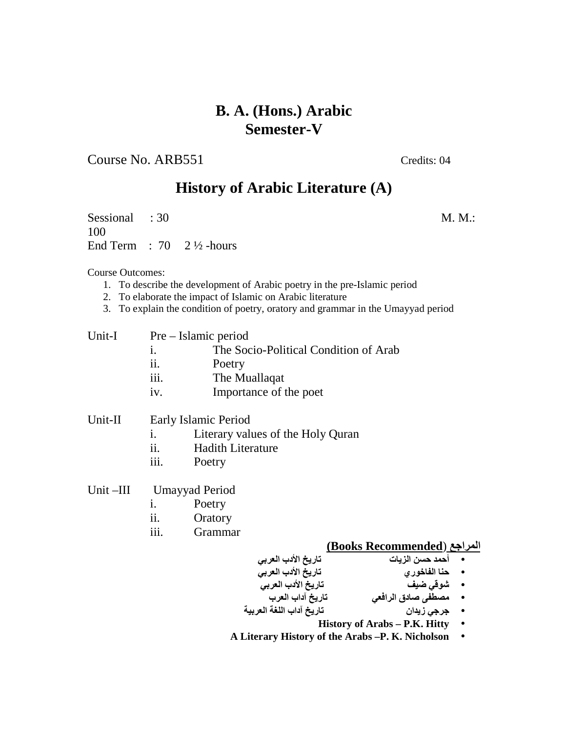# B. A. (Hons.) Arabic
# Semester-V

Course No. ARB551 Credits: 04

## History of Arabic Literature (A)

Sessional : 30 M. M.: 100
End Term : 70 2 ½ -hours

Course Outcomes:

1. To describe the development of Arabic poetry in the pre-Islamic period
2. To elaborate the impact of Islamic on Arabic literature
3. To explain the condition of poetry, oratory and grammar in the Umayyad period

Unit-I Pre – Islamic period

i. The Socio-Political Condition of Arab
ii. Poetry
iii. The Muallaqat
iv. Importance of the poet

Unit-II Early Islamic Period

i. Literary values of the Holy Quran
ii. Hadith Literature
iii. Poetry

Unit –III Umayyad Period

i. Poetry
ii. Oratory
iii. Grammar

**المراجع (Books Recommended)**

- أحمد حسن الزيات تاريخ الأدب العربي
- حنا الفاخوري تاريخ الأدب العربي
- شوقي ضيف تاريخ الأدب العربي
- مصطفى صادق الرافعي تاريخ آداب العرب
- جرجي زيدان تاريخ آداب اللغة العربية
- **History of Arabs – P.K. Hitty**
- **A Literary History of the Arabs –P. K. Nicholson**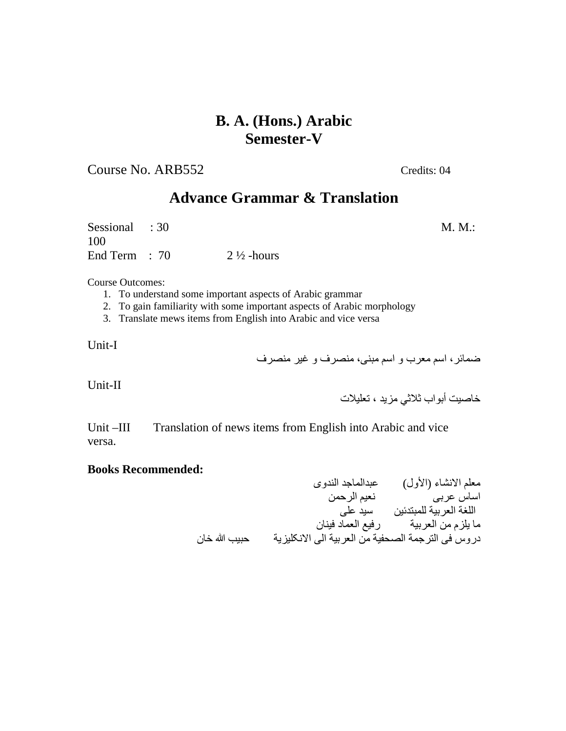# B. A. (Hons.) Arabic
# Semester-V

Course No. ARB552 Credits: 04

## Advance Grammar & Translation

Sessional : 30 M. M.: 100

End Term : 70 2 ½ -hours

Course Outcomes:

1. To understand some important aspects of Arabic grammar
2. To gain familiarity with some important aspects of Arabic morphology
3. Translate mews items from English into Arabic and vice versa

Unit-I

ضمائر، اسم معرب و اسم مبنی، منصرف و غیر منصرف

Unit-II

خاصيت أبواب ثلاثي مزيد ، تعليلات

Unit –III Translation of news items from English into Arabic and vice versa.

**Books Recommended:**

معلم الانشاء (الأول) عبدالماجد الندوی

اساس عربی نعیم الرحمن

اللغة العربية للمبتدئين سيد على

ما يلزم من العربية رفيع العماد فينان

دروس فی الترجمة الصحفية من العربية الى الانكليزية حبيب الله خان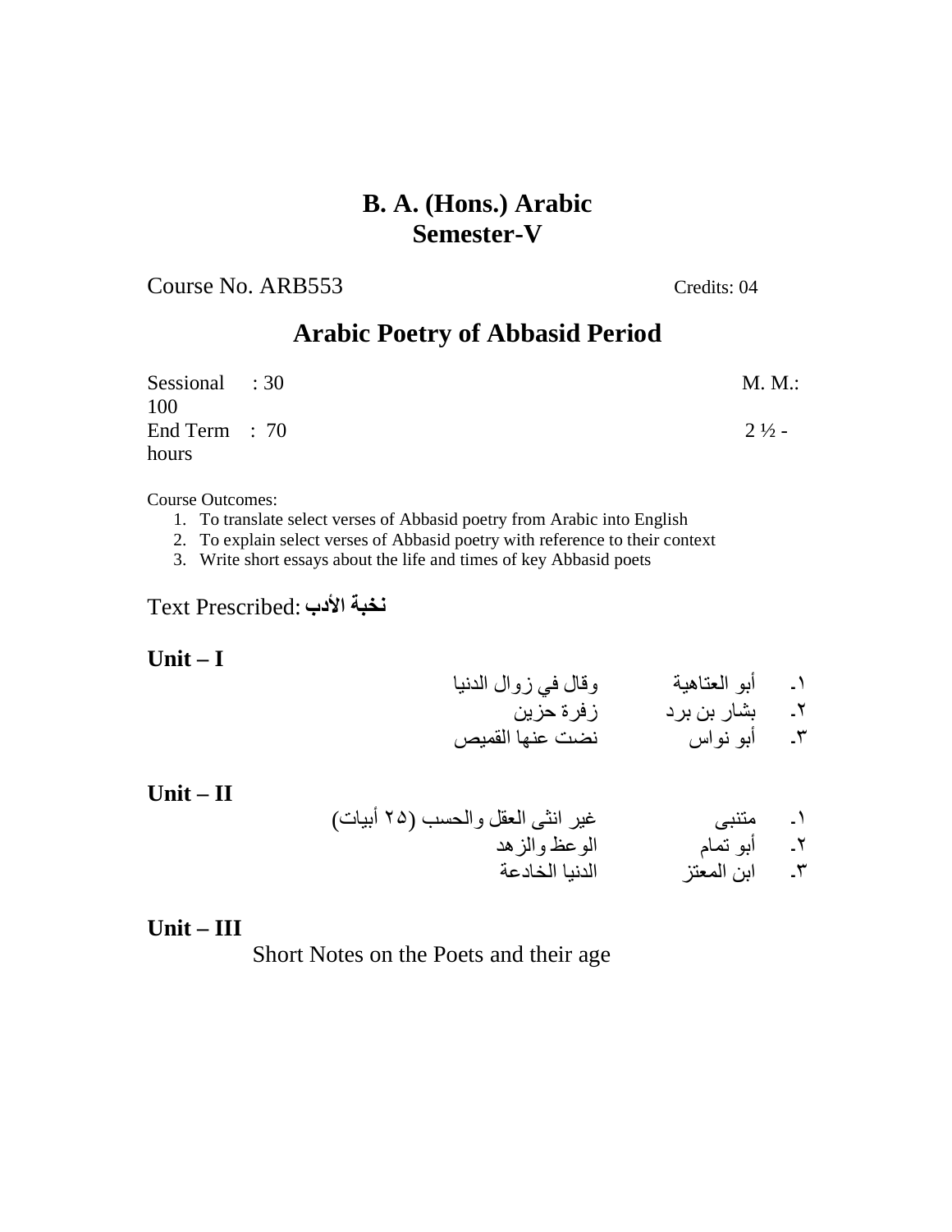# B. A. (Hons.) Arabic
# Semester-V

Course No. ARB553 Credits: 04

## Arabic Poetry of Abbasid Period

Sessional : 30 M. M.: 100

End Term : 70 2 ½ - hours

Course Outcomes:

1. To translate select verses of Abbasid poetry from Arabic into English
2. To explain select verses of Abbasid poetry with reference to their context
3. Write short essays about the life and times of key Abbasid poets

Text Prescribed: **نخبة الأدب**

**Unit – I**

١۔ أبو العتاهية — وقال في زوال الدنيا
٢۔ بشار بن برد — زفرة حزين
٣۔ أبو نواس — نضت عنها القميص

**Unit – II**

١۔ متنبى — غير انثى العقل والحسب (٢٥ أبيات)
٢۔ أبو تمام — الوعظ والزهد
٣۔ ابن المعتز — الدنيا الخادعة

**Unit – III**

Short Notes on the Poets and their age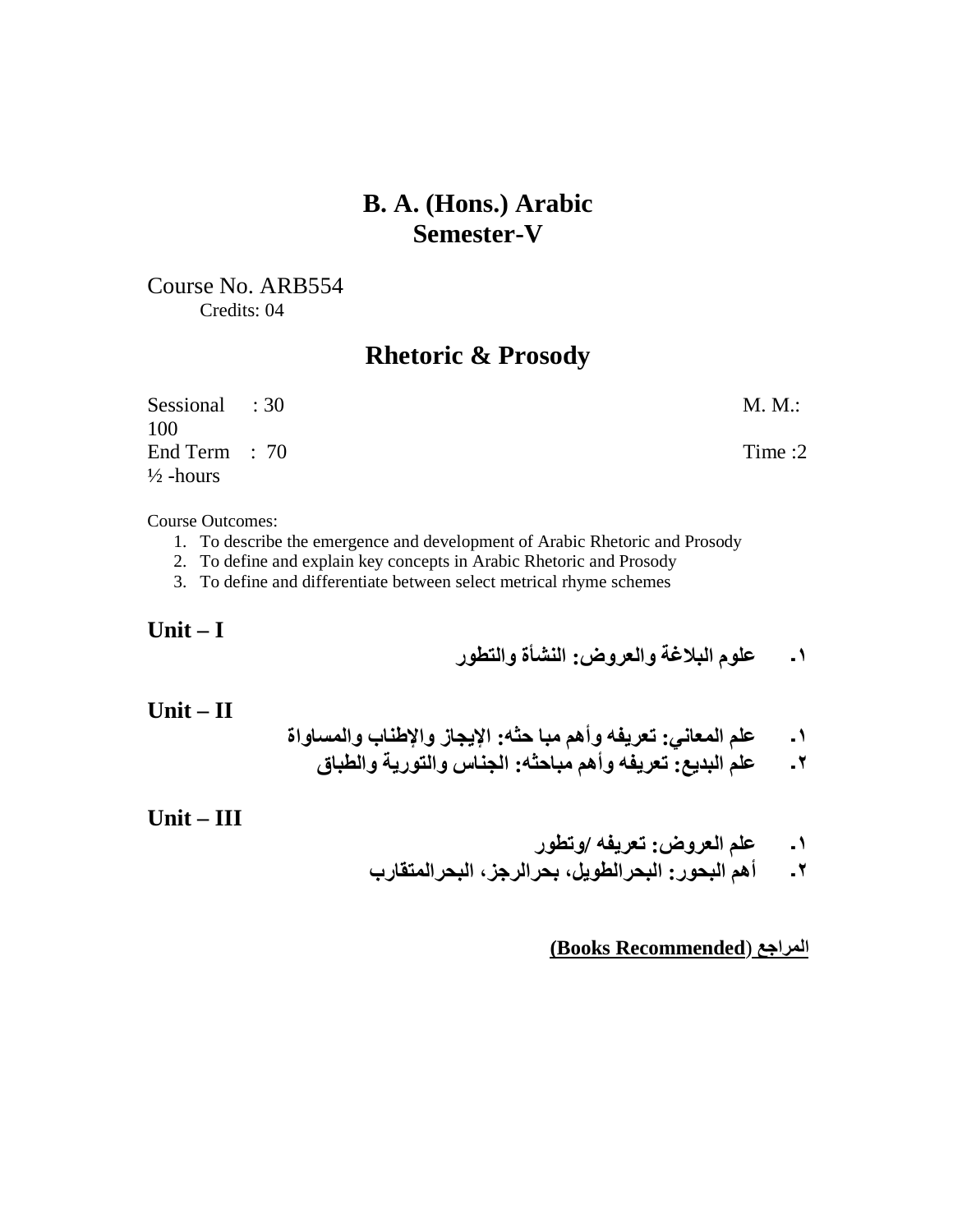# B. A. (Hons.) Arabic
# Semester-V

Course No. ARB554
Credits: 04

## Rhetoric & Prosody

Sessional : 30 M. M.: 100
End Term : 70 Time :2 ½ -hours

Course Outcomes:

1. To describe the emergence and development of Arabic Rhetoric and Prosody
2. To define and explain key concepts in Arabic Rhetoric and Prosody
3. To define and differentiate between select metrical rhyme schemes

### Unit – I

١. **علوم البلاغة والعروض: النشأة والتطور**

### Unit – II

١. **علم المعاني: تعريفه وأهم مبا حثه: الإيجاز والإطناب والمساواة**
٢. **علم البديع: تعريفه وأهم مباحثه: الجناس والتورية والطباق**

### Unit – III

١. **علم العروض: تعريفه /وتطور**
٢. **أهم البحور: البحرالطويل، بحرالرجز، البحرالمتقارب**

**المراجع (Books Recommended)**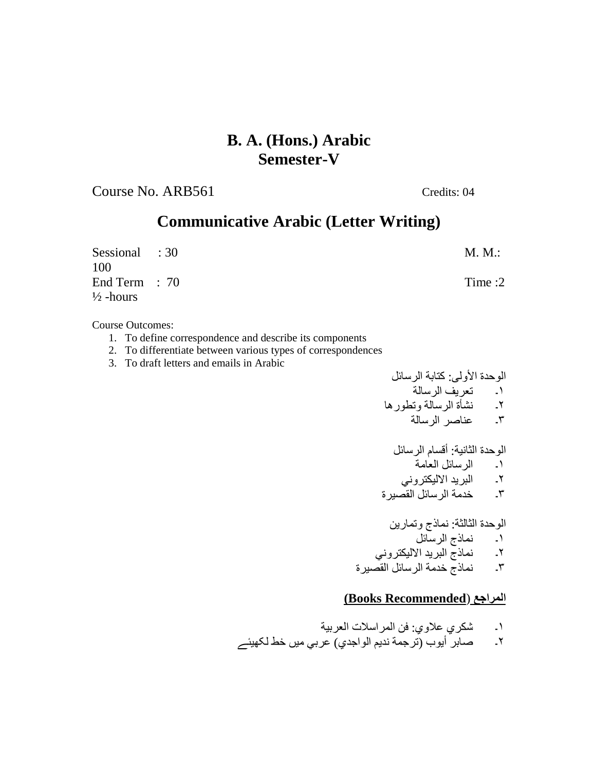# B. A. (Hons.) Arabic
# Semester-V

Course No. ARB561 Credits: 04

## Communicative Arabic (Letter Writing)

Sessional : 30 M. M.: 100
End Term : 70 Time :2 ½ -hours

Course Outcomes:

1. To define correspondence and describe its components
2. To differentiate between various types of correspondences
3. To draft letters and emails in Arabic

الوحدة الأولى: كتابة الرسائل

١. تعريف الرسالة
٢. نشأة الرسالة وتطورها
٣. عناصر الرسالة

الوحدة الثانية: أقسام الرسائل

١. الرسائل العامة
٢. البريد الاليكتروني
٣. خدمة الرسائل القصيرة

الوحدة الثالثة: نماذج وتمارين

١. نماذج الرسائل
٢. نماذج البريد الاليكتروني
٣. نماذج خدمة الرسائل القصيرة

### المراجع (Books Recommended)

١. شكري علاوي: فن المراسلات العربية
٢. صابر أيوب (ترجمة نديم الواجدي) عربي ميں خط لکھیئے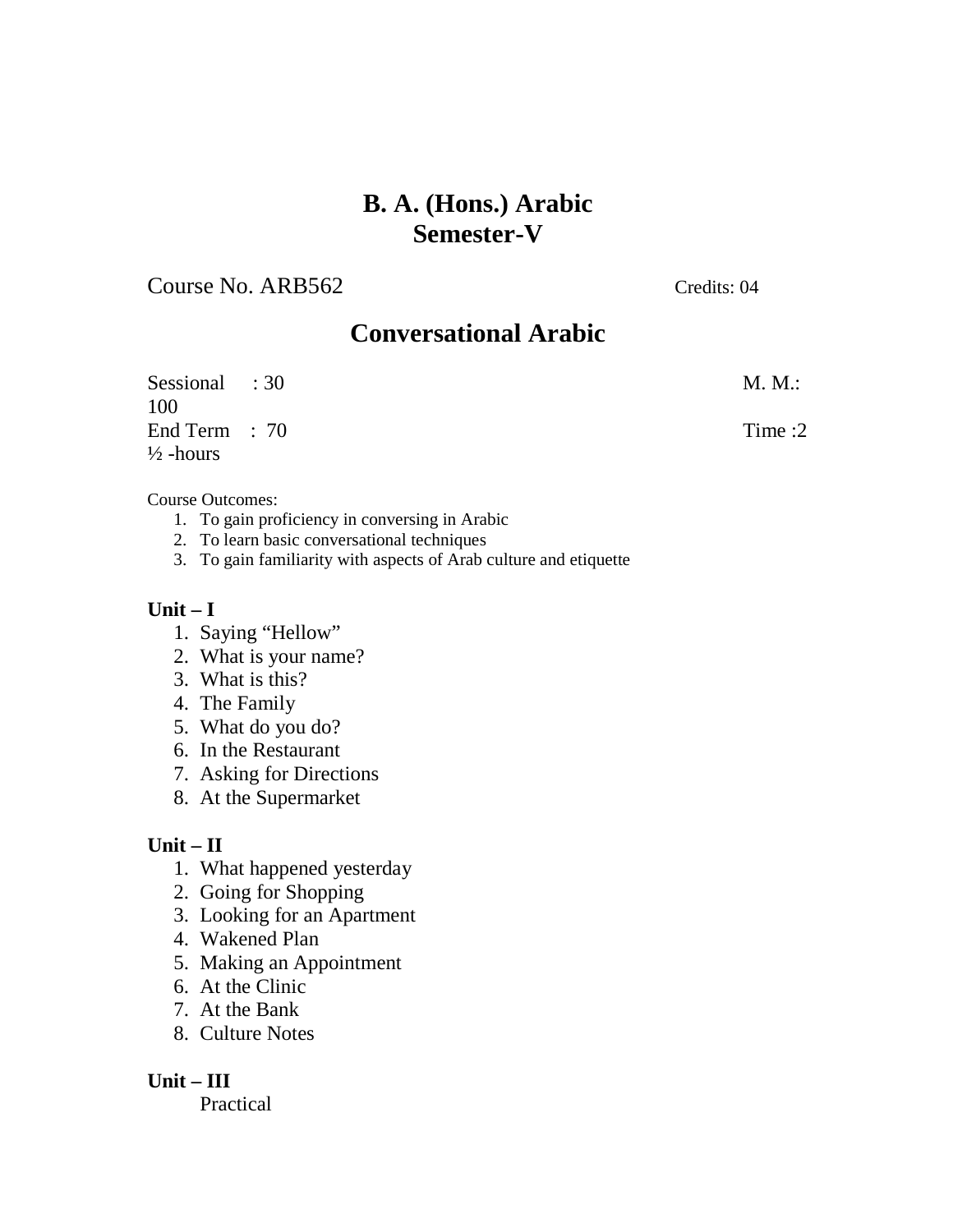# B. A. (Hons.) Arabic
# Semester-V

Course No. ARB562 Credits: 04

## Conversational Arabic

Sessional : 30 M. M.: 100

End Term : 70 Time :2 ½ -hours

Course Outcomes:

1. To gain proficiency in conversing in Arabic
2. To learn basic conversational techniques
3. To gain familiarity with aspects of Arab culture and etiquette

**Unit – I**

1. Saying "Hellow"
2. What is your name?
3. What is this?
4. The Family
5. What do you do?
6. In the Restaurant
7. Asking for Directions
8. At the Supermarket

**Unit – II**

1. What happened yesterday
2. Going for Shopping
3. Looking for an Apartment
4. Wakened Plan
5. Making an Appointment
6. At the Clinic
7. At the Bank
8. Culture Notes

**Unit – III**

Practical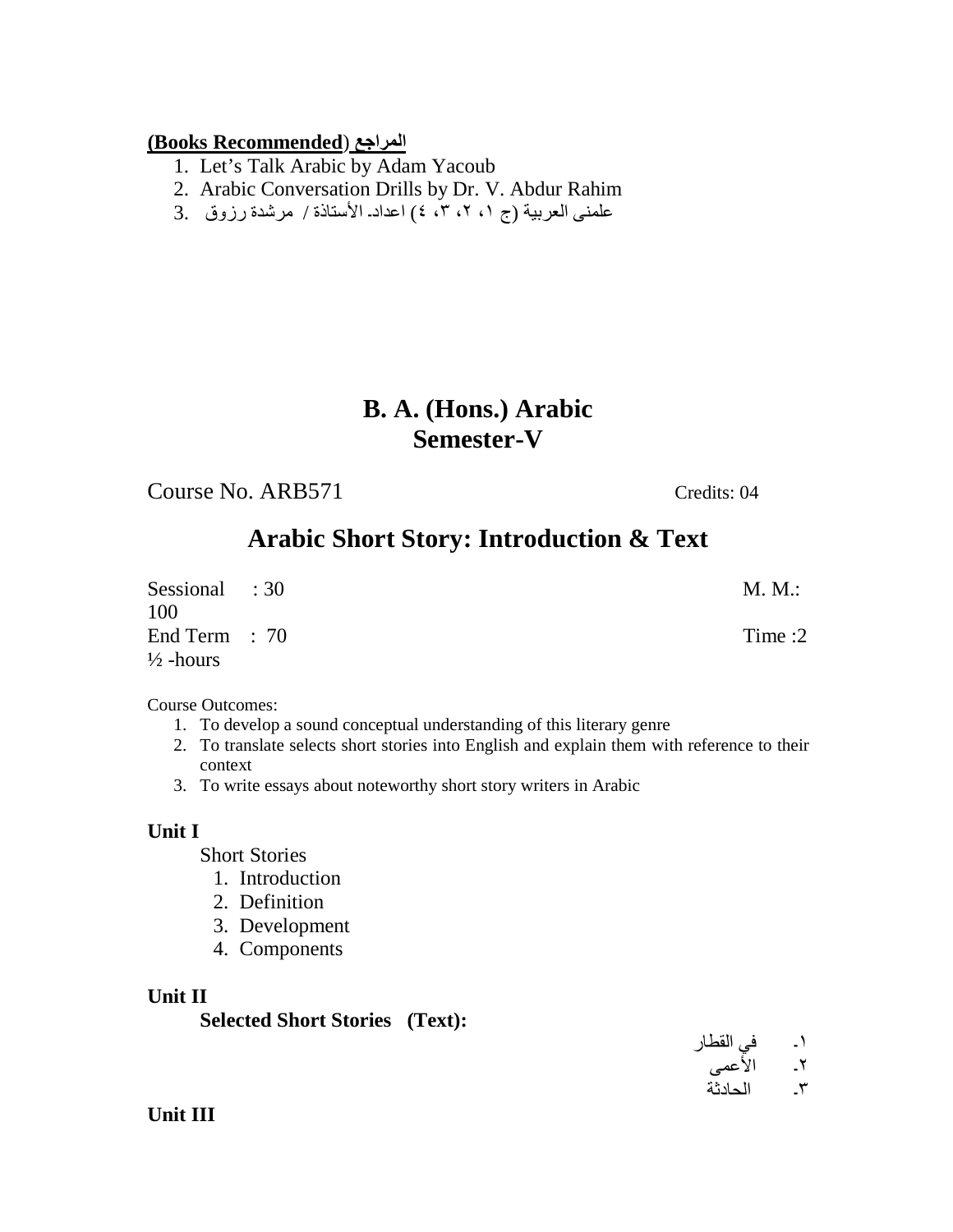**(Books Recommended) المراجع**

1. Let's Talk Arabic by Adam Yacoub
2. Arabic Conversation Drills by Dr. V. Abdur Rahim
3. علمنى العربية (ج ١، ٢، ٣، ٤) اعداد۔ الأستاذة / مرشدة رزوق

# B. A. (Hons.) Arabic
# Semester-V

Course No. ARB571 Credits: 04

## Arabic Short Story: Introduction & Text

Sessional : 30 M. M.: 100
End Term : 70 Time :2 ½ -hours

Course Outcomes:

1. To develop a sound conceptual understanding of this literary genre
2. To translate selects short stories into English and explain them with reference to their context
3. To write essays about noteworthy short story writers in Arabic

**Unit I**

Short Stories

1. Introduction
2. Definition
3. Development
4. Components

**Unit II**

**Selected Short Stories (Text):**

١۔ في القطار
٢۔ الأعمى
٣۔ الحادثة

**Unit III**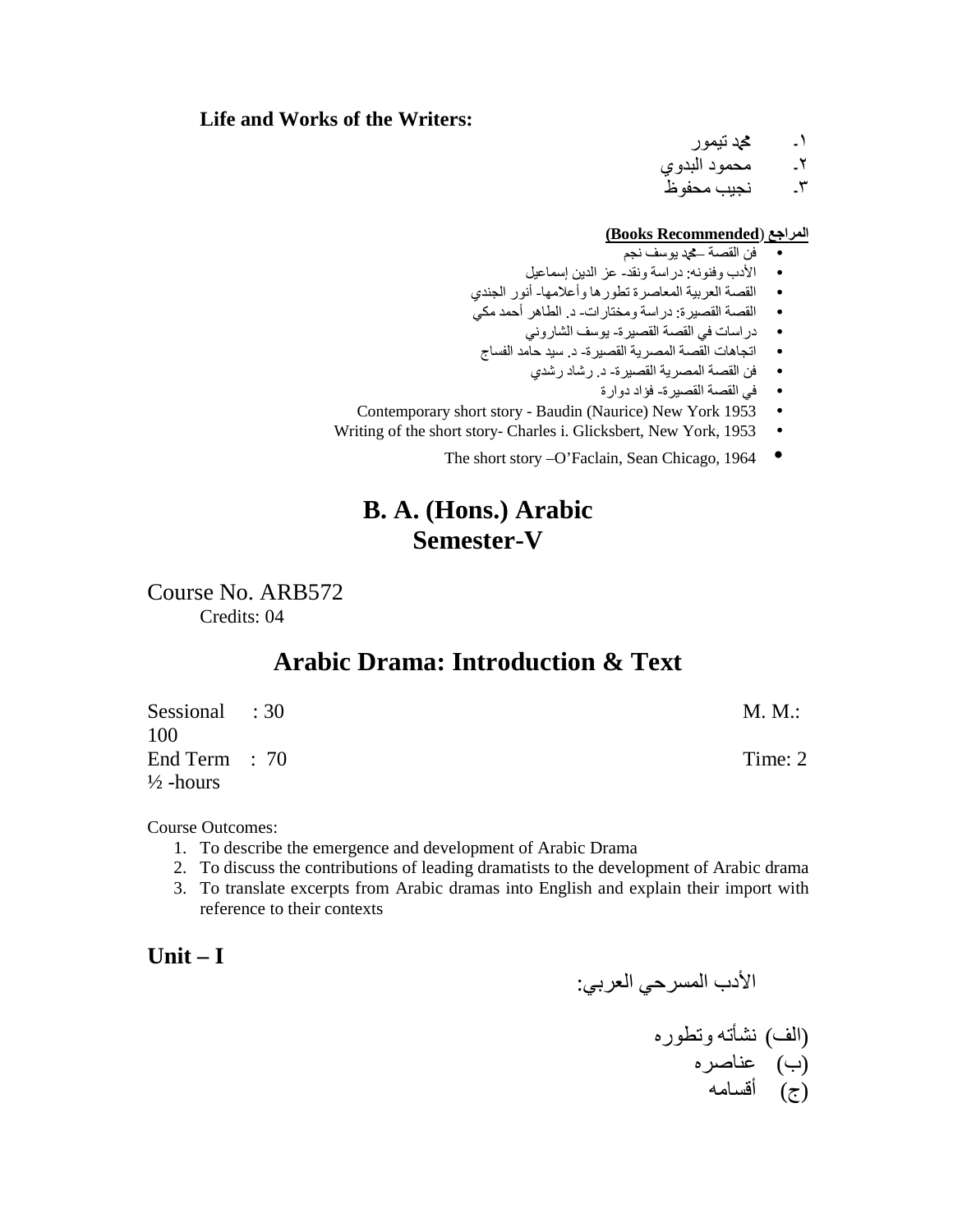**Life and Works of the Writers:**

١- محمد تيمور
٢- محمود البدوي
٣- نجيب محفوظ

**المراجع (Books Recommended)**

- فن القصة –محمد يوسف نجم
- الأدب وفنونه: دراسة ونقد- عز الدين إسماعيل
- القصة العربية المعاصرة تطورها وأعلامها- أنور الجندي
- القصة القصيرة: دراسة ومختارات- د. الطاهر أحمد مكي
- دراسات في القصة القصيرة- يوسف الشاروني
- اتجاهات القصة المصرية القصيرة- د. سيد حامد الفساج
- فن القصة المصرية القصيرة- د. رشاد رشدي
- في القصة القصيرة- فؤاد دوارة
- Contemporary short story - Baudin (Naurice) New York 1953
- Writing of the short story- Charles i. Glicksbert, New York, 1953
- The short story –O'Faclain, Sean Chicago, 1964

# B. A. (Hons.) Arabic
# Semester-V

Course No. ARB572
Credits: 04

## Arabic Drama: Introduction & Text

Sessional : 30 M. M.: 100
End Term : 70 Time: 2 ½ -hours

Course Outcomes:

1. To describe the emergence and development of Arabic Drama
2. To discuss the contributions of leading dramatists to the development of Arabic drama
3. To translate excerpts from Arabic dramas into English and explain their import with reference to their contexts

### Unit – I

الأدب المسرحي العربي:

(الف) نشأته وتطوره
(ب) عناصره
(ج) أقسامه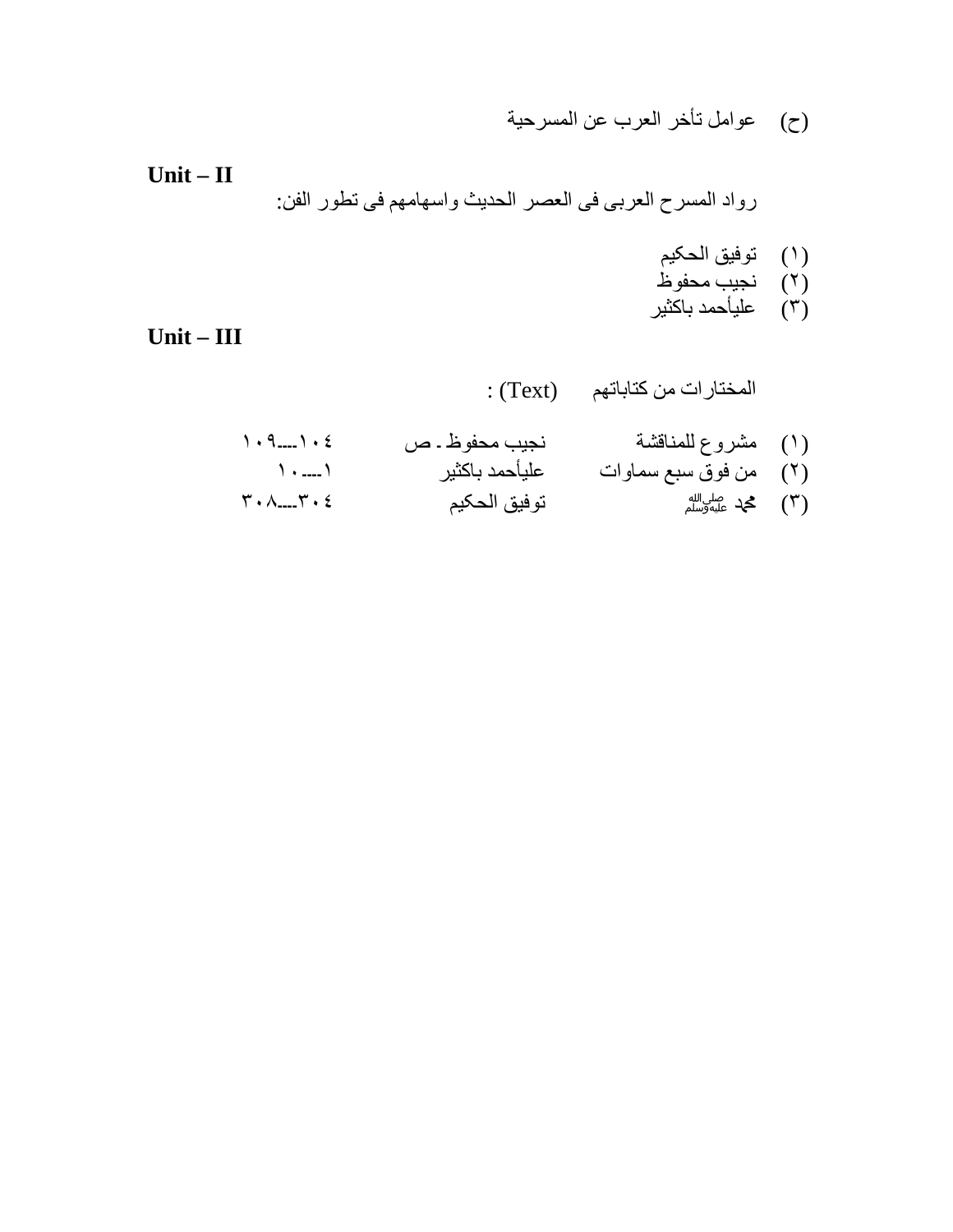(ح) عوامل تأخر العرب عن المسرحية

**Unit – II**

رواد المسرح العربى فى العصر الحديث واسهامهم فى تطور الفن:

(١) توفيق الحكيم
(٢) نجيب محفوظ
(٣) عليأحمد باكثير

**Unit – III**

المختارات من كتاباتهم (Text) :

| | | | |
|---|---|---|---|
| (١) | مشروع للمناقشة | نجيب محفوظ . ص | ١٠٤---١٠٩ |
| (٢) | من فوق سبع سماوات | عليأحمد باكثير | ١---١٠ |
| (٣) | محمد ﷺ | توفيق الحكيم | ٣٠٤---٣٠٨ |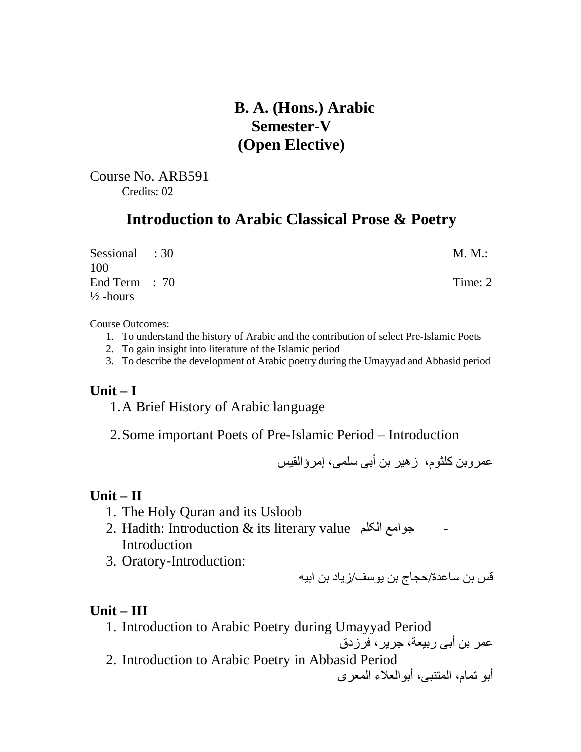# B. A. (Hons.) Arabic
## Semester-V
## (Open Elective)

Course No. ARB591
Credits: 02

## Introduction to Arabic Classical Prose & Poetry

Sessional : 30 M. M.: 100
End Term : 70 Time: 2 ½ -hours

Course Outcomes:

1. To understand the history of Arabic and the contribution of select Pre-Islamic Poets
2. To gain insight into literature of the Islamic period
3. To describe the development of Arabic poetry during the Umayyad and Abbasid period

### Unit – I

1. A Brief History of Arabic language
2. Some important Poets of Pre-Islamic Period – Introduction

عمروبن كلثوم، زهير بن أبى سلمى، إمرؤالقيس

### Unit – II

1. The Holy Quran and its Usloob
2. Hadith: Introduction & its literary value جوامع الكلم - Introduction
3. Oratory-Introduction:

قس بن ساعدة/حجاج بن يوسف/زياد بن ابيه

### Unit – III

1. Introduction to Arabic Poetry during Umayyad Period

عمر بن أبى ربيعة، جرير، فرزدق

2. Introduction to Arabic Poetry in Abbasid Period

أبو تمام، المتنبى، أبوالعلاء المعرى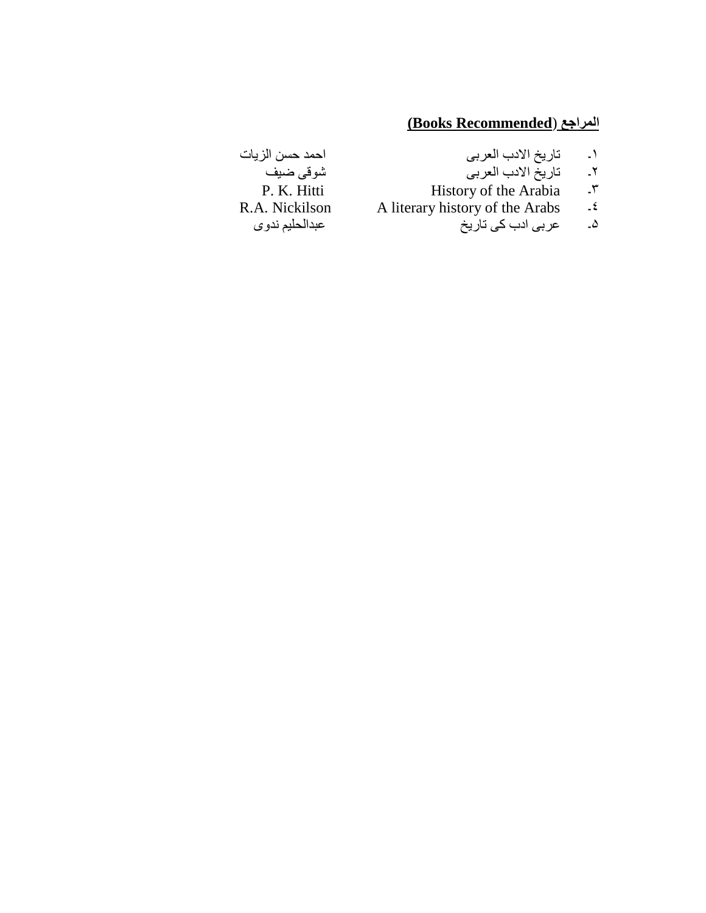## المراجع (Books Recommended)

| | | |
|---|---|---|
| ١۔ | تاریخ الادب العربی | احمد حسن الزیات |
| ٢۔ | تاریخ الادب العربی | شوقی ضیف |
| ٣۔ | History of the Arabia | P. K. Hitti |
| ٤۔ | A literary history of the Arabs | R.A. Nickilson |
| ٥۔ | عربی ادب کی تاریخ | عبدالحلیم ندوی |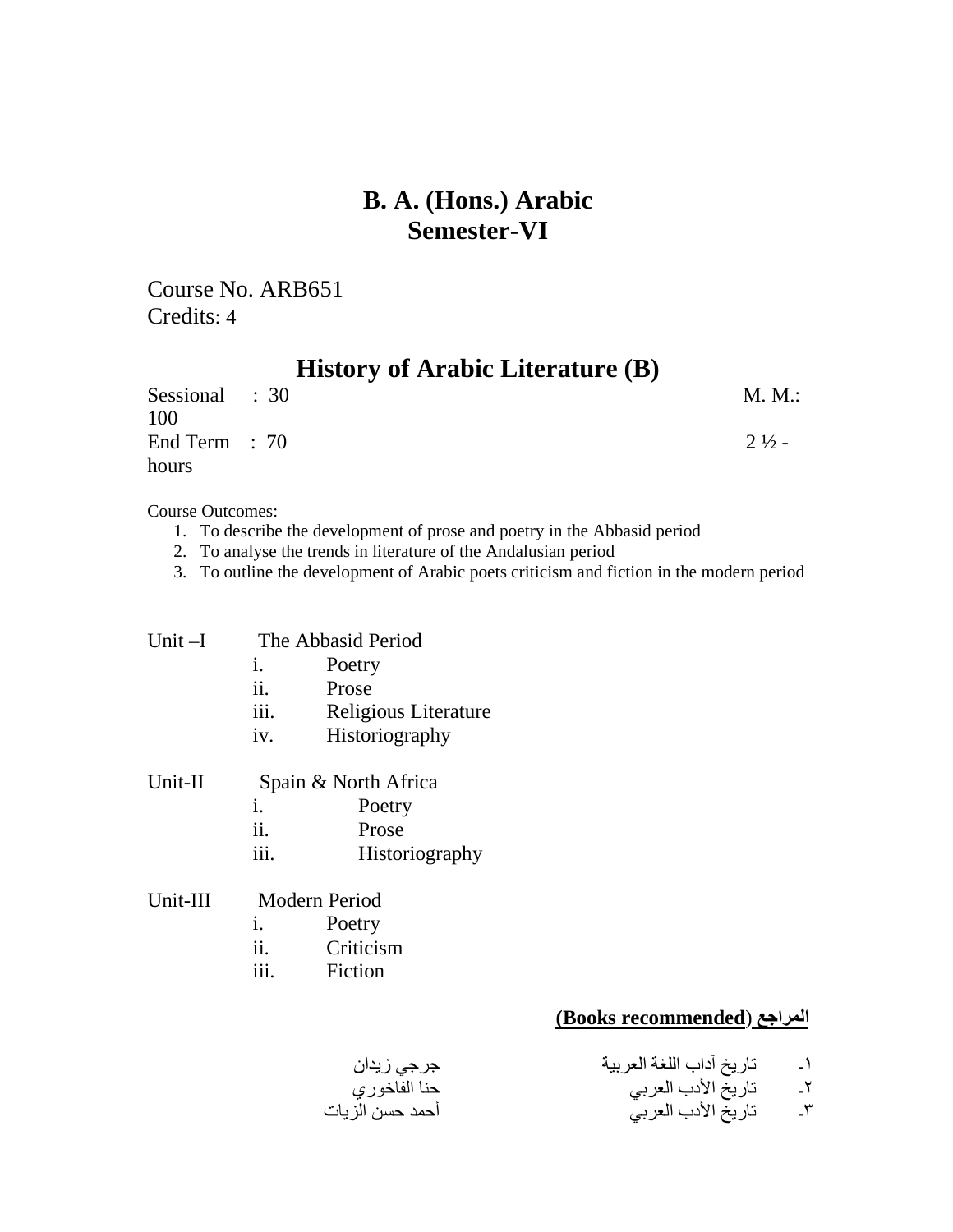# B. A. (Hons.) Arabic
# Semester-VI

Course No. ARB651
Credits: 4

## History of Arabic Literature (B)

Sessional : 30 M. M.: 100
End Term : 70 2 ½ - hours

Course Outcomes:

1. To describe the development of prose and poetry in the Abbasid period
2. To analyse the trends in literature of the Andalusian period
3. To outline the development of Arabic poets criticism and fiction in the modern period

Unit –I The Abbasid Period

- i. Poetry
- ii. Prose
- iii. Religious Literature
- iv. Historiography

Unit-II Spain & North Africa

- i. Poetry
- ii. Prose
- iii. Historiography

Unit-III Modern Period

- i. Poetry
- ii. Criticism
- iii. Fiction

**(Books recommended) المراجع**

١. تاريخ آداب اللغة العربية — جرجي زيدان
٢. تاريخ الأدب العربي — حنا الفاخوري
٣. تاريخ الأدب العربي — أحمد حسن الزيات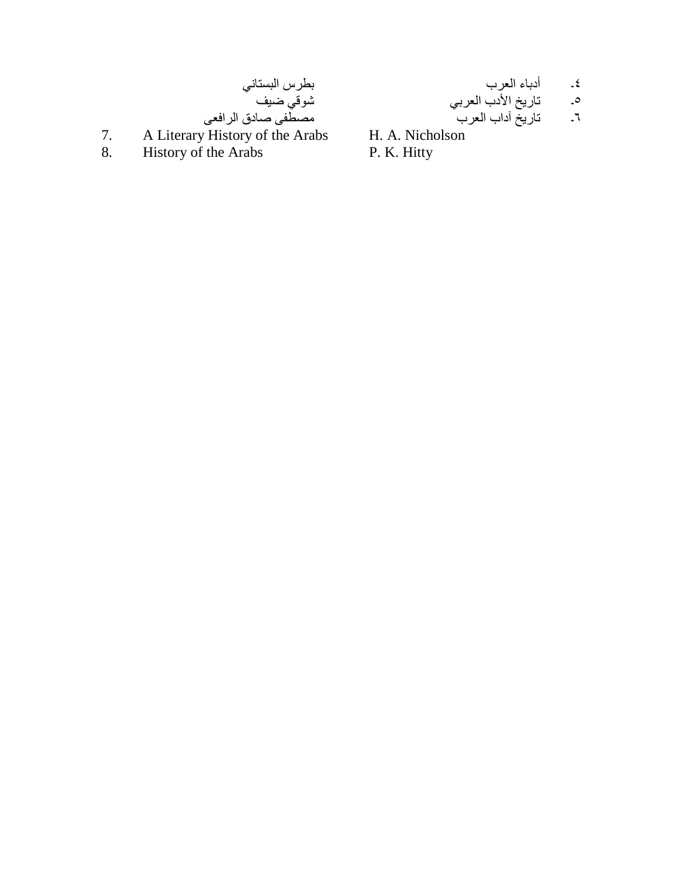٤- أدباء العرب بطرس البستاني

٥- تاريخ الأدب العربي شوقي ضيف

٦- تاريخ آداب العرب مصطفى صادق الرافعى

7. A Literary History of the Arabs H. A. Nicholson

8. History of the Arabs P. K. Hitty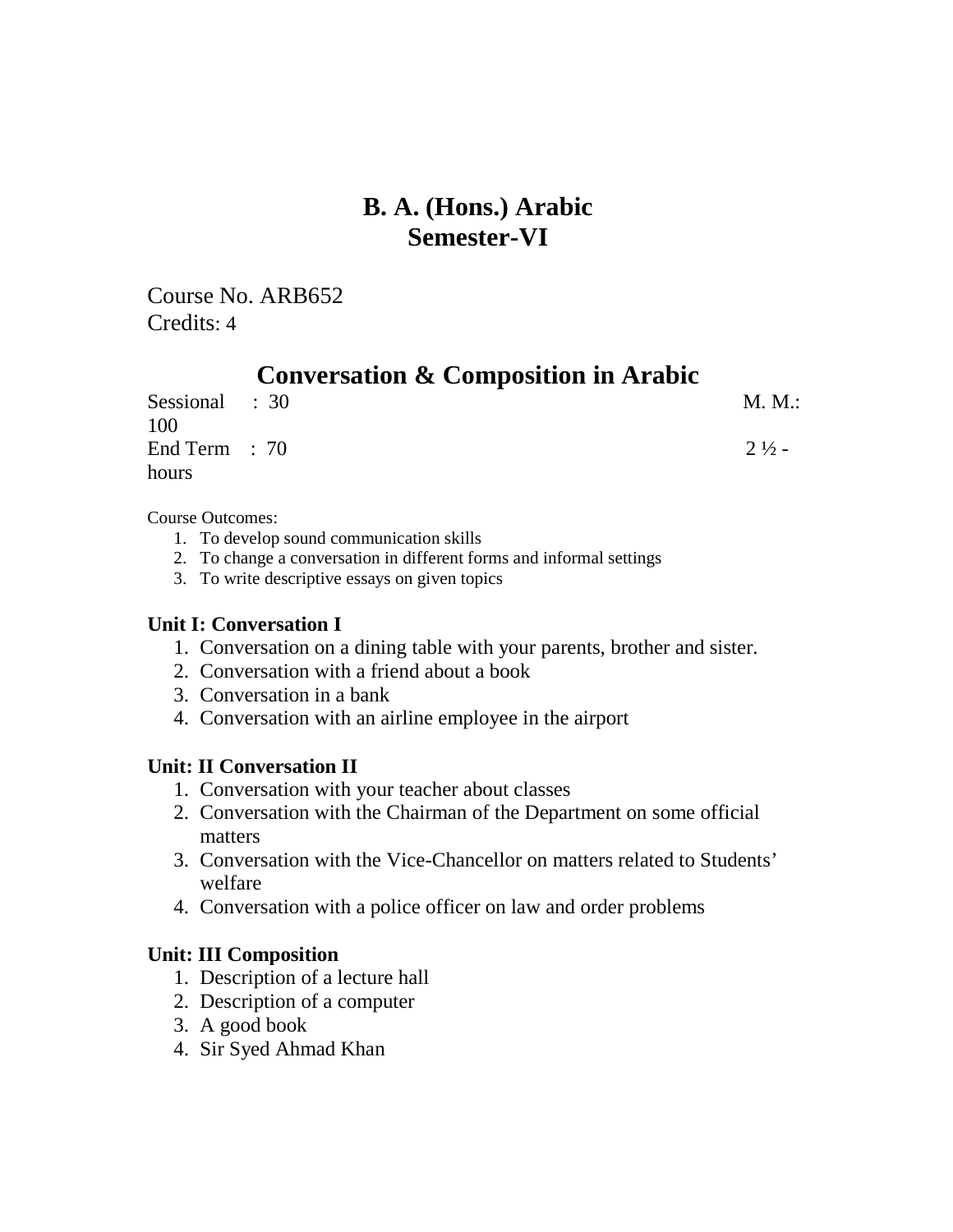# B. A. (Hons.) Arabic
# Semester-VI

Course No. ARB652
Credits: 4

## Conversation & Composition in Arabic

Sessional : 30 M. M.: 100
End Term : 70 2 ½ - hours

Course Outcomes:

1. To develop sound communication skills
2. To change a conversation in different forms and informal settings
3. To write descriptive essays on given topics

**Unit I: Conversation I**

1. Conversation on a dining table with your parents, brother and sister.
2. Conversation with a friend about a book
3. Conversation in a bank
4. Conversation with an airline employee in the airport

**Unit: II Conversation II**

1. Conversation with your teacher about classes
2. Conversation with the Chairman of the Department on some official matters
3. Conversation with the Vice-Chancellor on matters related to Students' welfare
4. Conversation with a police officer on law and order problems

**Unit: III Composition**

1. Description of a lecture hall
2. Description of a computer
3. A good book
4. Sir Syed Ahmad Khan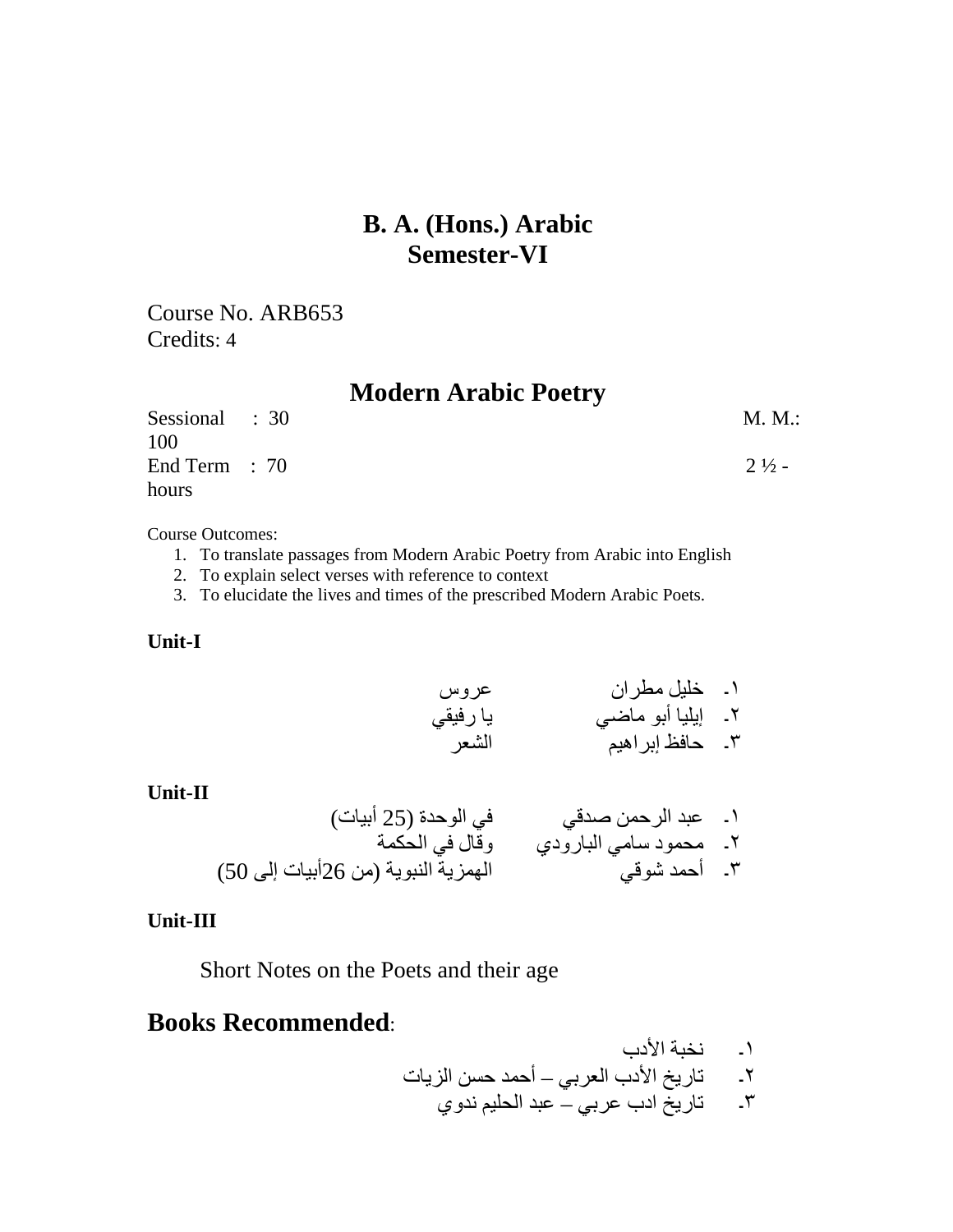# B. A. (Hons.) Arabic
# Semester-VI

Course No. ARB653
Credits: 4

## Modern Arabic Poetry

Sessional : 30 M. M.: 100
End Term : 70 2 ½ - hours

Course Outcomes:

1. To translate passages from Modern Arabic Poetry from Arabic into English
2. To explain select verses with reference to context
3. To elucidate the lives and times of the prescribed Modern Arabic Poets.

**Unit-I**

١- خليل مطران — عروس
٢- إيليا أبو ماضي — يا رفيقي
٣- حافظ إبراهيم — الشعر

**Unit-II**

١- عبد الرحمن صدقي — في الوحدة (25 أبيات)
٢- محمود سامي البارودي — وقال في الحكمة
٣- أحمد شوقي — الهمزية النبوية (من 26أبيات إلى 50)

**Unit-III**

Short Notes on the Poets and their age

## Books Recommended:

١- نخبة الأدب
٢- تاريخ الأدب العربي – أحمد حسن الزيات
٣- تاريخ ادب عربي – عبد الحليم ندوي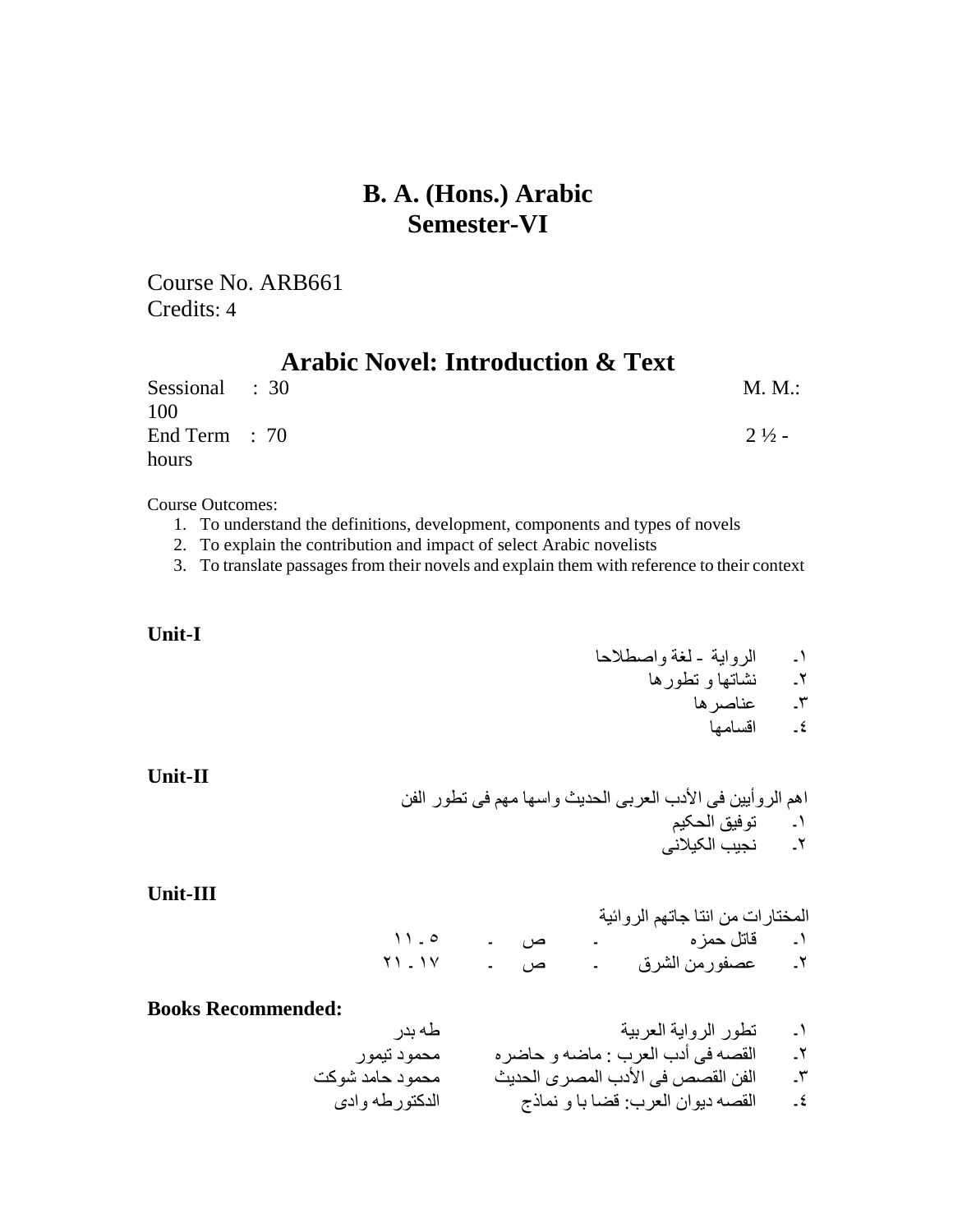# B. A. (Hons.) Arabic
# Semester-VI

Course No. ARB661
Credits: 4

## Arabic Novel: Introduction & Text

Sessional : 30 M. M.: 100
End Term : 70 2 ½ - hours

Course Outcomes:

1. To understand the definitions, development, components and types of novels
2. To explain the contribution and impact of select Arabic novelists
3. To translate passages from their novels and explain them with reference to their context

**Unit-I**

١- الرواية - لغة واصطلاحا
٢- نشاتها و تطورها
٣- عناصرها
٤- اقسامها

**Unit-II**

اهم الروأيين فى الأدب العربى الحديث واسها مهم فى تطور الفن
١- توفيق الحكيم
٢- نجيب الكيلانى

**Unit-III**

المختارات من انتا جاتهم الروائية
١- قاتل حمزه - ص - ٥ - ١١
٢- عصفورمن الشرق - ص - ١٧ - ٢١

**Books Recommended:**

| | | |
|---|---|---|
| ١- | تطور الرواية العربية | طه بدر |
| ٢- | القصه فى أدب العرب : ماضه و حاضره | محمود تيمور |
| ٣- | الفن القصص فى الأدب المصرى الحديث | محمود حامد شوكت |
| ٤- | القصه ديوان العرب: قضا يا و نماذج | الدكتورطه وادى |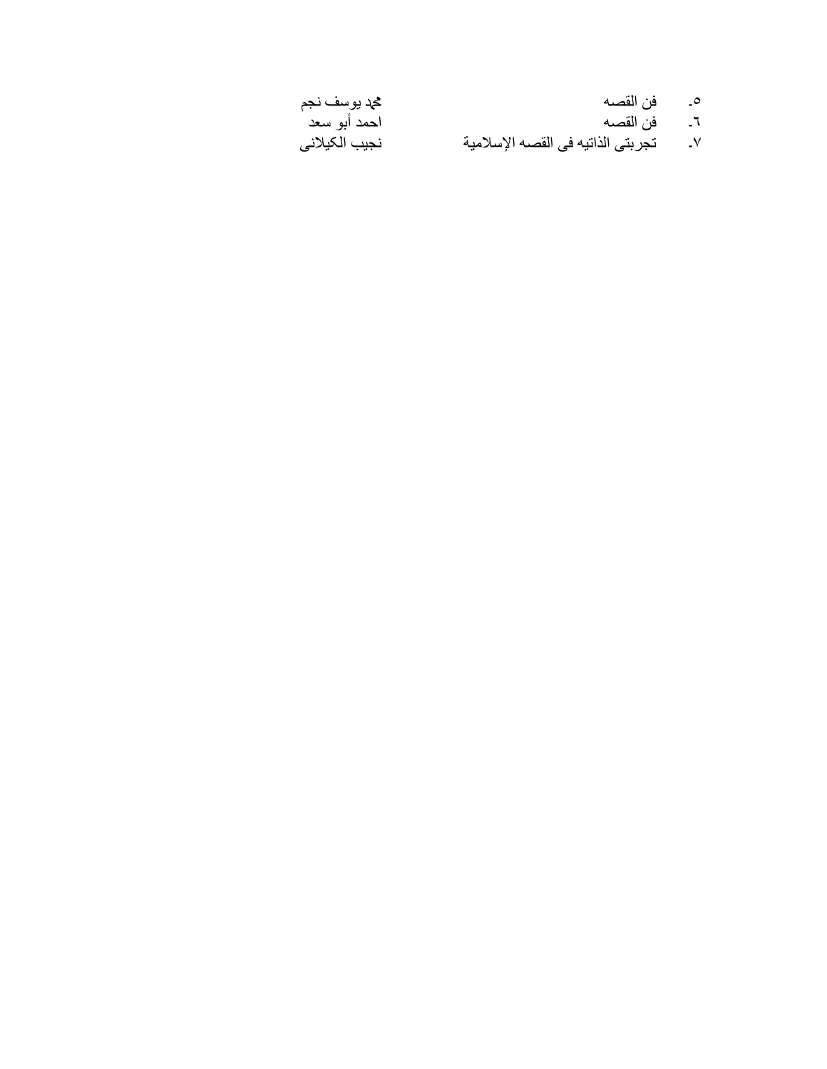٥- فن القصه — محمد يوسف نجم
٦- فن القصه — احمد أبو سعد
٧- تجربتى الذاتيه فى القصه الإسلامية — نجيب الكيلانى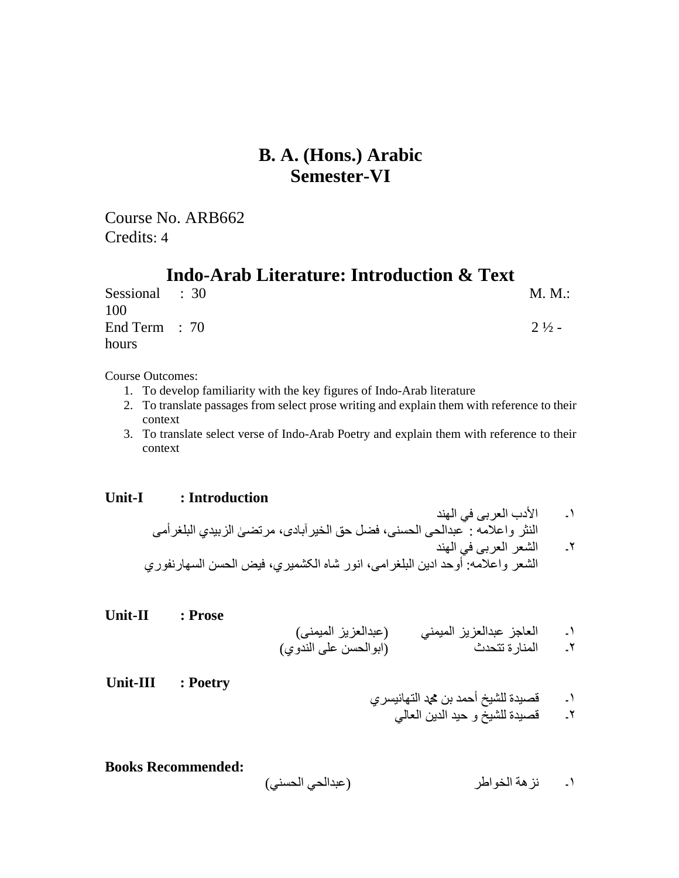# B. A. (Hons.) Arabic
# Semester-VI

Course No. ARB662
Credits: 4

## Indo-Arab Literature: Introduction & Text

Sessional : 30 M. M.: 100
End Term : 70 2 ½ - hours

Course Outcomes:

1. To develop familiarity with the key figures of Indo-Arab literature
2. To translate passages from select prose writing and explain them with reference to their context
3. To translate select verse of Indo-Arab Poetry and explain them with reference to their context

**Unit-I : Introduction**

١. الأدب العربى في الهند
النثر واعلامه : عبدالحى الحسنى، فضل حق الخيرآبادى، مرتضىٰ الزبيدي البلغرامى

٢. الشعر العربى في الهند
الشعر واعلامه: أوحد ادين البلغرامى، انور شاه الكشميري، فيض الحسن السهارنفوري

**Unit-II : Prose**

١. العاجز عبدالعزيز الميمني (عبدالعزيز الميمنى)
٢. المنارة تتحدث (ابوالحسن على الندوي)

**Unit-III : Poetry**

١. قصيدة للشيخ أحمد بن محمد التهانيسري
٢. قصيدة للشيخ و حيد الدين العالي

**Books Recommended:**

١. نزهة الخواطر (عبدالحي الحسني)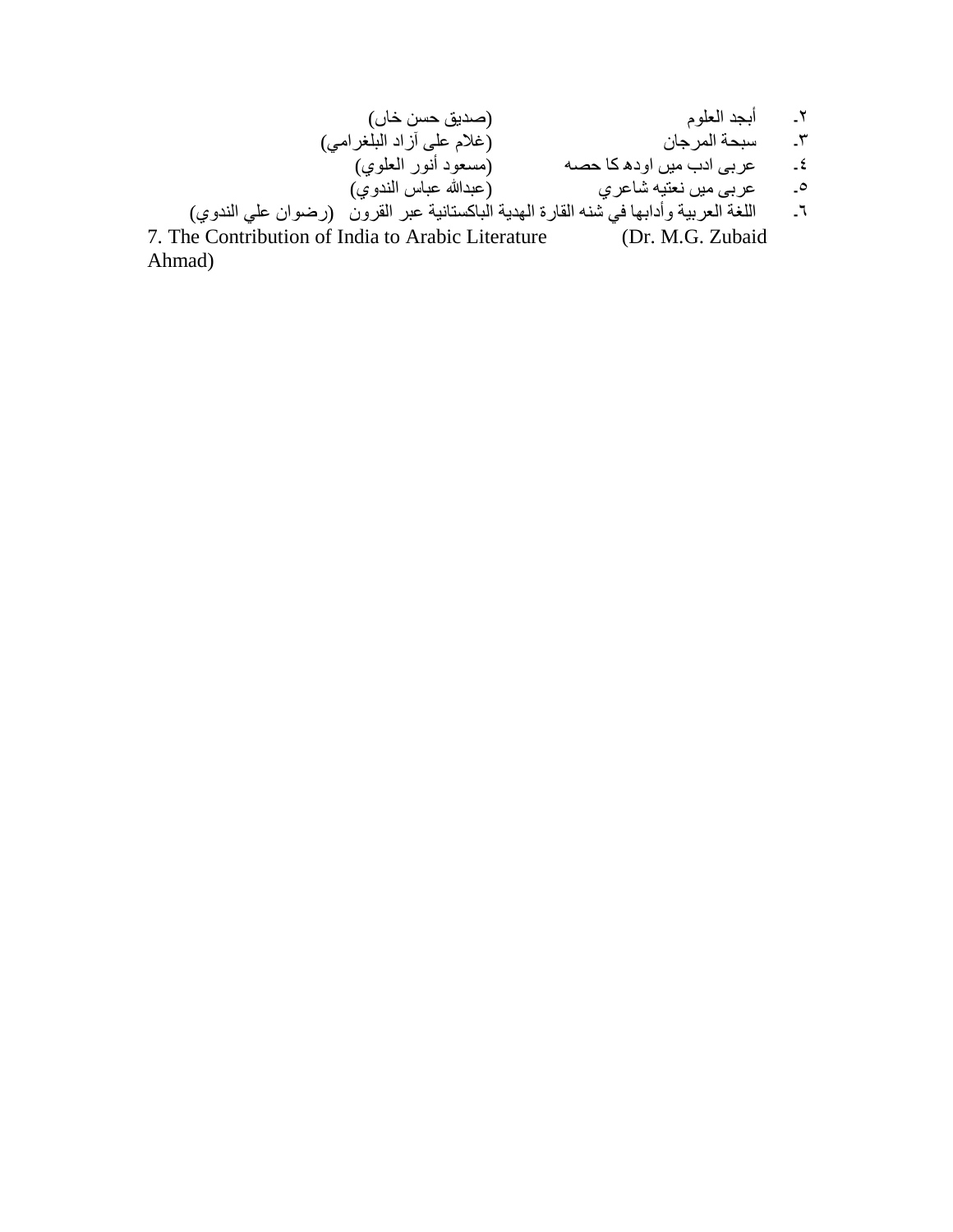٢- أبجد العلوم (صديق حسن خان)

٣- سبحة المرجان (غلام على آزاد البلغرامي)

٤- عربى ادب ميں اودھ كا حصه (مسعود أنور العلوي)

٥- عربى ميں نعتيه شاعري (عبدالله عباس الندوي)

٦- اللغة العربية وأدابها في شنه القارة الهدية الباكستانية عبر القرون (رضوان علي الندوي)

7. The Contribution of India to Arabic Literature (Dr. M.G. Zubaid Ahmad)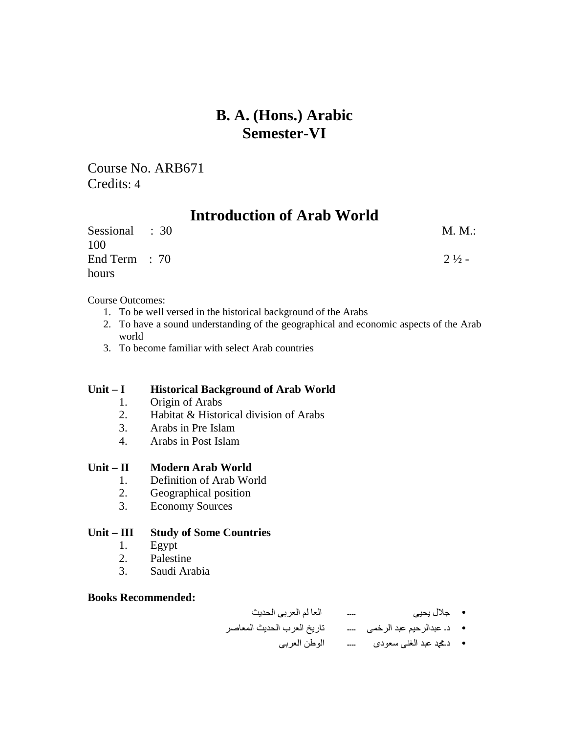# B. A. (Hons.) Arabic
# Semester-VI

Course No. ARB671
Credits: 4

## Introduction of Arab World

Sessional : 30 M. M.: 100
End Term : 70 2 ½ - hours

Course Outcomes:

1. To be well versed in the historical background of the Arabs
2. To have a sound understanding of the geographical and economic aspects of the Arab world
3. To become familiar with select Arab countries

**Unit – I Historical Background of Arab World**

1. Origin of Arabs
2. Habitat & Historical division of Arabs
3. Arabs in Pre Islam
4. Arabs in Post Islam

**Unit – II Modern Arab World**

1. Definition of Arab World
2. Geographical position
3. Economy Sources

**Unit – III Study of Some Countries**

1. Egypt
2. Palestine
3. Saudi Arabia

**Books Recommended:**

- جلال يحيى ---- العا لم العربى الحديث
- د۔ عبدالرحيم عبد الرخمى ---- تاريخ العرب الحديث المعاصر
- د۔محمد عبد الغنى سعودى ---- الوطن العربى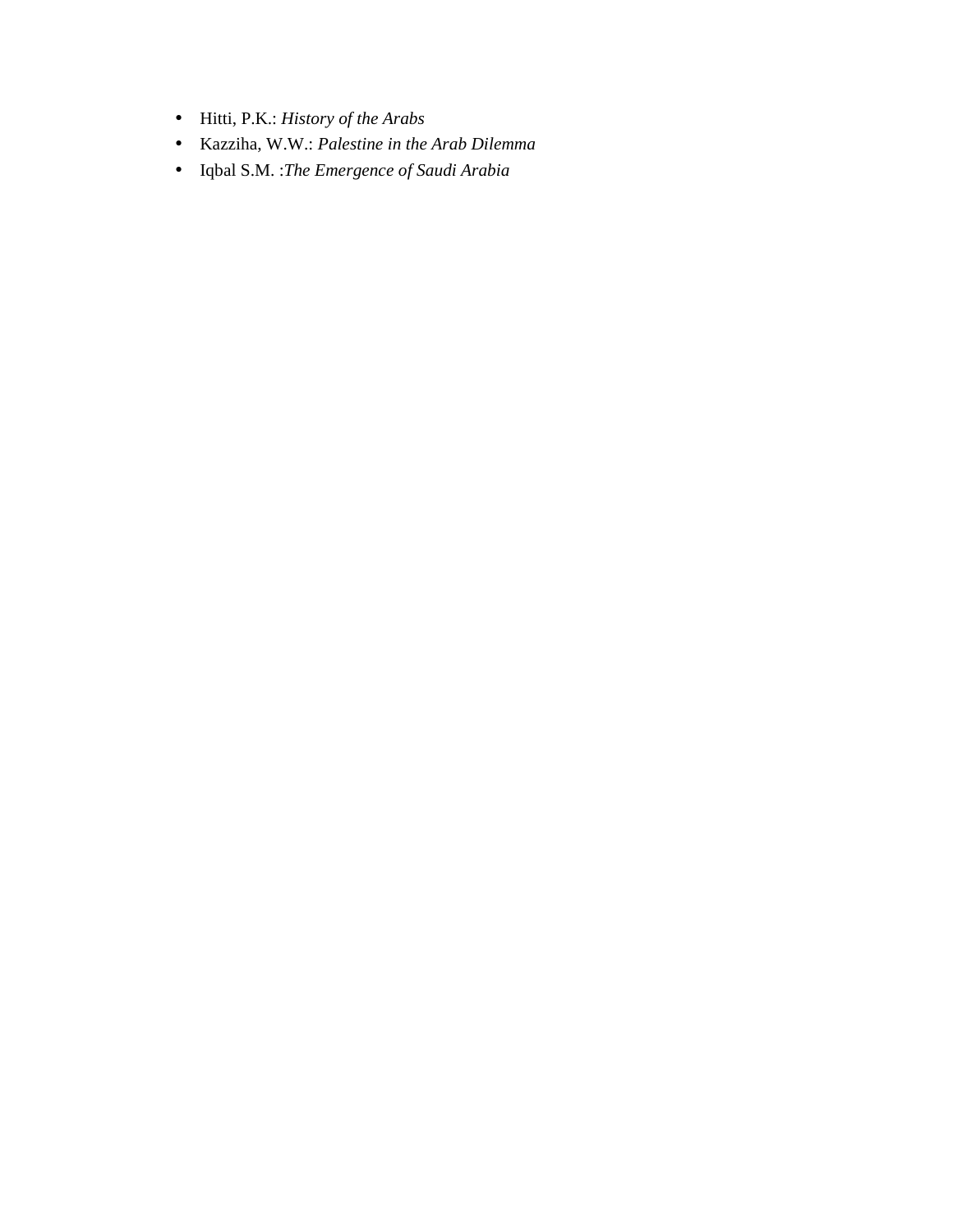- Hitti, P.K.: *History of the Arabs*
- Kazziha, W.W.: *Palestine in the Arab Dilemma*
- Iqbal S.M. :*The Emergence of Saudi Arabia*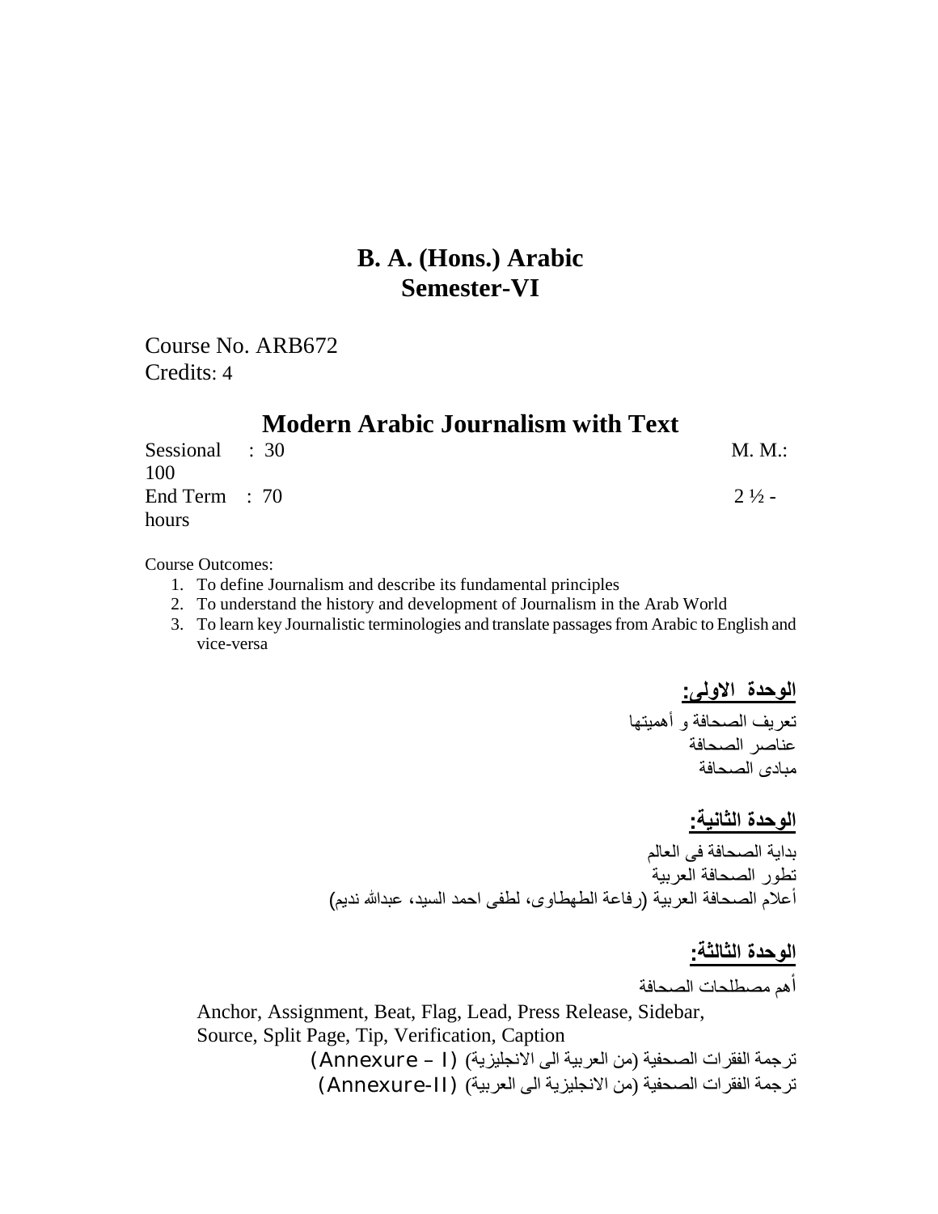# B. A. (Hons.) Arabic
# Semester-VI

Course No. ARB672
Credits: 4

## Modern Arabic Journalism with Text

Sessional : 30 M. M.: 100
End Term : 70 2 ½ - hours

Course Outcomes:

1. To define Journalism and describe its fundamental principles
2. To understand the history and development of Journalism in the Arab World
3. To learn key Journalistic terminologies and translate passages from Arabic to English and vice-versa

**الوحدة الاولى:**

تعريف الصحافة و أهميتها
عناصر الصحافة
مبادى الصحافة

**الوحدة الثانية:**

بداية الصحافة فى العالم
تطور الصحافة العربية
أعلام الصحافة العربية (رفاعة الطهطاوى، لطفى احمد السيد، عبدالله نديم)

**الوحدة الثالثة:**

أهم مصطلحات الصحافة

Anchor, Assignment, Beat, Flag, Lead, Press Release, Sidebar, Source, Split Page, Tip, Verification, Caption

ترجمة الفقرات الصحفية (من العربية الى الانجليزية) (Annexure – I)
ترجمة الفقرات الصحفية (من الانجليزية الى العربية) (Annexure-II)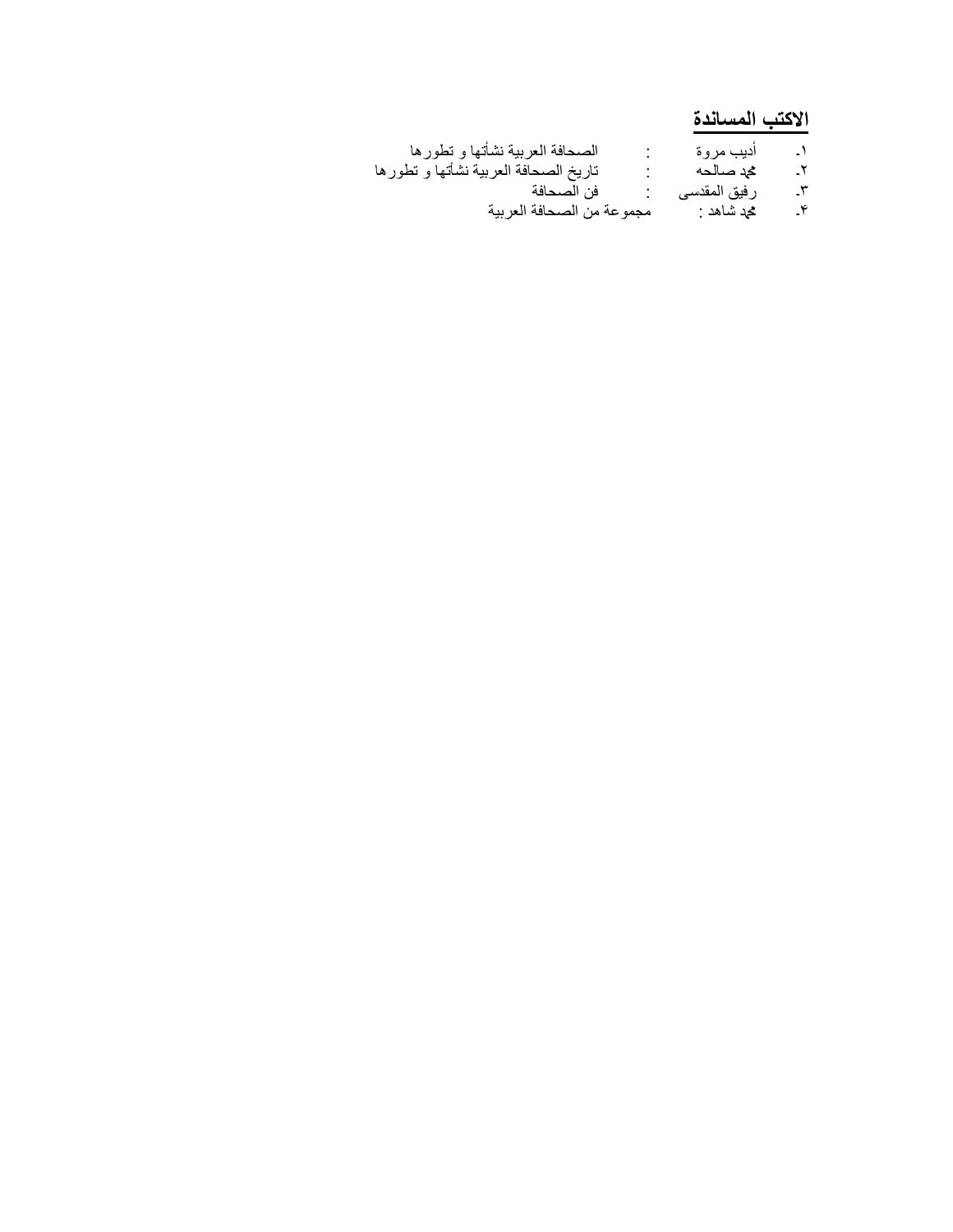## الاكتب المساندة

١- أديب مروة : الصحافة العربية نشأتها و تطورها
٢- محمد صالحه : تاريخ الصحافة العربية نشأتها و تطورها
٣- رفيق المقدسى : فن الصحافة
٤- محمد شاهد : مجموعة من الصحافة العربية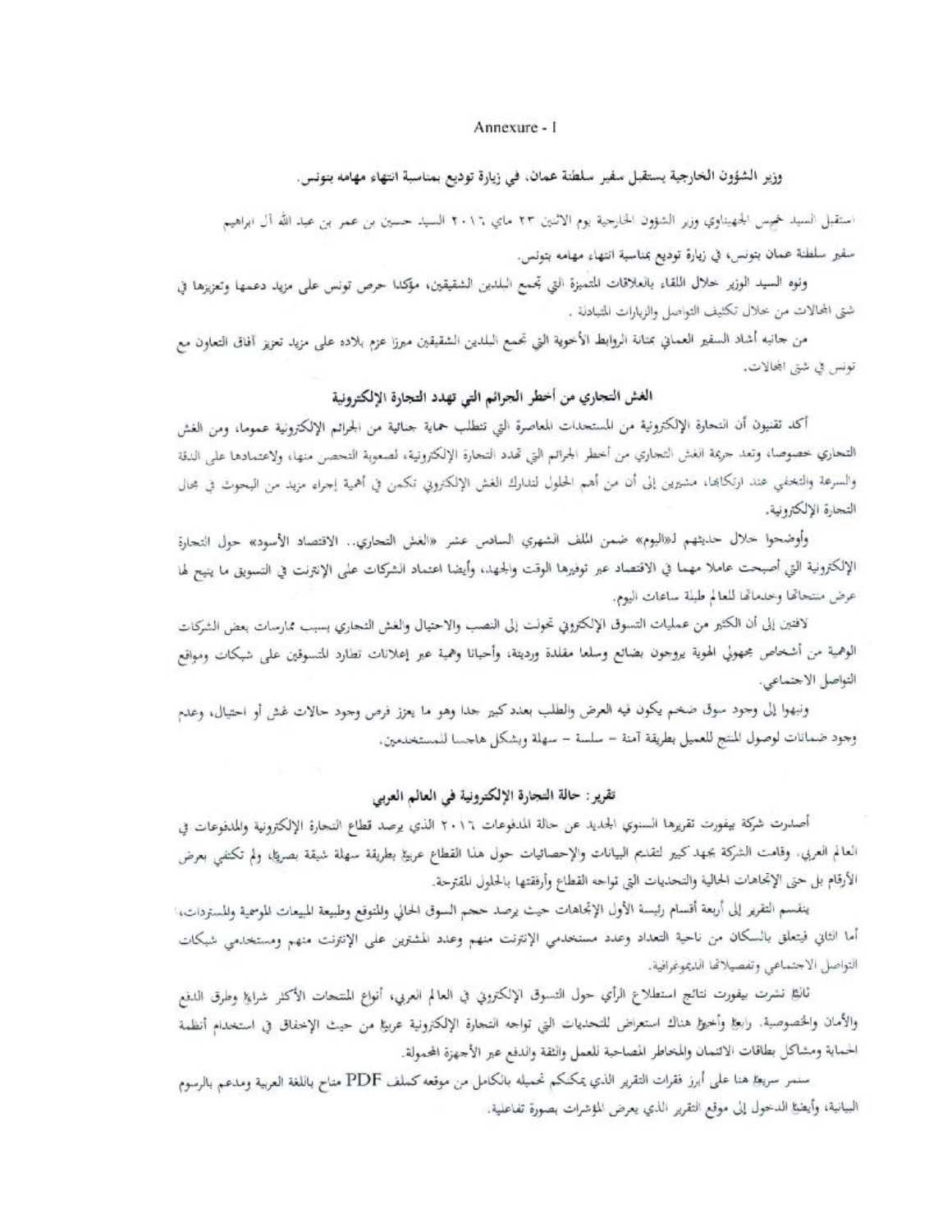Annexure - I

### وزير الشؤون الخارجية يستقبل سفير سلطنة عمان، في زيارة توديع بمناسبة انتهاء مهامه بتونس.

استقبل السيد خميس الجهيناوي وزير الشؤون الخارجية يوم الاثنين ٢٣ ماي ٢٠١٦ السيد حسين بن عمر بن عبد الله آل ابراهيم سفير سلطنة عمان بتونس، في زيارة توديع بمناسبة انتهاء مهامه بتونس.

ونوه السيد الوزير خلال اللقاء بالعلاقات المتميزة التي تجمع البلدين الشقيقين، مؤكدا حرص تونس على مزيد دعمها وتعزيزها في شتى المجالات من خلال تكثيف التواصل والزيارات المتبادلة .

من جانبه أشاد السفير العماني بمتانة الروابط الأخوية التي تجمع البلدين الشقيقين مبرزا عزم بلاده على مزيد تعزيز آفاق التعاون مع تونس في شتى المجالات.

### الغش التجاري من أخطر الجرائم التي تهدد التجارة الإلكترونية

أكد تقنيون أن التجارة الإلكترونية من المستجدات المعاصرة التي تتطلب حماية جنائية من الجرائم الإلكترونية عموما، ومن الغش التجاري خصوصا، وتعد جريمة الغش التجاري من أخطر الجرائم التي تهدد التجارة الإلكترونية، لصعوبة التحصن منها، ولاعتمادها على الدقة والسرعة والتخفي عند ارتكابها، مشيرين إلى أن من أهم الحلول لتدارك الغش الإلكتروني تكمن في أهمية إجراء مزيد من البحوث في مجال التجارة الإلكترونية.

وأوضحوا خلال حديثهم لـ«اليوم» ضمن الملف الشهري السادس عشر «الغش التجاري.. الاقتصاد الأسود» حول التجارة الإلكترونية التي أصبحت عاملا مهما في الاقتصاد عبر توفيرها الوقت والجهد، وأيضا اعتماد الشركات على الإنترنت في التسويق ما يتيح لها عرض منتجاتها وخدماتها للعالم طيلة ساعات اليوم.

لافتين إلى أن الكثير من عمليات التسوق الإلكتروني تحولت إلى النصب والاحتيال والغش التجاري بسبب ممارسات بعض الشركات الوهمية من أشخاص مجهولي الهوية يروجون بضائع وسلعا مقلدة ورديئة، وأحيانا وهمية عبر إعلانات تطارد المتسوقين على شبكات ومواقع التواصل الاجتماعي.

ونبهوا إلى وجود سوق ضخم يكون فيه العرض والطلب بعدد كبير جدا وهو ما يعزز فرص وجود حالات غش أو احتيال، وعدم وجود ضمانات لوصول المنتج للعميل بطريقة آمنة – سلسة – سهلة وبشكل هاجسا للمستخدمين.

### تقرير: حالة التجارة الإلكترونية في العالم العربي

أصدرت شركة بيفورت تقريرها السنوي الجديد عن حالة المدفوعات ٢٠١٦ الذي يرصد قطاع التجارة الإلكترونية والمدفوعات في العالم العربي. وقامت الشركة بجهد كبير لتقديم البيانات والإحصائيات حول هذا القطاع عربيا بطريقة سهلة شيقة بصريا، ولم تكتفي بعرض الأرقام بل حتى الإتجاهات الحالية والتحديات التي تواجه القطاع وأرفقتها بالحلول المقترحة.

ينقسم التقرير إلى أربعة أقسام رئيسة الأول الإتجاهات حيث يرصد حجم السوق الحالي والمتوقع وطبيعة المبيعات الموسمية والمستردات، أما الثاني فيتعلق بالسكان من ناحية التعداد وعدد مستخدمي الإنترنت منهم وعدد المشترين على الإنترنت منهم ومستخدمي شبكات التواصل الاجتماعي وتفصيلاتها الديموغرافية.

ثالثا نشرت بيفورت نتائج استطلاع الرأي حول التسوق الإلكتروني في العالم العربي، أنواع المنتجات الأكثر شراءا وطرق الدفع والأمان والخصوصية. رابعا وأخيرا هناك استعراض للتحديات التي تواجه التجارة الإلكترونية عربيا من حيث الإخفاق في استخدام أنظمة الحماية ومشاكل بطاقات الائتمان والمخاطر المصاحبة للعمل والثقة والدفع عبر الأجهزة المحمولة.

سنمر سريعا هنا على أبرز فقرات التقرير الذي يمكنكم تحميله بالكامل من موقعه كملف PDF متاح باللغة العربية ومدعم بالرسوم البيانية، وأيضا الدخول إلى موقع التقرير الذي يعرض المؤشرات بصورة تفاعلية.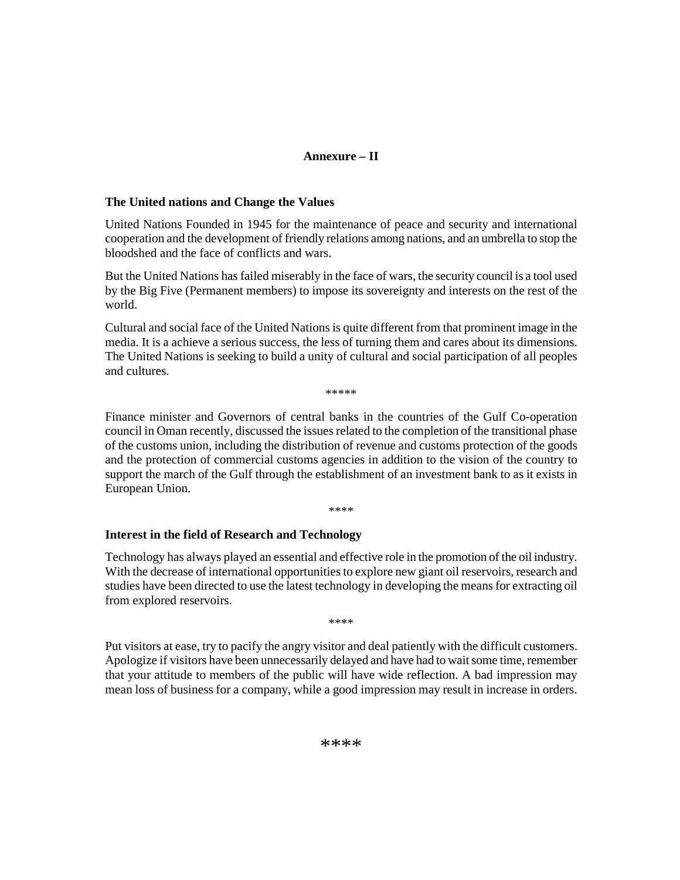## Annexure – II

**The United nations and Change the Values**

United Nations Founded in 1945 for the maintenance of peace and security and international cooperation and the development of friendly relations among nations, and an umbrella to stop the bloodshed and the face of conflicts and wars.

But the United Nations has failed miserably in the face of wars, the security council is a tool used by the Big Five (Permanent members) to impose its sovereignty and interests on the rest of the world.

Cultural and social face of the United Nations is quite different from that prominent image in the media. It is a achieve a serious success, the less of turning them and cares about its dimensions. The United Nations is seeking to build a unity of cultural and social participation of all peoples and cultures.

*****

Finance minister and Governors of central banks in the countries of the Gulf Co-operation council in Oman recently, discussed the issues related to the completion of the transitional phase of the customs union, including the distribution of revenue and customs protection of the goods and the protection of commercial customs agencies in addition to the vision of the country to support the march of the Gulf through the establishment of an investment bank to as it exists in European Union.

****

**Interest in the field of Research and Technology**

Technology has always played an essential and effective role in the promotion of the oil industry. With the decrease of international opportunities to explore new giant oil reservoirs, research and studies have been directed to use the latest technology in developing the means for extracting oil from explored reservoirs.

****

Put visitors at ease, try to pacify the angry visitor and deal patiently with the difficult customers. Apologize if visitors have been unnecessarily delayed and have had to wait some time, remember that your attitude to members of the public will have wide reflection. A bad impression may mean loss of business for a company, while a good impression may result in increase in orders.

****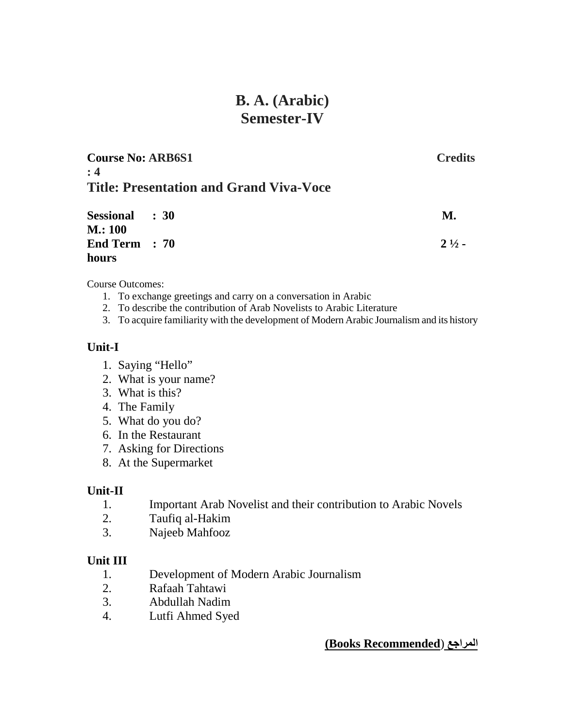# B. A. (Arabic)
# Semester-IV

**Course No: ARB6S1** **Credits : 4**

## Title: Presentation and Grand Viva-Voce

**Sessional : 30** **M. M.: 100**
**End Term : 70** **2 ½ - hours**

Course Outcomes:

1. To exchange greetings and carry on a conversation in Arabic
2. To describe the contribution of Arab Novelists to Arabic Literature
3. To acquire familiarity with the development of Modern Arabic Journalism and its history

### Unit-I

1. Saying "Hello"
2. What is your name?
3. What is this?
4. The Family
5. What do you do?
6. In the Restaurant
7. Asking for Directions
8. At the Supermarket

### Unit-II

1. Important Arab Novelist and their contribution to Arabic Novels
2. Taufiq al-Hakim
3. Najeeb Mahfooz

### Unit III

1. Development of Modern Arabic Journalism
2. Rafaah Tahtawi
3. Abdullah Nadim
4. Lutfi Ahmed Syed

**(Books Recommended) المراجع**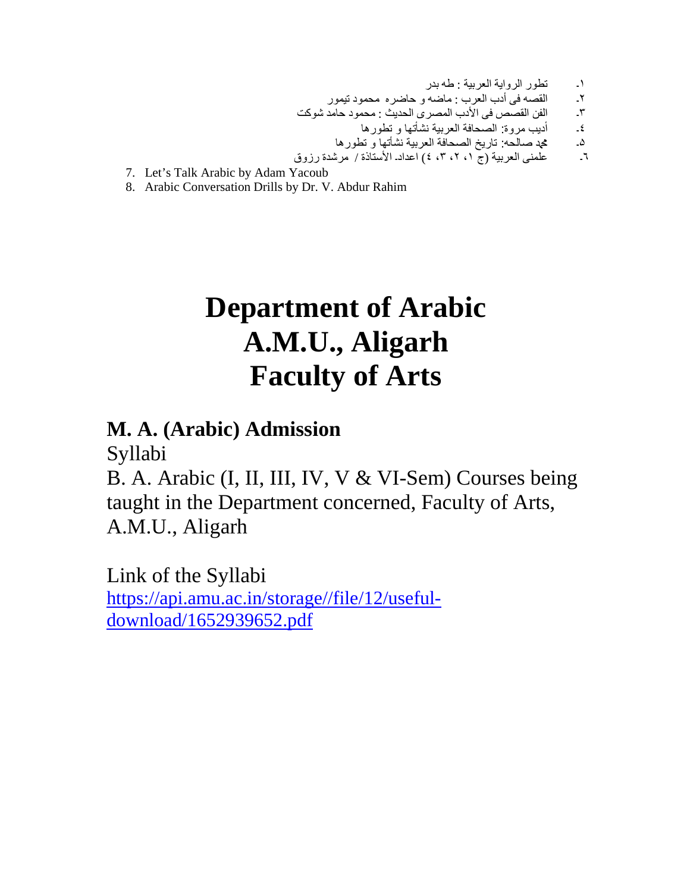١- تطور الرواية العربية : طه بدر
٢- القصه فى أدب العرب : ماضه و حاضره محمود تيمور
٣- الفن القصص فى الأدب المصرى الحديث : محمود حامد شوكت
٤- أديب مروة: الصحافة العربية نشأتها و تطورها
٥- محمد صالحه: تاريخ الصحافة العربية نشأتها و تطورها
٦- علمنى العربية (ج ١، ٢، ٣، ٤) اعداد- الأستاذة / مرشدة رزوق

7. Let's Talk Arabic by Adam Yacoub
8. Arabic Conversation Drills by Dr. V. Abdur Rahim

# Department of Arabic
# A.M.U., Aligarh
# Faculty of Arts

## M. A. (Arabic) Admission

Syllabi

B. A. Arabic (I, II, III, IV, V & VI-Sem) Courses being taught in the Department concerned, Faculty of Arts, A.M.U., Aligarh

Link of the Syllabi

https://api.amu.ac.in/storage//file/12/useful-download/1652939652.pdf